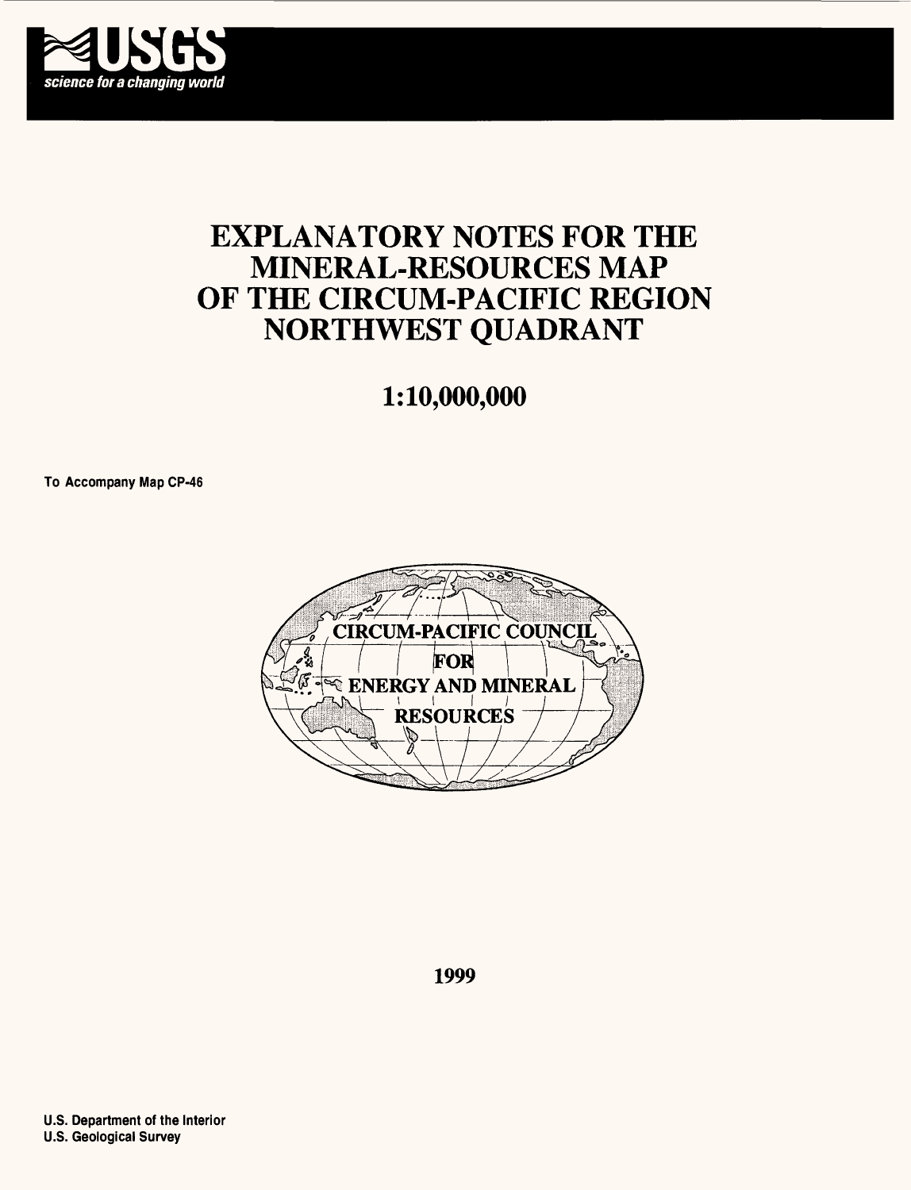USGS

*science for a changing world*

# EXPLANATORY NOTES FOR THE MINERAL-RESOURCES MAP OF THE CIRCUM-PACIFIC REGION NORTHWEST QUADRANT

## 1:10,000,000

**To Accompany Map CP-46**

CIRCUM-PACIFIC COUNCIL FOR ENERGY AND MINERAL RESOURCES

1999

U.S. Department of the Interior
U.S. Geological Survey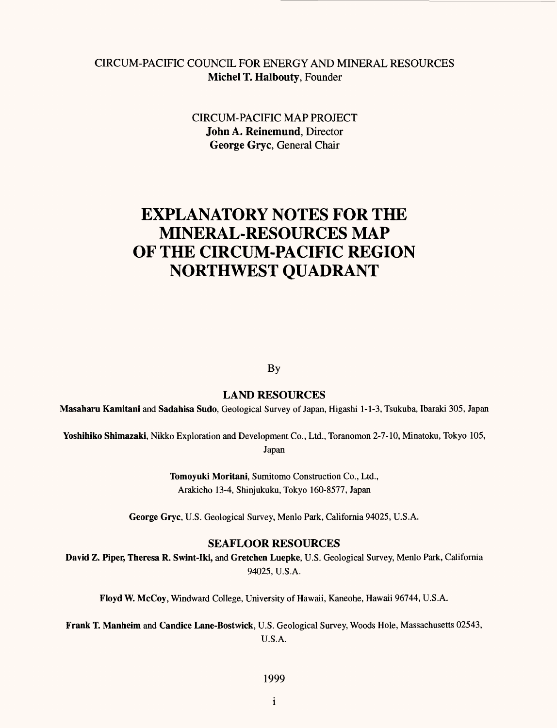CIRCUM-PACIFIC COUNCIL FOR ENERGY AND MINERAL RESOURCES
**Michel T. Halbouty**, Founder

CIRCUM-PACIFIC MAP PROJECT
**John A. Reinemund**, Director
**George Gryc**, General Chair

# EXPLANATORY NOTES FOR THE MINERAL-RESOURCES MAP OF THE CIRCUM-PACIFIC REGION NORTHWEST QUADRANT

By

## LAND RESOURCES

**Masaharu Kamitani** and **Sadahisa Sudo**, Geological Survey of Japan, Higashi 1-1-3, Tsukuba, Ibaraki 305, Japan

**Yoshihiko Shimazaki**, Nikko Exploration and Development Co., Ltd., Toranomon 2-7-10, Minatoku, Tokyo 105, Japan

**Tomoyuki Moritani**, Sumitomo Construction Co., Ltd., Arakicho 13-4, Shinjukuku, Tokyo 160-8577, Japan

**George Gryc**, U.S. Geological Survey, Menlo Park, California 94025, U.S.A.

## SEAFLOOR RESOURCES

**David Z. Piper, Theresa R. Swint-Iki,** and **Gretchen Luepke**, U.S. Geological Survey, Menlo Park, California 94025, U.S.A.

**Floyd W. McCoy**, Windward College, University of Hawaii, Kaneohe, Hawaii 96744, U.S.A.

**Frank T. Manheim** and **Candice Lane-Bostwick**, U.S. Geological Survey, Woods Hole, Massachusetts 02543, U.S.A.

1999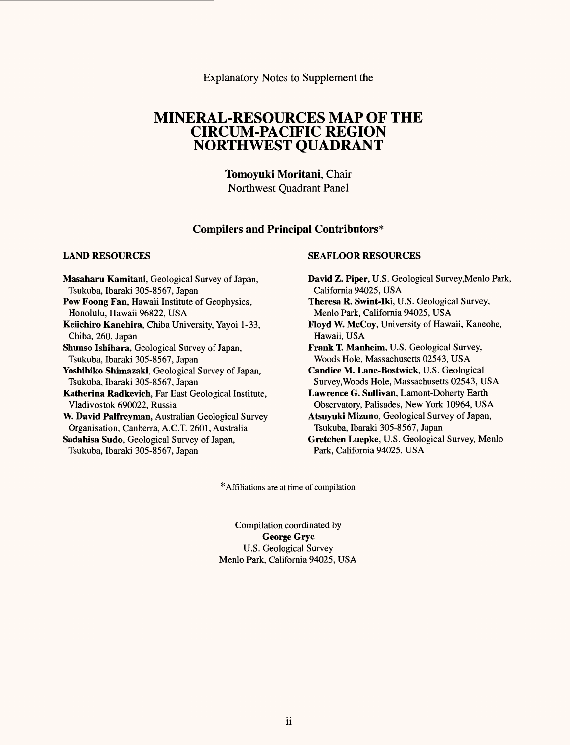Explanatory Notes to Supplement the

# MINERAL-RESOURCES MAP OF THE CIRCUM-PACIFIC REGION NORTHWEST QUADRANT

**Tomoyuki Moritani**, Chair
Northwest Quadrant Panel

## Compilers and Principal Contributors*

### LAND RESOURCES

**Masaharu Kamitani**, Geological Survey of Japan, Tsukuba, Ibaraki 305-8567, Japan

**Pow Foong Fan**, Hawaii Institute of Geophysics, Honolulu, Hawaii 96822, USA

**Keiichiro Kanehira**, Chiba University, Yayoi 1-33, Chiba, 260, Japan

**Shunso Ishihara**, Geological Survey of Japan, Tsukuba, Ibaraki 305-8567, Japan

**Yoshihiko Shimazaki**, Geological Survey of Japan, Tsukuba, Ibaraki 305-8567, Japan

**Katherina Radkevich**, Far East Geological Institute, Vladivostok 690022, Russia

**W. David Palfreyman**, Australian Geological Survey Organisation, Canberra, A.C.T. 2601, Australia

**Sadahisa Sudo**, Geological Survey of Japan, Tsukuba, Ibaraki 305-8567, Japan

### SEAFLOOR RESOURCES

**David Z. Piper**, U.S. Geological Survey,Menlo Park, California 94025, USA

**Theresa R. Swint-Iki**, U.S. Geological Survey, Menlo Park, California 94025, USA

**Floyd W. McCoy**, University of Hawaii, Kaneohe, Hawaii, USA

**Frank T. Manheim**, U.S. Geological Survey, Woods Hole, Massachusetts 02543, USA

**Candice M. Lane-Bostwick**, U.S. Geological Survey,Woods Hole, Massachusetts 02543, USA

**Lawrence G. Sullivan**, Lamont-Doherty Earth Observatory, Palisades, New York 10964, USA

**Atsuyuki Mizuno**, Geological Survey of Japan, Tsukuba, Ibaraki 305-8567, Japan

**Gretchen Luepke**, U.S. Geological Survey, Menlo Park, California 94025, USA

*Affiliations are at time of compilation

Compilation coordinated by
**George Gryc**
U.S. Geological Survey
Menlo Park, California 94025, USA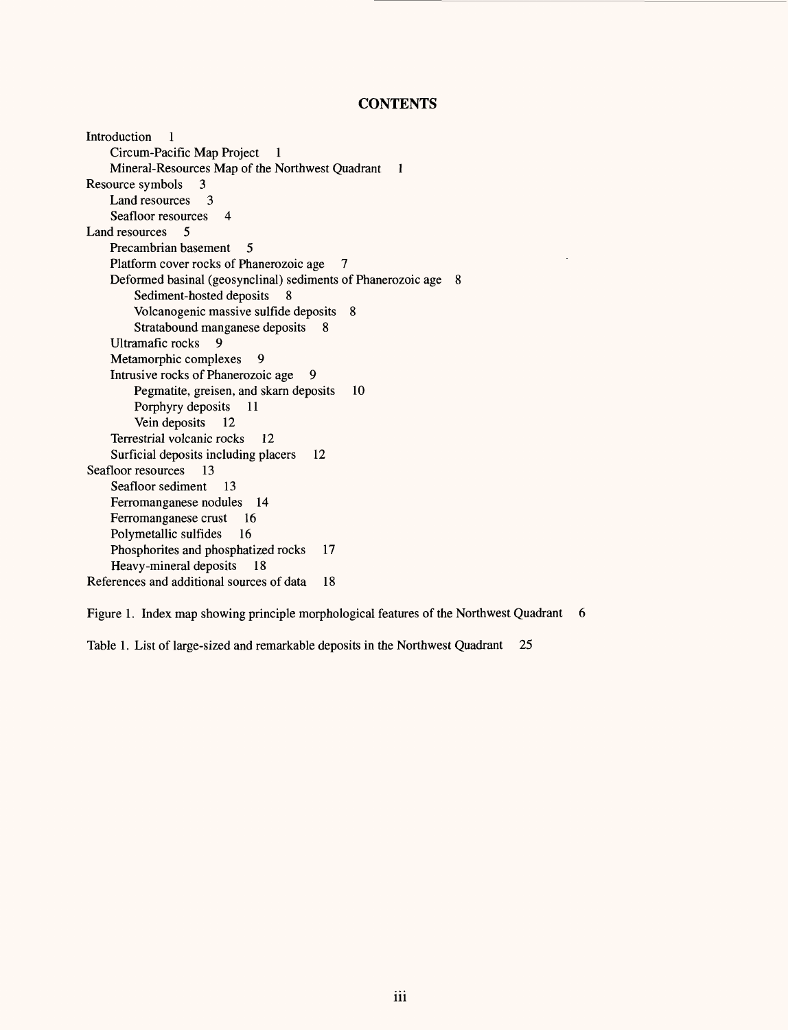## CONTENTS

Introduction 1
- Circum-Pacific Map Project 1
- Mineral-Resources Map of the Northwest Quadrant 1

Resource symbols 3
- Land resources 3
- Seafloor resources 4

Land resources 5
- Precambrian basement 5
- Platform cover rocks of Phanerozoic age 7
- Deformed basinal (geosynclinal) sediments of Phanerozoic age 8
  - Sediment-hosted deposits 8
  - Volcanogenic massive sulfide deposits 8
  - Stratabound manganese deposits 8
- Ultramafic rocks 9
- Metamorphic complexes 9
- Intrusive rocks of Phanerozoic age 9
  - Pegmatite, greisen, and skarn deposits 10
  - Porphyry deposits 11
  - Vein deposits 12
- Terrestrial volcanic rocks 12
- Surficial deposits including placers 12

Seafloor resources 13
- Seafloor sediment 13
- Ferromanganese nodules 14
- Ferromanganese crust 16
- Polymetallic sulfides 16
- Phosphorites and phosphatized rocks 17
- Heavy-mineral deposits 18

References and additional sources of data 18

Figure 1. Index map showing principle morphological features of the Northwest Quadrant 6

Table 1. List of large-sized and remarkable deposits in the Northwest Quadrant 25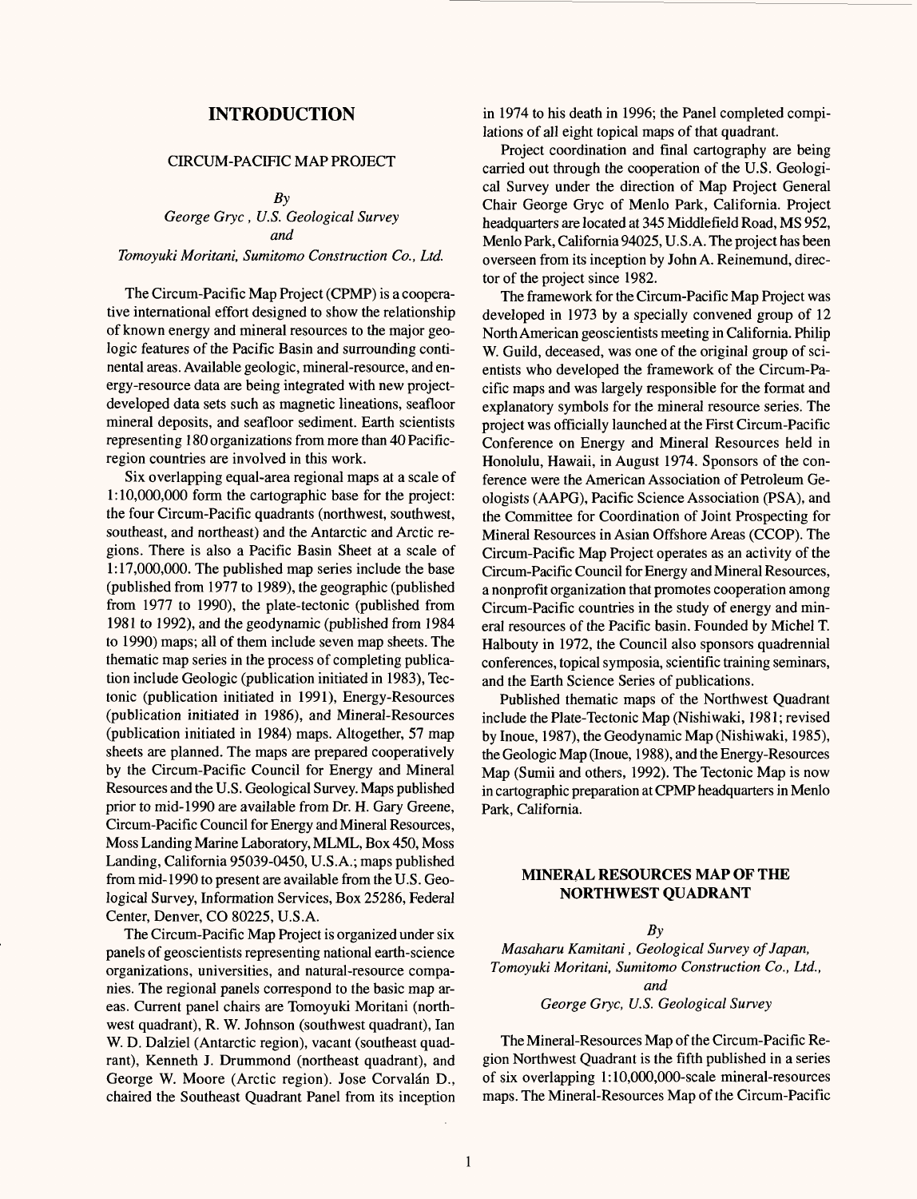# INTRODUCTION

## CIRCUM-PACIFIC MAP PROJECT

*By*

*George Gryc, U.S. Geological Survey*

*and*

*Tomoyuki Moritani, Sumitomo Construction Co., Ltd.*

The Circum-Pacific Map Project (CPMP) is a cooperative international effort designed to show the relationship of known energy and mineral resources to the major geologic features of the Pacific Basin and surrounding continental areas. Available geologic, mineral-resource, and energy-resource data are being integrated with new project-developed data sets such as magnetic lineations, seafloor mineral deposits, and seafloor sediment. Earth scientists representing 180 organizations from more than 40 Pacific-region countries are involved in this work.

Six overlapping equal-area regional maps at a scale of 1:10,000,000 form the cartographic base for the project: the four Circum-Pacific quadrants (northwest, southwest, southeast, and northeast) and the Antarctic and Arctic regions. There is also a Pacific Basin Sheet at a scale of 1:17,000,000. The published map series include the base (published from 1977 to 1989), the geographic (published from 1977 to 1990), the plate-tectonic (published from 1981 to 1992), and the geodynamic (published from 1984 to 1990) maps; all of them include seven map sheets. The thematic map series in the process of completing publication include Geologic (publication initiated in 1983), Tectonic (publication initiated in 1991), Energy-Resources (publication initiated in 1986), and Mineral-Resources (publication initiated in 1984) maps. Altogether, 57 map sheets are planned. The maps are prepared cooperatively by the Circum-Pacific Council for Energy and Mineral Resources and the U.S. Geological Survey. Maps published prior to mid-1990 are available from Dr. H. Gary Greene, Circum-Pacific Council for Energy and Mineral Resources, Moss Landing Marine Laboratory, MLML, Box 450, Moss Landing, California 95039-0450, U.S.A.; maps published from mid-1990 to present are available from the U.S. Geological Survey, Information Services, Box 25286, Federal Center, Denver, CO 80225, U.S.A.

The Circum-Pacific Map Project is organized under six panels of geoscientists representing national earth-science organizations, universities, and natural-resource companies. The regional panels correspond to the basic map areas. Current panel chairs are Tomoyuki Moritani (northwest quadrant), R. W. Johnson (southwest quadrant), Ian W. D. Dalziel (Antarctic region), vacant (southeast quadrant), Kenneth J. Drummond (northeast quadrant), and George W. Moore (Arctic region). Jose Corvalán D., chaired the Southeast Quadrant Panel from its inception in 1974 to his death in 1996; the Panel completed compilations of all eight topical maps of that quadrant.

Project coordination and final cartography are being carried out through the cooperation of the U.S. Geological Survey under the direction of Map Project General Chair George Gryc of Menlo Park, California. Project headquarters are located at 345 Middlefield Road, MS 952, Menlo Park, California 94025, U.S.A. The project has been overseen from its inception by John A. Reinemund, director of the project since 1982.

The framework for the Circum-Pacific Map Project was developed in 1973 by a specially convened group of 12 North American geoscientists meeting in California. Philip W. Guild, deceased, was one of the original group of scientists who developed the framework of the Circum-Pacific maps and was largely responsible for the format and explanatory symbols for the mineral resource series. The project was officially launched at the First Circum-Pacific Conference on Energy and Mineral Resources held in Honolulu, Hawaii, in August 1974. Sponsors of the conference were the American Association of Petroleum Geologists (AAPG), Pacific Science Association (PSA), and the Committee for Coordination of Joint Prospecting for Mineral Resources in Asian Offshore Areas (CCOP). The Circum-Pacific Map Project operates as an activity of the Circum-Pacific Council for Energy and Mineral Resources, a nonprofit organization that promotes cooperation among Circum-Pacific countries in the study of energy and mineral resources of the Pacific basin. Founded by Michel T. Halbouty in 1972, the Council also sponsors quadrennial conferences, topical symposia, scientific training seminars, and the Earth Science Series of publications.

Published thematic maps of the Northwest Quadrant include the Plate-Tectonic Map (Nishiwaki, 1981; revised by Inoue, 1987), the Geodynamic Map (Nishiwaki, 1985), the Geologic Map (Inoue, 1988), and the Energy-Resources Map (Sumii and others, 1992). The Tectonic Map is now in cartographic preparation at CPMP headquarters in Menlo Park, California.

## MINERAL RESOURCES MAP OF THE NORTHWEST QUADRANT

*By*

*Masaharu Kamitani, Geological Survey of Japan,*

*Tomoyuki Moritani, Sumitomo Construction Co., Ltd.,*

*and*

*George Gryc, U.S. Geological Survey*

The Mineral-Resources Map of the Circum-Pacific Region Northwest Quadrant is the fifth published in a series of six overlapping 1:10,000,000-scale mineral-resources maps. The Mineral-Resources Map of the Circum-Pacific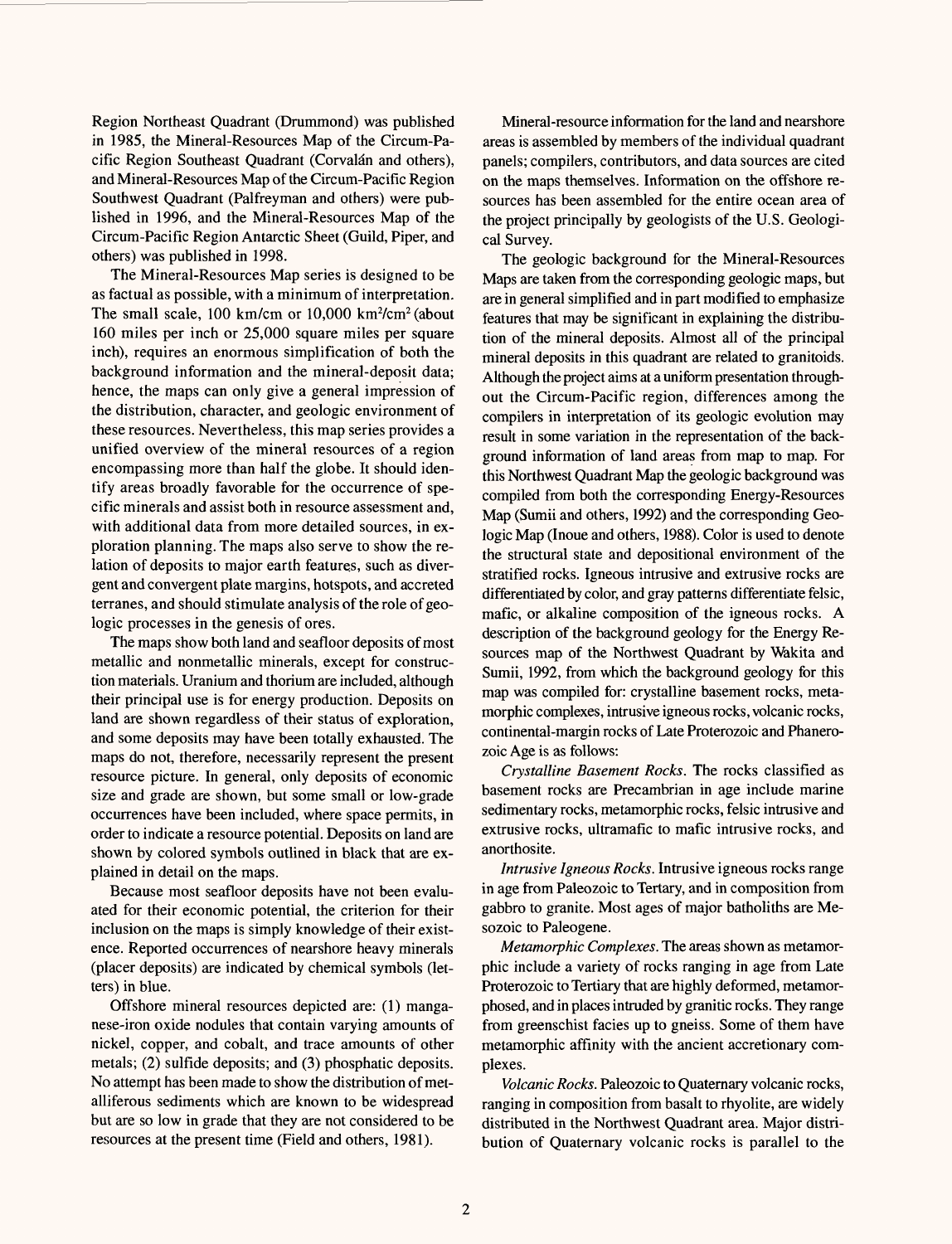Region Northeast Quadrant (Drummond) was published in 1985, the Mineral-Resources Map of the Circum-Pacific Region Southeast Quadrant (Corvalán and others), and Mineral-Resources Map of the Circum-Pacific Region Southwest Quadrant (Palfreyman and others) were published in 1996, and the Mineral-Resources Map of the Circum-Pacific Region Antarctic Sheet (Guild, Piper, and others) was published in 1998.

The Mineral-Resources Map series is designed to be as factual as possible, with a minimum of interpretation. The small scale, 100 km/cm or 10,000 $km^2/cm^2$ (about 160 miles per inch or 25,000 square miles per square inch), requires an enormous simplification of both the background information and the mineral-deposit data; hence, the maps can only give a general impression of the distribution, character, and geologic environment of these resources. Nevertheless, this map series provides a unified overview of the mineral resources of a region encompassing more than half the globe. It should identify areas broadly favorable for the occurrence of specific minerals and assist both in resource assessment and, with additional data from more detailed sources, in exploration planning. The maps also serve to show the relation of deposits to major earth features, such as divergent and convergent plate margins, hotspots, and accreted terranes, and should stimulate analysis of the role of geologic processes in the genesis of ores.

The maps show both land and seafloor deposits of most metallic and nonmetallic minerals, except for construction materials. Uranium and thorium are included, although their principal use is for energy production. Deposits on land are shown regardless of their status of exploration, and some deposits may have been totally exhausted. The maps do not, therefore, necessarily represent the present resource picture. In general, only deposits of economic size and grade are shown, but some small or low-grade occurrences have been included, where space permits, in order to indicate a resource potential. Deposits on land are shown by colored symbols outlined in black that are explained in detail on the maps.

Because most seafloor deposits have not been evaluated for their economic potential, the criterion for their inclusion on the maps is simply knowledge of their existence. Reported occurrences of nearshore heavy minerals (placer deposits) are indicated by chemical symbols (letters) in blue.

Offshore mineral resources depicted are: (1) manganese-iron oxide nodules that contain varying amounts of nickel, copper, and cobalt, and trace amounts of other metals; (2) sulfide deposits; and (3) phosphatic deposits. No attempt has been made to show the distribution of metalliferous sediments which are known to be widespread but are so low in grade that they are not considered to be resources at the present time (Field and others, 1981).

Mineral-resource information for the land and nearshore areas is assembled by members of the individual quadrant panels; compilers, contributors, and data sources are cited on the maps themselves. Information on the offshore resources has been assembled for the entire ocean area of the project principally by geologists of the U.S. Geological Survey.

The geologic background for the Mineral-Resources Maps are taken from the corresponding geologic maps, but are in general simplified and in part modified to emphasize features that may be significant in explaining the distribution of the mineral deposits. Almost all of the principal mineral deposits in this quadrant are related to granitoids. Although the project aims at a uniform presentation throughout the Circum-Pacific region, differences among the compilers in interpretation of its geologic evolution may result in some variation in the representation of the background information of land areas from map to map. For this Northwest Quadrant Map the geologic background was compiled from both the corresponding Energy-Resources Map (Sumii and others, 1992) and the corresponding Geologic Map (Inoue and others, 1988). Color is used to denote the structural state and depositional environment of the stratified rocks. Igneous intrusive and extrusive rocks are differentiated by color, and gray patterns differentiate felsic, mafic, or alkaline composition of the igneous rocks. A description of the background geology for the Energy Resources map of the Northwest Quadrant by Wakita and Sumii, 1992, from which the background geology for this map was compiled for: crystalline basement rocks, metamorphic complexes, intrusive igneous rocks, volcanic rocks, continental-margin rocks of Late Proterozoic and Phanerozoic Age is as follows:

*Crystalline Basement Rocks.* The rocks classified as basement rocks are Precambrian in age include marine sedimentary rocks, metamorphic rocks, felsic intrusive and extrusive rocks, ultramafic to mafic intrusive rocks, and anorthosite.

*Intrusive Igneous Rocks.* Intrusive igneous rocks range in age from Paleozoic to Tertary, and in composition from gabbro to granite. Most ages of major batholiths are Mesozoic to Paleogene.

*Metamorphic Complexes.* The areas shown as metamorphic include a variety of rocks ranging in age from Late Proterozoic to Tertiary that are highly deformed, metamorphosed, and in places intruded by granitic rocks. They range from greenschist facies up to gneiss. Some of them have metamorphic affinity with the ancient accretionary complexes.

*Volcanic Rocks.* Paleozoic to Quaternary volcanic rocks, ranging in composition from basalt to rhyolite, are widely distributed in the Northwest Quadrant area. Major distribution of Quaternary volcanic rocks is parallel to the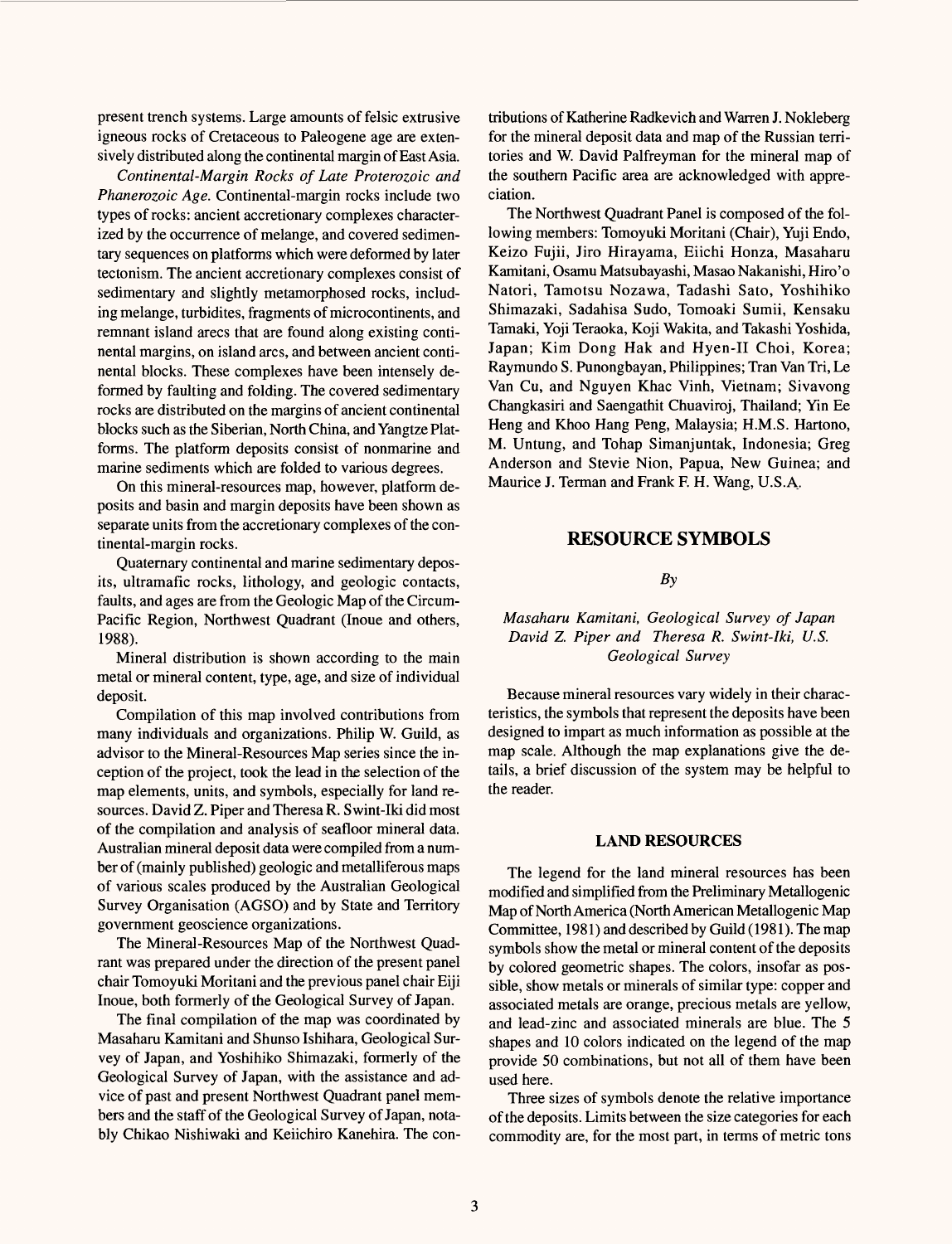present trench systems. Large amounts of felsic extrusive igneous rocks of Cretaceous to Paleogene age are extensively distributed along the continental margin of East Asia.

*Continental-Margin Rocks of Late Proterozoic and Phanerozoic Age.* Continental-margin rocks include two types of rocks: ancient accretionary complexes characterized by the occurrence of melange, and covered sedimentary sequences on platforms which were deformed by later tectonism. The ancient accretionary complexes consist of sedimentary and slightly metamorphosed rocks, including melange, turbidites, fragments of microcontinents, and remnant island arecs that are found along existing continental margins, on island arcs, and between ancient continental blocks. These complexes have been intensely deformed by faulting and folding. The covered sedimentary rocks are distributed on the margins of ancient continental blocks such as the Siberian, North China, and Yangtze Platforms. The platform deposits consist of nonmarine and marine sediments which are folded to various degrees.

On this mineral-resources map, however, platform deposits and basin and margin deposits have been shown as separate units from the accretionary complexes of the continental-margin rocks.

Quaternary continental and marine sedimentary deposits, ultramafic rocks, lithology, and geologic contacts, faults, and ages are from the Geologic Map of the Circum-Pacific Region, Northwest Quadrant (Inoue and others, 1988).

Mineral distribution is shown according to the main metal or mineral content, type, age, and size of individual deposit.

Compilation of this map involved contributions from many individuals and organizations. Philip W. Guild, as advisor to the Mineral-Resources Map series since the inception of the project, took the lead in the selection of the map elements, units, and symbols, especially for land resources. David Z. Piper and Theresa R. Swint-Iki did most of the compilation and analysis of seafloor mineral data. Australian mineral deposit data were compiled from a number of (mainly published) geologic and metalliferous maps of various scales produced by the Australian Geological Survey Organisation (AGSO) and by State and Territory government geoscience organizations.

The Mineral-Resources Map of the Northwest Quadrant was prepared under the direction of the present panel chair Tomoyuki Moritani and the previous panel chair Eiji Inoue, both formerly of the Geological Survey of Japan.

The final compilation of the map was coordinated by Masaharu Kamitani and Shunso Ishihara, Geological Survey of Japan, and Yoshihiko Shimazaki, formerly of the Geological Survey of Japan, with the assistance and advice of past and present Northwest Quadrant panel members and the staff of the Geological Survey of Japan, notably Chikao Nishiwaki and Keiichiro Kanehira. The contributions of Katherine Radkevich and Warren J. Nokleberg for the mineral deposit data and map of the Russian territories and W. David Palfreyman for the mineral map of the southern Pacific area are acknowledged with appreciation.

The Northwest Quadrant Panel is composed of the following members: Tomoyuki Moritani (Chair), Yuji Endo, Keizo Fujii, Jiro Hirayama, Eiichi Honza, Masaharu Kamitani, Osamu Matsubayashi, Masao Nakanishi, Hiro'o Natori, Tamotsu Nozawa, Tadashi Sato, Yoshihiko Shimazaki, Sadahisa Sudo, Tomoaki Sumii, Kensaku Tamaki, Yoji Teraoka, Koji Wakita, and Takashi Yoshida, Japan; Kim Dong Hak and Hyen-Il Choi, Korea; Raymundo S. Punongbayan, Philippines; Tran Van Tri, Le Van Cu, and Nguyen Khac Vinh, Vietnam; Sivavong Changkasiri and Saengathit Chuaviroj, Thailand; Yin Ee Heng and Khoo Hang Peng, Malaysia; H.M.S. Hartono, M. Untung, and Tohap Simanjuntak, Indonesia; Greg Anderson and Stevie Nion, Papua, New Guinea; and Maurice J. Terman and Frank F. H. Wang, U.S.A.

## RESOURCE SYMBOLS

*By*

*Masaharu Kamitani, Geological Survey of Japan*
*David Z. Piper and Theresa R. Swint-Iki, U.S. Geological Survey*

Because mineral resources vary widely in their characteristics, the symbols that represent the deposits have been designed to impart as much information as possible at the map scale. Although the map explanations give the details, a brief discussion of the system may be helpful to the reader.

### LAND RESOURCES

The legend for the land mineral resources has been modified and simplified from the Preliminary Metallogenic Map of North America (North American Metallogenic Map Committee, 1981) and described by Guild (1981). The map symbols show the metal or mineral content of the deposits by colored geometric shapes. The colors, insofar as possible, show metals or minerals of similar type: copper and associated metals are orange, precious metals are yellow, and lead-zinc and associated minerals are blue. The 5 shapes and 10 colors indicated on the legend of the map provide 50 combinations, but not all of them have been used here.

Three sizes of symbols denote the relative importance of the deposits. Limits between the size categories for each commodity are, for the most part, in terms of metric tons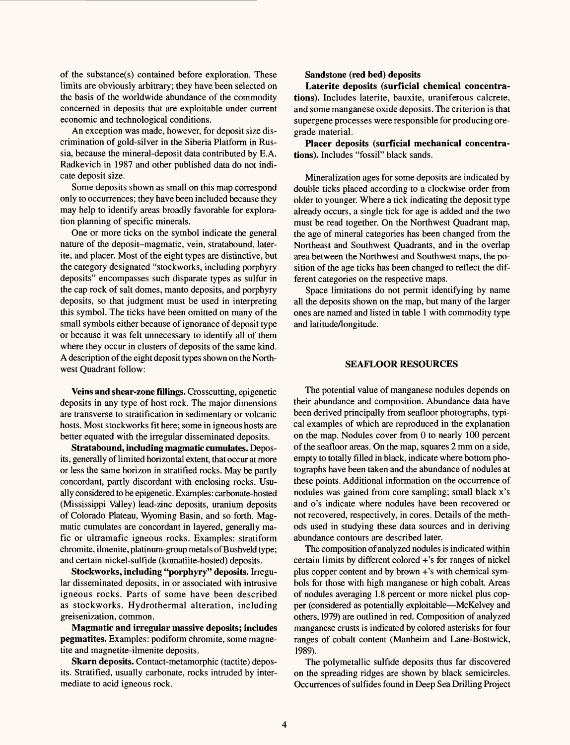of the substance(s) contained before exploration. These limits are obviously arbitrary; they have been selected on the basis of the worldwide abundance of the commodity concerned in deposits that are exploitable under current economic and technological conditions.

An exception was made, however, for deposit size discrimination of gold-silver in the Siberia Platform in Russia, because the mineral-deposit data contributed by E.A. Radkevich in 1987 and other published data do not indicate deposit size.

Some deposits shown as small on this map correspond only to occurrences; they have been included because they may help to identify areas broadly favorable for exploration planning of specific minerals.

One or more ticks on the symbol indicate the general nature of the deposit–magmatic, vein, stratabound, laterite, and placer. Most of the eight types are distinctive, but the category designated "stockworks, including porphyry deposits" encompasses such disparate types as sulfur in the cap rock of salt domes, manto deposits, and porphyry deposits, so that judgment must be used in interpreting this symbol. The ticks have been omitted on many of the small symbols either because of ignorance of deposit type or because it was felt unnecessary to identify all of them where they occur in clusters of deposits of the same kind. A description of the eight deposit types shown on the Northwest Quadrant follow:

**Veins and shear-zone fillings.** Crosscutting, epigenetic deposits in any type of host rock. The major dimensions are transverse to stratification in sedimentary or volcanic hosts. Most stockworks fit here; some in igneous hosts are better equated with the irregular disseminated deposits.

**Stratabound, including magmatic cumulates.** Deposits, generally of limited horizontal extent, that occur at more or less the same horizon in stratified rocks. May be partly concordant, partly discordant with enclosing rocks. Usually considered to be epigenetic. Examples: carbonate-hosted (Mississippi Valley) lead-zinc deposits, uranium deposits of Colorado Plateau, Wyoming Basin, and so forth. Magmatic cumulates are concordant in layered, generally mafic or ultramafic igneous rocks. Examples: stratiform chromite, ilmenite, platinum-group metals of Bushveld type; and certain nickel-sulfide (komatiite-hosted) deposits.

**Stockworks, including "porphyry" deposits.** Irregular disseminated deposits, in or associated with intrusive igneous rocks. Parts of some have been described as stockworks. Hydrothermal alteration, including greisenization, common.

**Magmatic and irregular massive deposits; includes pegmatites.** Examples: podiform chromite, some magnetite and magnetite-ilmenite deposits.

**Skarn deposits.** Contact-metamorphic (tactite) deposits. Stratified, usually carbonate, rocks intruded by intermediate to acid igneous rock.

**Sandstone (red bed) deposits**

**Laterite deposits (surficial chemical concentrations).** Includes laterite, bauxite, uraniferous calcrete, and some manganese oxide deposits. The criterion is that supergene processes were responsible for producing ore-grade material.

**Placer deposits (surficial mechanical concentrations).** Includes "fossil" black sands.

Mineralization ages for some deposits are indicated by double ticks placed according to a clockwise order from older to younger. Where a tick indicating the deposit type already occurs, a single tick for age is added and the two must be read together. On the Northwest Quadrant map, the age of mineral categories has been changed from the Northeast and Southwest Quadrants, and in the overlap area between the Northwest and Southwest maps, the position of the age ticks has been changed to reflect the different categories on the respective maps.

Space limitations do not permit identifying by name all the deposits shown on the map, but many of the larger ones are named and listed in table 1 with commodity type and latitude/longitude.

## SEAFLOOR RESOURCES

The potential value of manganese nodules depends on their abundance and composition. Abundance data have been derived principally from seafloor photographs, typical examples of which are reproduced in the explanation on the map. Nodules cover from 0 to nearly 100 percent of the seafloor areas. On the map, squares 2 mm on a side, empty to totally filled in black, indicate where bottom photographs have been taken and the abundance of nodules at these points. Additional information on the occurrence of nodules was gained from core sampling; small black x's and o's indicate where nodules have been recovered or not recovered, respectively, in cores. Details of the methods used in studying these data sources and in deriving abundance contours are described later.

The composition of analyzed nodules is indicated within certain limits by different colored +'s for ranges of nickel plus copper content and by brown +'s with chemical symbols for those with high manganese or high cobalt. Areas of nodules averaging 1.8 percent or more nickel plus copper (considered as potentially exploitable—McKelvey and others, 1979) are outlined in red. Composition of analyzed manganese crusts is indicated by colored asterisks for four ranges of cobalt content (Manheim and Lane-Bostwick, 1989).

The polymetallic sulfide deposits thus far discovered on the spreading ridges are shown by black semicircles. Occurrences of sulfides found in Deep Sea Drilling Project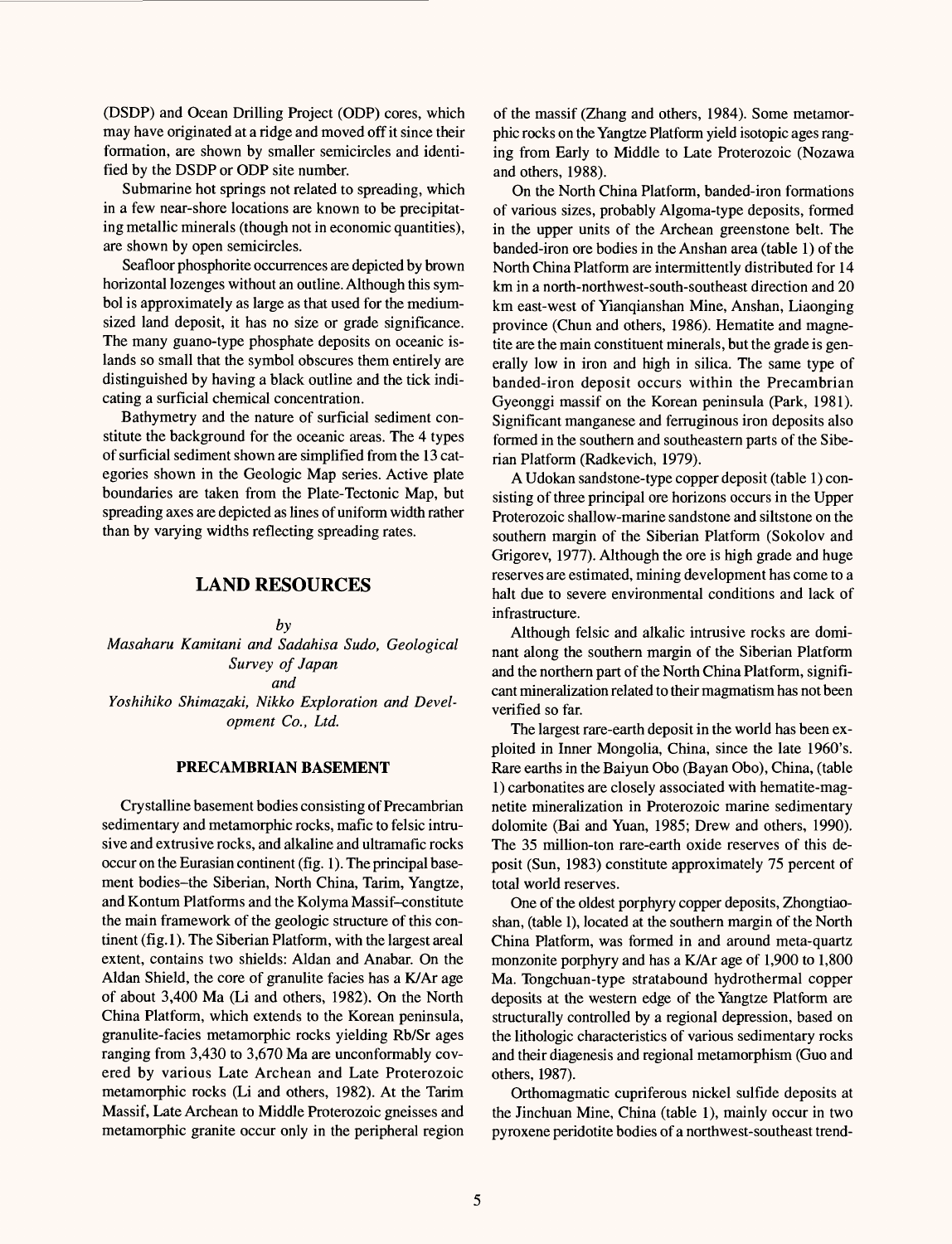(DSDP) and Ocean Drilling Project (ODP) cores, which may have originated at a ridge and moved off it since their formation, are shown by smaller semicircles and identified by the DSDP or ODP site number.

Submarine hot springs not related to spreading, which in a few near-shore locations are known to be precipitating metallic minerals (though not in economic quantities), are shown by open semicircles.

Seafloor phosphorite occurrences are depicted by brown horizontal lozenges without an outline. Although this symbol is approximately as large as that used for the medium-sized land deposit, it has no size or grade significance. The many guano-type phosphate deposits on oceanic islands so small that the symbol obscures them entirely are distinguished by having a black outline and the tick indicating a surficial chemical concentration.

Bathymetry and the nature of surficial sediment constitute the background for the oceanic areas. The 4 types of surficial sediment shown are simplified from the 13 categories shown in the Geologic Map series. Active plate boundaries are taken from the Plate-Tectonic Map, but spreading axes are depicted as lines of uniform width rather than by varying widths reflecting spreading rates.

## LAND RESOURCES

*by*
*Masaharu Kamitani and Sadahisa Sudo, Geological Survey of Japan*
*and*
*Yoshihiko Shimazaki, Nikko Exploration and Development Co., Ltd.*

### PRECAMBRIAN BASEMENT

Crystalline basement bodies consisting of Precambrian sedimentary and metamorphic rocks, mafic to felsic intrusive and extrusive rocks, and alkaline and ultramafic rocks occur on the Eurasian continent (fig. 1). The principal basement bodies–the Siberian, North China, Tarim, Yangtze, and Kontum Platforms and the Kolyma Massif–constitute the main framework of the geologic structure of this continent (fig.1). The Siberian Platform, with the largest areal extent, contains two shields: Aldan and Anabar. On the Aldan Shield, the core of granulite facies has a K/Ar age of about 3,400 Ma (Li and others, 1982). On the North China Platform, which extends to the Korean peninsula, granulite-facies metamorphic rocks yielding Rb/Sr ages ranging from 3,430 to 3,670 Ma are unconformably covered by various Late Archean and Late Proterozoic metamorphic rocks (Li and others, 1982). At the Tarim Massif, Late Archean to Middle Proterozoic gneisses and metamorphic granite occur only in the peripheral region of the massif (Zhang and others, 1984). Some metamorphic rocks on the Yangtze Platform yield isotopic ages ranging from Early to Middle to Late Proterozoic (Nozawa and others, 1988).

On the North China Platform, banded-iron formations of various sizes, probably Algoma-type deposits, formed in the upper units of the Archean greenstone belt. The banded-iron ore bodies in the Anshan area (table 1) of the North China Platform are intermittently distributed for 14 km in a north-northwest-south-southeast direction and 20 km east-west of Yianqianshan Mine, Anshan, Liaonging province (Chun and others, 1986). Hematite and magnetite are the main constituent minerals, but the grade is generally low in iron and high in silica. The same type of banded-iron deposit occurs within the Precambrian Gyeonggi massif on the Korean peninsula (Park, 1981). Significant manganese and ferruginous iron deposits also formed in the southern and southeastern parts of the Siberian Platform (Radkevich, 1979).

A Udokan sandstone-type copper deposit (table 1) consisting of three principal ore horizons occurs in the Upper Proterozoic shallow-marine sandstone and siltstone on the southern margin of the Siberian Platform (Sokolov and Grigorev, 1977). Although the ore is high grade and huge reserves are estimated, mining development has come to a halt due to severe environmental conditions and lack of infrastructure.

Although felsic and alkalic intrusive rocks are dominant along the southern margin of the Siberian Platform and the northern part of the North China Platform, significant mineralization related to their magmatism has not been verified so far.

The largest rare-earth deposit in the world has been exploited in Inner Mongolia, China, since the late 1960's. Rare earths in the Baiyun Obo (Bayan Obo), China, (table 1) carbonatites are closely associated with hematite-magnetite mineralization in Proterozoic marine sedimentary dolomite (Bai and Yuan, 1985; Drew and others, 1990). The 35 million-ton rare-earth oxide reserves of this deposit (Sun, 1983) constitute approximately 75 percent of total world reserves.

One of the oldest porphyry copper deposits, Zhongtiaoshan, (table 1), located at the southern margin of the North China Platform, was formed in and around meta-quartz monzonite porphyry and has a K/Ar age of 1,900 to 1,800 Ma. Tongchuan-type stratabound hydrothermal copper deposits at the western edge of the Yangtze Platform are structurally controlled by a regional depression, based on the lithologic characteristics of various sedimentary rocks and their diagenesis and regional metamorphism (Guo and others, 1987).

Orthomagmatic cupriferous nickel sulfide deposits at the Jinchuan Mine, China (table 1), mainly occur in two pyroxene peridotite bodies of a northwest-southeast trend-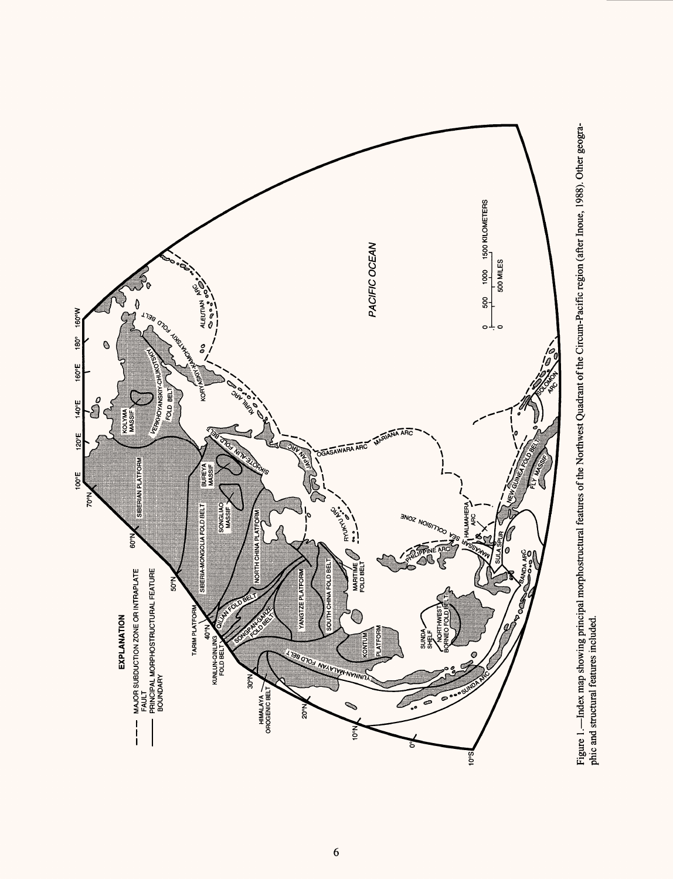Figure 1.—Index map showing principal morphostructural features of the Northwest Quadrant of the Circum-Pacific region (after Inoue, 1988). Other geographic and structural features included.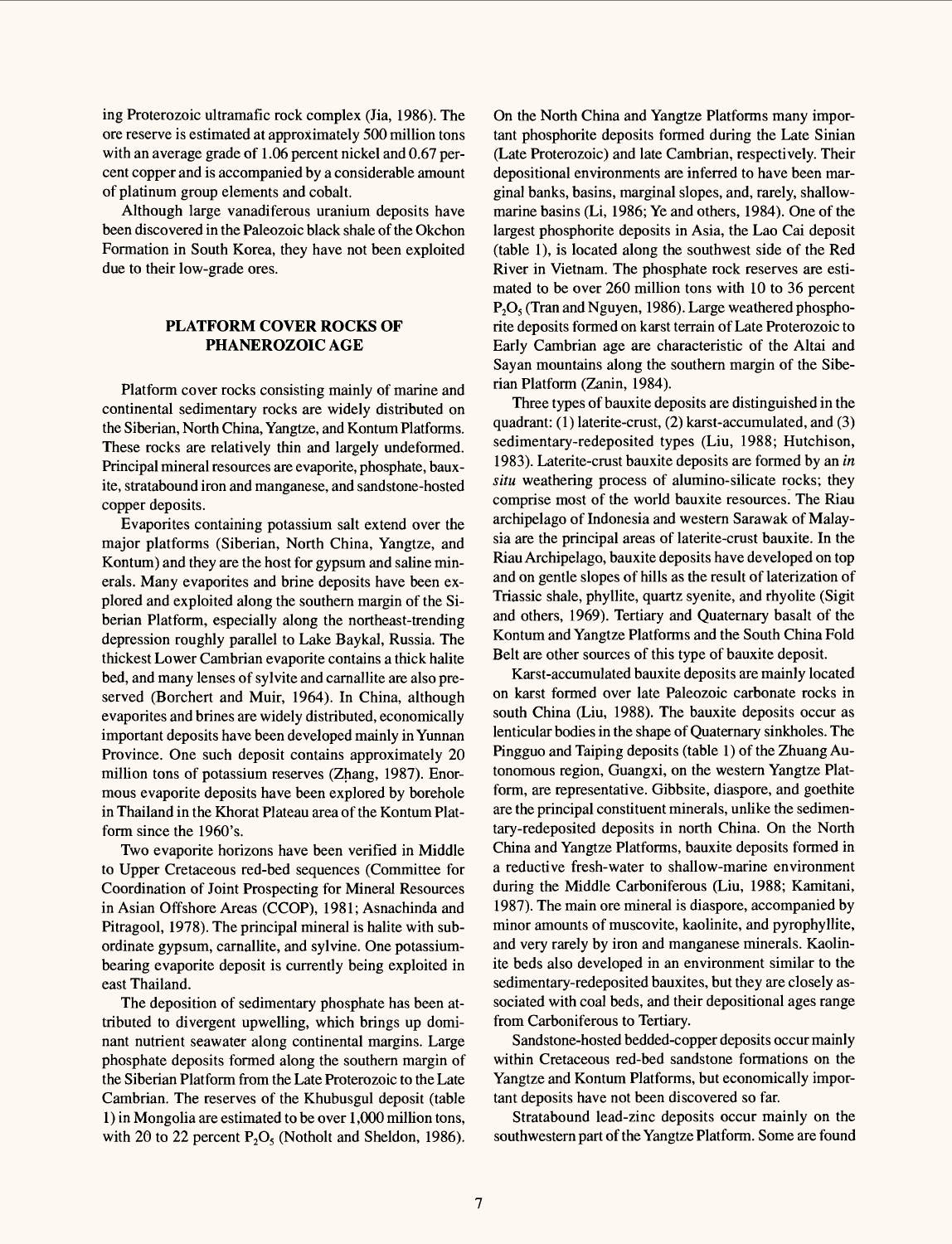ing Proterozoic ultramafic rock complex (Jia, 1986). The ore reserve is estimated at approximately 500 million tons with an average grade of 1.06 percent nickel and 0.67 percent copper and is accompanied by a considerable amount of platinum group elements and cobalt.

Although large vanadiferous uranium deposits have been discovered in the Paleozoic black shale of the Okchon Formation in South Korea, they have not been exploited due to their low-grade ores.

## PLATFORM COVER ROCKS OF PHANEROZOIC AGE

Platform cover rocks consisting mainly of marine and continental sedimentary rocks are widely distributed on the Siberian, North China, Yangtze, and Kontum Platforms. These rocks are relatively thin and largely undeformed. Principal mineral resources are evaporite, phosphate, bauxite, stratabound iron and manganese, and sandstone-hosted copper deposits.

Evaporites containing potassium salt extend over the major platforms (Siberian, North China, Yangtze, and Kontum) and they are the host for gypsum and saline minerals. Many evaporites and brine deposits have been explored and exploited along the southern margin of the Siberian Platform, especially along the northeast-trending depression roughly parallel to Lake Baykal, Russia. The thickest Lower Cambrian evaporite contains a thick halite bed, and many lenses of sylvite and carnallite are also preserved (Borchert and Muir, 1964). In China, although evaporites and brines are widely distributed, economically important deposits have been developed mainly in Yunnan Province. One such deposit contains approximately 20 million tons of potassium reserves (Zhang, 1987). Enormous evaporite deposits have been explored by borehole in Thailand in the Khorat Plateau area of the Kontum Platform since the 1960's.

Two evaporite horizons have been verified in Middle to Upper Cretaceous red-bed sequences (Committee for Coordination of Joint Prospecting for Mineral Resources in Asian Offshore Areas (CCOP), 1981; Asnachinda and Pitragool, 1978). The principal mineral is halite with subordinate gypsum, carnallite, and sylvine. One potassium-bearing evaporite deposit is currently being exploited in east Thailand.

The deposition of sedimentary phosphate has been attributed to divergent upwelling, which brings up dominant nutrient seawater along continental margins. Large phosphate deposits formed along the southern margin of the Siberian Platform from the Late Proterozoic to the Late Cambrian. The reserves of the Khubusgul deposit (table 1) in Mongolia are estimated to be over 1,000 million tons, with 20 to 22 percent $P_2O_5$ (Notholt and Sheldon, 1986). On the North China and Yangtze Platforms many important phosphorite deposits formed during the Late Sinian (Late Proterozoic) and late Cambrian, respectively. Their depositional environments are inferred to have been marginal banks, basins, marginal slopes, and, rarely, shallow-marine basins (Li, 1986; Ye and others, 1984). One of the largest phosphorite deposits in Asia, the Lao Cai deposit (table 1), is located along the southwest side of the Red River in Vietnam. The phosphate rock reserves are estimated to be over 260 million tons with 10 to 36 percent $P_2O_5$ (Tran and Nguyen, 1986). Large weathered phosphorite deposits formed on karst terrain of Late Proterozoic to Early Cambrian age are characteristic of the Altai and Sayan mountains along the southern margin of the Siberian Platform (Zanin, 1984).

Three types of bauxite deposits are distinguished in the quadrant: (1) laterite-crust, (2) karst-accumulated, and (3) sedimentary-redeposited types (Liu, 1988; Hutchison, 1983). Laterite-crust bauxite deposits are formed by an *in situ* weathering process of alumino-silicate rocks; they comprise most of the world bauxite resources. The Riau archipelago of Indonesia and western Sarawak of Malaysia are the principal areas of laterite-crust bauxite. In the Riau Archipelago, bauxite deposits have developed on top and on gentle slopes of hills as the result of laterization of Triassic shale, phyllite, quartz syenite, and rhyolite (Sigit and others, 1969). Tertiary and Quaternary basalt of the Kontum and Yangtze Platforms and the South China Fold Belt are other sources of this type of bauxite deposit.

Karst-accumulated bauxite deposits are mainly located on karst formed over late Paleozoic carbonate rocks in south China (Liu, 1988). The bauxite deposits occur as lenticular bodies in the shape of Quaternary sinkholes. The Pingguo and Taiping deposits (table 1) of the Zhuang Autonomous region, Guangxi, on the western Yangtze Platform, are representative. Gibbsite, diaspore, and goethite are the principal constituent minerals, unlike the sedimentary-redeposited deposits in north China. On the North China and Yangtze Platforms, bauxite deposits formed in a reductive fresh-water to shallow-marine environment during the Middle Carboniferous (Liu, 1988; Kamitani, 1987). The main ore mineral is diaspore, accompanied by minor amounts of muscovite, kaolinite, and pyrophyllite, and very rarely by iron and manganese minerals. Kaolinite beds also developed in an environment similar to the sedimentary-redeposited bauxites, but they are closely associated with coal beds, and their depositional ages range from Carboniferous to Tertiary.

Sandstone-hosted bedded-copper deposits occur mainly within Cretaceous red-bed sandstone formations on the Yangtze and Kontum Platforms, but economically important deposits have not been discovered so far.

Stratabound lead-zinc deposits occur mainly on the southwestern part of the Yangtze Platform. Some are found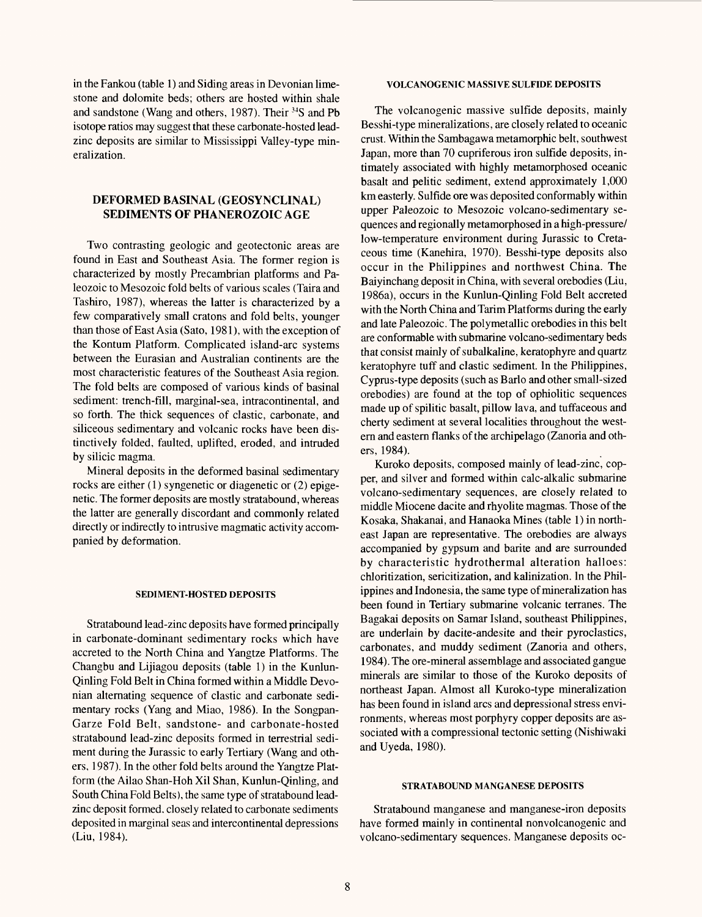in the Fankou (table 1) and Siding areas in Devonian limestone and dolomite beds; others are hosted within shale and sandstone (Wang and others, 1987). Their $^{34}S$ and Pb isotope ratios may suggest that these carbonate-hosted lead-zinc deposits are similar to Mississippi Valley-type mineralization.

## DEFORMED BASINAL (GEOSYNCLINAL) SEDIMENTS OF PHANEROZOIC AGE

Two contrasting geologic and geotectonic areas are found in East and Southeast Asia. The former region is characterized by mostly Precambrian platforms and Paleozoic to Mesozoic fold belts of various scales (Taira and Tashiro, 1987), whereas the latter is characterized by a few comparatively small cratons and fold belts, younger than those of East Asia (Sato, 1981), with the exception of the Kontum Platform. Complicated island-arc systems between the Eurasian and Australian continents are the most characteristic features of the Southeast Asia region. The fold belts are composed of various kinds of basinal sediment: trench-fill, marginal-sea, intracontinental, and so forth. The thick sequences of clastic, carbonate, and siliceous sedimentary and volcanic rocks have been distinctively folded, faulted, uplifted, eroded, and intruded by silicic magma.

Mineral deposits in the deformed basinal sedimentary rocks are either (1) syngenetic or diagenetic or (2) epigenetic. The former deposits are mostly stratabound, whereas the latter are generally discordant and commonly related directly or indirectly to intrusive magmatic activity accompanied by deformation.

### SEDIMENT-HOSTED DEPOSITS

Stratabound lead-zinc deposits have formed principally in carbonate-dominant sedimentary rocks which have accreted to the North China and Yangtze Platforms. The Changbu and Lijiagou deposits (table 1) in the Kunlun-Qinling Fold Belt in China formed within a Middle Devonian alternating sequence of clastic and carbonate sedimentary rocks (Yang and Miao, 1986). In the Songpan-Garze Fold Belt, sandstone- and carbonate-hosted stratabound lead-zinc deposits formed in terrestrial sediment during the Jurassic to early Tertiary (Wang and others, 1987). In the other fold belts around the Yangtze Platform (the Ailao Shan-Hoh Xil Shan, Kunlun-Qinling, and South China Fold Belts), the same type of stratabound lead-zinc deposit formed, closely related to carbonate sediments deposited in marginal seas and intercontinental depressions (Liu, 1984).

### VOLCANOGENIC MASSIVE SULFIDE DEPOSITS

The volcanogenic massive sulfide deposits, mainly Besshi-type mineralizations, are closely related to oceanic crust. Within the Sambagawa metamorphic belt, southwest Japan, more than 70 cupriferous iron sulfide deposits, intimately associated with highly metamorphosed oceanic basalt and pelitic sediment, extend approximately 1,000 km easterly. Sulfide ore was deposited conformably within upper Paleozoic to Mesozoic volcano-sedimentary sequences and regionally metamorphosed in a high-pressure/low-temperature environment during Jurassic to Cretaceous time (Kanehira, 1970). Besshi-type deposits also occur in the Philippines and northwest China. The Baiyinchang deposit in China, with several orebodies (Liu, 1986a), occurs in the Kunlun-Qinling Fold Belt accreted with the North China and Tarim Platforms during the early and late Paleozoic. The polymetallic orebodies in this belt are conformable with submarine volcano-sedimentary beds that consist mainly of subalkaline, keratophyre and quartz keratophyre tuff and clastic sediment. In the Philippines, Cyprus-type deposits (such as Barlo and other small-sized orebodies) are found at the top of ophiolitic sequences made up of spilitic basalt, pillow lava, and tuffaceous and cherty sediment at several localities throughout the western and eastern flanks of the archipelago (Zanoria and others, 1984).

Kuroko deposits, composed mainly of lead-zinc, copper, and silver and formed within calc-alkalic submarine volcano-sedimentary sequences, are closely related to middle Miocene dacite and rhyolite magmas. Those of the Kosaka, Shakanai, and Hanaoka Mines (table 1) in northeast Japan are representative. The orebodies are always accompanied by gypsum and barite and are surrounded by characteristic hydrothermal alteration halloes: chloritization, sericitization, and kalinization. In the Philippines and Indonesia, the same type of mineralization has been found in Tertiary submarine volcanic terranes. The Bagakai deposits on Samar Island, southeast Philippines, are underlain by dacite-andesite and their pyroclastics, carbonates, and muddy sediment (Zanoria and others, 1984). The ore-mineral assemblage and associated gangue minerals are similar to those of the Kuroko deposits of northeast Japan. Almost all Kuroko-type mineralization has been found in island arcs and depressional stress environments, whereas most porphyry copper deposits are associated with a compressional tectonic setting (Nishiwaki and Uyeda, 1980).

### STRATABOUND MANGANESE DEPOSITS

Stratabound manganese and manganese-iron deposits have formed mainly in continental nonvolcanogenic and volcano-sedimentary sequences. Manganese deposits oc-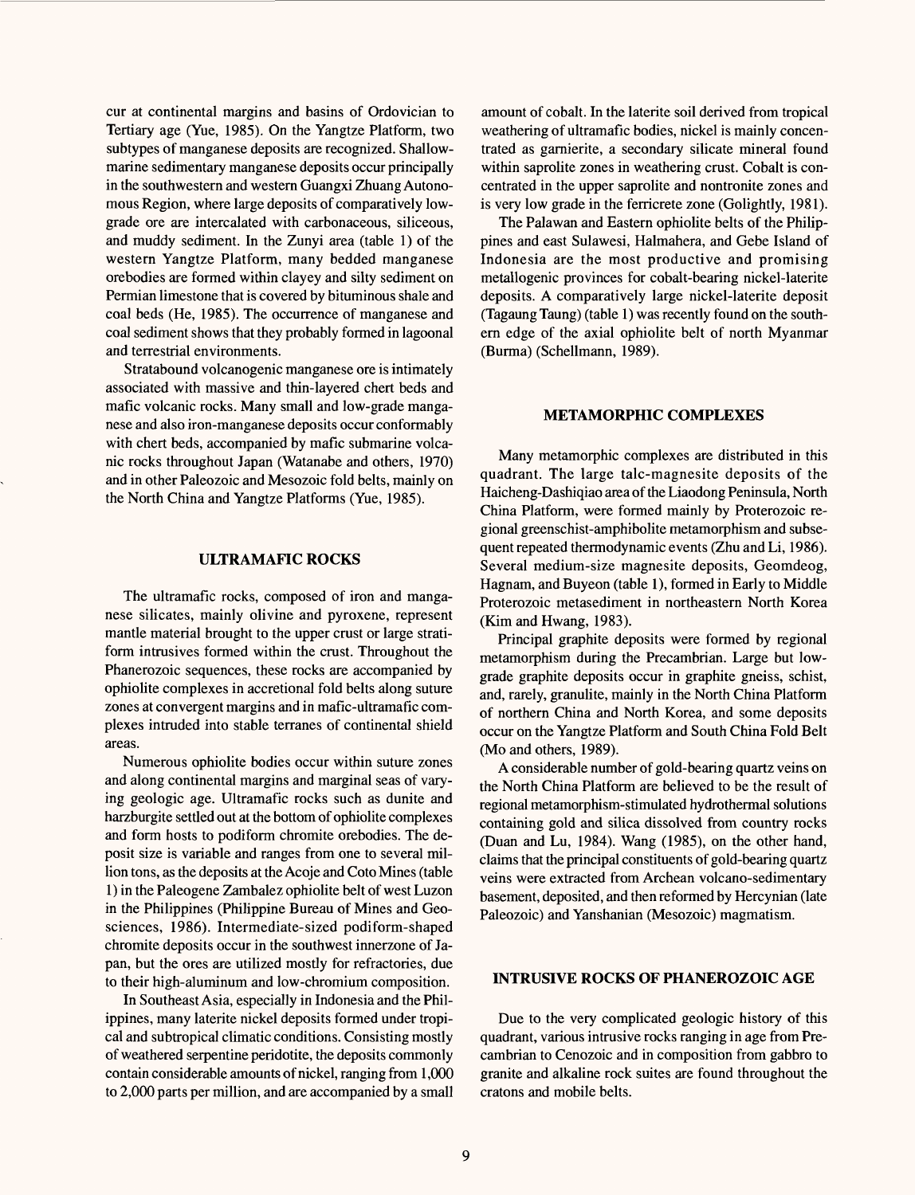cur at continental margins and basins of Ordovician to Tertiary age (Yue, 1985). On the Yangtze Platform, two subtypes of manganese deposits are recognized. Shallow-marine sedimentary manganese deposits occur principally in the southwestern and western Guangxi Zhuang Autonomous Region, where large deposits of comparatively low-grade ore are intercalated with carbonaceous, siliceous, and muddy sediment. In the Zunyi area (table 1) of the western Yangtze Platform, many bedded manganese orebodies are formed within clayey and silty sediment on Permian limestone that is covered by bituminous shale and coal beds (He, 1985). The occurrence of manganese and coal sediment shows that they probably formed in lagoonal and terrestrial environments.

Stratabound volcanogenic manganese ore is intimately associated with massive and thin-layered chert beds and mafic volcanic rocks. Many small and low-grade manganese and also iron-manganese deposits occur conformably with chert beds, accompanied by mafic submarine volcanic rocks throughout Japan (Watanabe and others, 1970) and in other Paleozoic and Mesozoic fold belts, mainly on the North China and Yangtze Platforms (Yue, 1985).

## ULTRAMAFIC ROCKS

The ultramafic rocks, composed of iron and manganese silicates, mainly olivine and pyroxene, represent mantle material brought to the upper crust or large stratiform intrusives formed within the crust. Throughout the Phanerozoic sequences, these rocks are accompanied by ophiolite complexes in accretional fold belts along suture zones at convergent margins and in mafic-ultramafic complexes intruded into stable terranes of continental shield areas.

Numerous ophiolite bodies occur within suture zones and along continental margins and marginal seas of varying geologic age. Ultramafic rocks such as dunite and harzburgite settled out at the bottom of ophiolite complexes and form hosts to podiform chromite orebodies. The deposit size is variable and ranges from one to several million tons, as the deposits at the Acoje and Coto Mines (table 1) in the Paleogene Zambalez ophiolite belt of west Luzon in the Philippines (Philippine Bureau of Mines and Geosciences, 1986). Intermediate-sized podiform-shaped chromite deposits occur in the southwest innerzone of Japan, but the ores are utilized mostly for refractories, due to their high-aluminum and low-chromium composition.

In Southeast Asia, especially in Indonesia and the Philippines, many laterite nickel deposits formed under tropical and subtropical climatic conditions. Consisting mostly of weathered serpentine peridotite, the deposits commonly contain considerable amounts of nickel, ranging from 1,000 to 2,000 parts per million, and are accompanied by a small amount of cobalt. In the laterite soil derived from tropical weathering of ultramafic bodies, nickel is mainly concentrated as garnierite, a secondary silicate mineral found within saprolite zones in weathering crust. Cobalt is concentrated in the upper saprolite and nontronite zones and is very low grade in the ferricrete zone (Golightly, 1981).

The Palawan and Eastern ophiolite belts of the Philippines and east Sulawesi, Halmahera, and Gebe Island of Indonesia are the most productive and promising metallogenic provinces for cobalt-bearing nickel-laterite deposits. A comparatively large nickel-laterite deposit (Tagaung Taung) (table 1) was recently found on the southern edge of the axial ophiolite belt of north Myanmar (Burma) (Schellmann, 1989).

## METAMORPHIC COMPLEXES

Many metamorphic complexes are distributed in this quadrant. The large talc-magnesite deposits of the Haicheng-Dashiqiao area of the Liaodong Peninsula, North China Platform, were formed mainly by Proterozoic regional greenschist-amphibolite metamorphism and subsequent repeated thermodynamic events (Zhu and Li, 1986). Several medium-size magnesite deposits, Geomdeog, Hagnam, and Buyeon (table 1), formed in Early to Middle Proterozoic metasediment in northeastern North Korea (Kim and Hwang, 1983).

Principal graphite deposits were formed by regional metamorphism during the Precambrian. Large but low-grade graphite deposits occur in graphite gneiss, schist, and, rarely, granulite, mainly in the North China Platform of northern China and North Korea, and some deposits occur on the Yangtze Platform and South China Fold Belt (Mo and others, 1989).

A considerable number of gold-bearing quartz veins on the North China Platform are believed to be the result of regional metamorphism-stimulated hydrothermal solutions containing gold and silica dissolved from country rocks (Duan and Lu, 1984). Wang (1985), on the other hand, claims that the principal constituents of gold-bearing quartz veins were extracted from Archean volcano-sedimentary basement, deposited, and then reformed by Hercynian (late Paleozoic) and Yanshanian (Mesozoic) magmatism.

## INTRUSIVE ROCKS OF PHANEROZOIC AGE

Due to the very complicated geologic history of this quadrant, various intrusive rocks ranging in age from Precambrian to Cenozoic and in composition from gabbro to granite and alkaline rock suites are found throughout the cratons and mobile belts.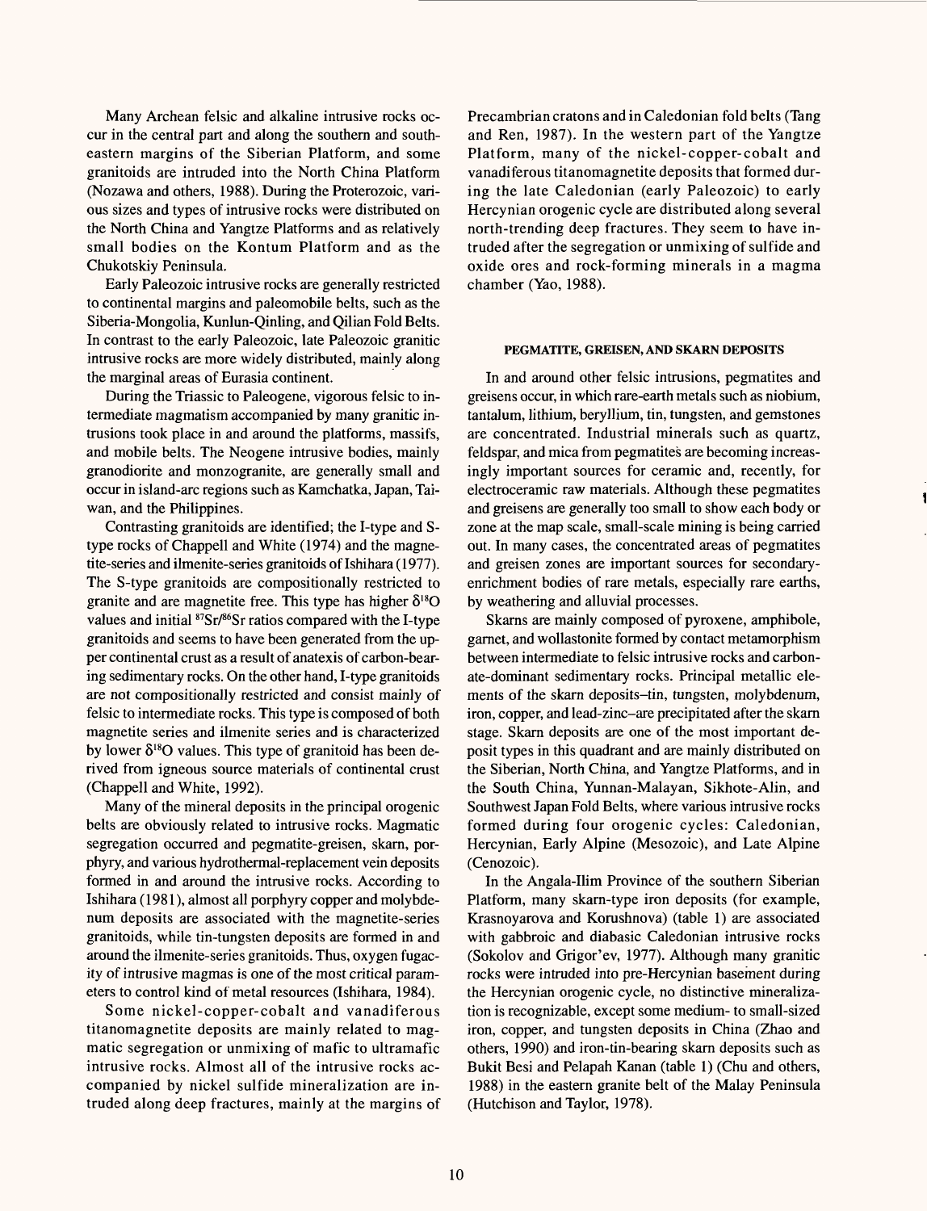Many Archean felsic and alkaline intrusive rocks occur in the central part and along the southern and southeastern margins of the Siberian Platform, and some granitoids are intruded into the North China Platform (Nozawa and others, 1988). During the Proterozoic, various sizes and types of intrusive rocks were distributed on the North China and Yangtze Platforms and as relatively small bodies on the Kontum Platform and as the Chukotskiy Peninsula.

Early Paleozoic intrusive rocks are generally restricted to continental margins and paleomobile belts, such as the Siberia-Mongolia, Kunlun-Qinling, and Qilian Fold Belts. In contrast to the early Paleozoic, late Paleozoic granitic intrusive rocks are more widely distributed, mainly along the marginal areas of Eurasia continent.

During the Triassic to Paleogene, vigorous felsic to intermediate magmatism accompanied by many granitic intrusions took place in and around the platforms, massifs, and mobile belts. The Neogene intrusive bodies, mainly granodiorite and monzogranite, are generally small and occur in island-arc regions such as Kamchatka, Japan, Taiwan, and the Philippines.

Contrasting granitoids are identified; the I-type and S-type rocks of Chappell and White (1974) and the magnetite-series and ilmenite-series granitoids of Ishihara (1977). The S-type granitoids are compositionally restricted to granite and are magnetite free. This type has higher $\delta^{18}O$ values and initial $^{87}Sr/^{86}Sr$ ratios compared with the I-type granitoids and seems to have been generated from the upper continental crust as a result of anatexis of carbon-bearing sedimentary rocks. On the other hand, I-type granitoids are not compositionally restricted and consist mainly of felsic to intermediate rocks. This type is composed of both magnetite series and ilmenite series and is characterized by lower $\delta^{18}O$ values. This type of granitoid has been derived from igneous source materials of continental crust (Chappell and White, 1992).

Many of the mineral deposits in the principal orogenic belts are obviously related to intrusive rocks. Magmatic segregation occurred and pegmatite-greisen, skarn, porphyry, and various hydrothermal-replacement vein deposits formed in and around the intrusive rocks. According to Ishihara (1981), almost all porphyry copper and molybdenum deposits are associated with the magnetite-series granitoids, while tin-tungsten deposits are formed in and around the ilmenite-series granitoids. Thus, oxygen fugacity of intrusive magmas is one of the most critical parameters to control kind of metal resources (Ishihara, 1984).

Some nickel-copper-cobalt and vanadiferous titanomagnetite deposits are mainly related to magmatic segregation or unmixing of mafic to ultramafic intrusive rocks. Almost all of the intrusive rocks accompanied by nickel sulfide mineralization are intruded along deep fractures, mainly at the margins of Precambrian cratons and in Caledonian fold belts (Tang and Ren, 1987). In the western part of the Yangtze Platform, many of the nickel-copper-cobalt and vanadiferous titanomagnetite deposits that formed during the late Caledonian (early Paleozoic) to early Hercynian orogenic cycle are distributed along several north-trending deep fractures. They seem to have intruded after the segregation or unmixing of sulfide and oxide ores and rock-forming minerals in a magma chamber (Yao, 1988).

#### PEGMATITE, GREISEN, AND SKARN DEPOSITS

In and around other felsic intrusions, pegmatites and greisens occur, in which rare-earth metals such as niobium, tantalum, lithium, beryllium, tin, tungsten, and gemstones are concentrated. Industrial minerals such as quartz, feldspar, and mica from pegmatites are becoming increasingly important sources for ceramic and, recently, for electroceramic raw materials. Although these pegmatites and greisens are generally too small to show each body or zone at the map scale, small-scale mining is being carried out. In many cases, the concentrated areas of pegmatites and greisen zones are important sources for secondary-enrichment bodies of rare metals, especially rare earths, by weathering and alluvial processes.

Skarns are mainly composed of pyroxene, amphibole, garnet, and wollastonite formed by contact metamorphism between intermediate to felsic intrusive rocks and carbonate-dominant sedimentary rocks. Principal metallic elements of the skarn deposits–tin, tungsten, molybdenum, iron, copper, and lead-zinc–are precipitated after the skarn stage. Skarn deposits are one of the most important deposit types in this quadrant and are mainly distributed on the Siberian, North China, and Yangtze Platforms, and in the South China, Yunnan-Malayan, Sikhote-Alin, and Southwest Japan Fold Belts, where various intrusive rocks formed during four orogenic cycles: Caledonian, Hercynian, Early Alpine (Mesozoic), and Late Alpine (Cenozoic).

In the Angala-Ilim Province of the southern Siberian Platform, many skarn-type iron deposits (for example, Krasnoyarova and Korushnova) (table 1) are associated with gabbroic and diabasic Caledonian intrusive rocks (Sokolov and Grigor'ev, 1977). Although many granitic rocks were intruded into pre-Hercynian basement during the Hercynian orogenic cycle, no distinctive mineralization is recognizable, except some medium- to small-sized iron, copper, and tungsten deposits in China (Zhao and others, 1990) and iron-tin-bearing skarn deposits such as Bukit Besi and Pelapah Kanan (table 1) (Chu and others, 1988) in the eastern granite belt of the Malay Peninsula (Hutchison and Taylor, 1978).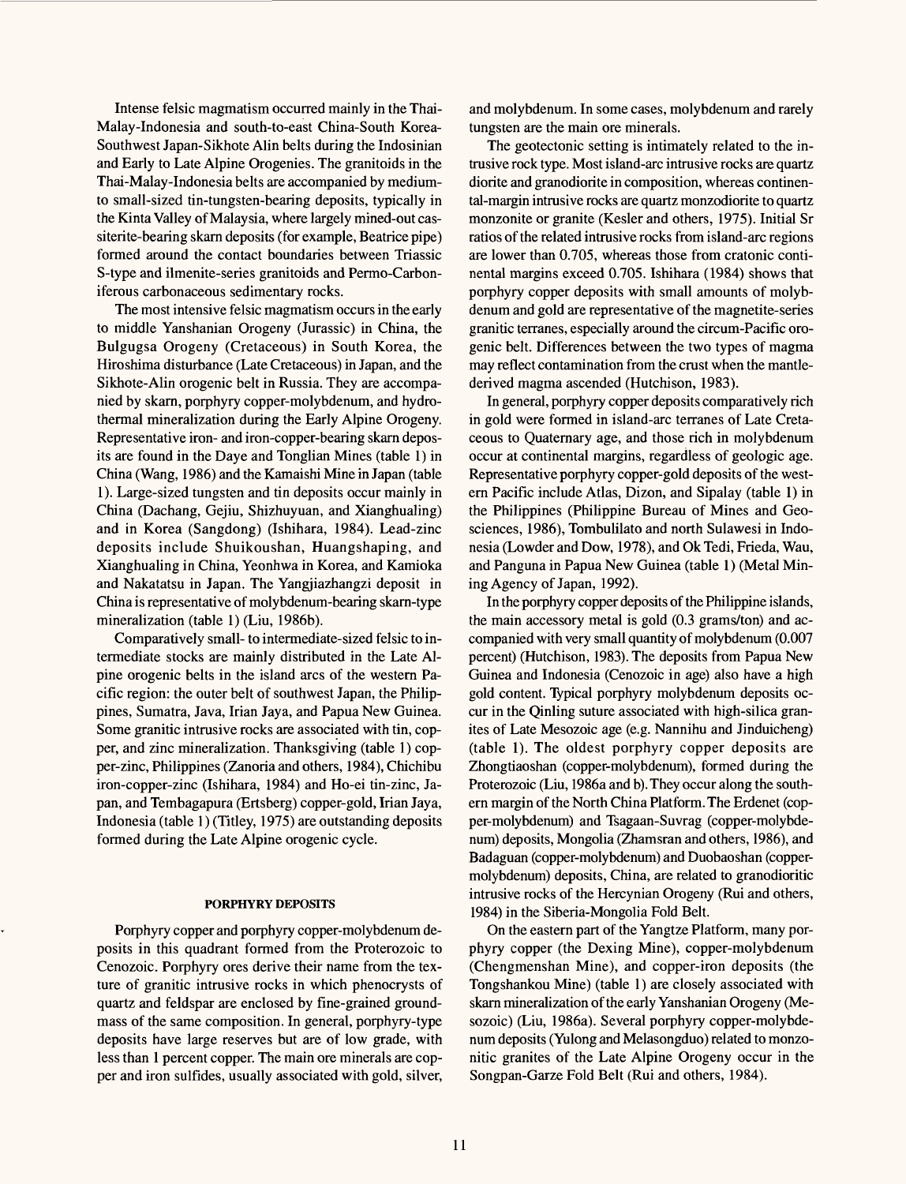Intense felsic magmatism occurred mainly in the Thai-Malay-Indonesia and south-to-east China-South Korea-Southwest Japan-Sikhote Alin belts during the Indosinian and Early to Late Alpine Orogenies. The granitoids in the Thai-Malay-Indonesia belts are accompanied by medium- to small-sized tin-tungsten-bearing deposits, typically in the Kinta Valley of Malaysia, where largely mined-out cassiterite-bearing skarn deposits (for example, Beatrice pipe) formed around the contact boundaries between Triassic S-type and ilmenite-series granitoids and Permo-Carboniferous carbonaceous sedimentary rocks.

The most intensive felsic magmatism occurs in the early to middle Yanshanian Orogeny (Jurassic) in China, the Bulgugsa Orogeny (Cretaceous) in South Korea, the Hiroshima disturbance (Late Cretaceous) in Japan, and the Sikhote-Alin orogenic belt in Russia. They are accompanied by skarn, porphyry copper-molybdenum, and hydrothermal mineralization during the Early Alpine Orogeny. Representative iron- and iron-copper-bearing skarn deposits are found in the Daye and Tonglian Mines (table 1) in China (Wang, 1986) and the Kamaishi Mine in Japan (table 1). Large-sized tungsten and tin deposits occur mainly in China (Dachang, Gejiu, Shizhuyuan, and Xianghualing) and in Korea (Sangdong) (Ishihara, 1984). Lead-zinc deposits include Shuikoushan, Huangshaping, and Xianghualing in China, Yeonhwa in Korea, and Kamioka and Nakatatsu in Japan. The Yangjiazhangzi deposit in China is representative of molybdenum-bearing skarn-type mineralization (table 1) (Liu, 1986b).

Comparatively small- to intermediate-sized felsic to intermediate stocks are mainly distributed in the Late Alpine orogenic belts in the island arcs of the western Pacific region: the outer belt of southwest Japan, the Philippines, Sumatra, Java, Irian Jaya, and Papua New Guinea. Some granitic intrusive rocks are associated with tin, copper, and zinc mineralization. Thanksgiving (table 1) copper-zinc, Philippines (Zanoria and others, 1984), Chichibu iron-copper-zinc (Ishihara, 1984) and Ho-ei tin-zinc, Japan, and Tembagapura (Ertsberg) copper-gold, Irian Jaya, Indonesia (table 1) (Titley, 1975) are outstanding deposits formed during the Late Alpine orogenic cycle.

## PORPHYRY DEPOSITS

Porphyry copper and porphyry copper-molybdenum deposits in this quadrant formed from the Proterozoic to Cenozoic. Porphyry ores derive their name from the texture of granitic intrusive rocks in which phenocrysts of quartz and feldspar are enclosed by fine-grained groundmass of the same composition. In general, porphyry-type deposits have large reserves but are of low grade, with less than 1 percent copper. The main ore minerals are copper and iron sulfides, usually associated with gold, silver, and molybdenum. In some cases, molybdenum and rarely tungsten are the main ore minerals.

The geotectonic setting is intimately related to the intrusive rock type. Most island-arc intrusive rocks are quartz diorite and granodiorite in composition, whereas continental-margin intrusive rocks are quartz monzodiorite to quartz monzonite or granite (Kesler and others, 1975). Initial Sr ratios of the related intrusive rocks from island-arc regions are lower than 0.705, whereas those from cratonic continental margins exceed 0.705. Ishihara (1984) shows that porphyry copper deposits with small amounts of molybdenum and gold are representative of the magnetite-series granitic terranes, especially around the circum-Pacific orogenic belt. Differences between the two types of magma may reflect contamination from the crust when the mantle-derived magma ascended (Hutchison, 1983).

In general, porphyry copper deposits comparatively rich in gold were formed in island-arc terranes of Late Cretaceous to Quaternary age, and those rich in molybdenum occur at continental margins, regardless of geologic age. Representative porphyry copper-gold deposits of the western Pacific include Atlas, Dizon, and Sipalay (table 1) in the Philippines (Philippine Bureau of Mines and Geosciences, 1986), Tombulilato and north Sulawesi in Indonesia (Lowder and Dow, 1978), and Ok Tedi, Frieda, Wau, and Panguna in Papua New Guinea (table 1) (Metal Mining Agency of Japan, 1992).

In the porphyry copper deposits of the Philippine islands, the main accessory metal is gold (0.3 grams/ton) and accompanied with very small quantity of molybdenum (0.007 percent) (Hutchison, 1983). The deposits from Papua New Guinea and Indonesia (Cenozoic in age) also have a high gold content. Typical porphyry molybdenum deposits occur in the Qinling suture associated with high-silica granites of Late Mesozoic age (e.g. Nannihu and Jinduicheng) (table 1). The oldest porphyry copper deposits are Zhongtiaoshan (copper-molybdenum), formed during the Proterozoic (Liu, 1986a and b). They occur along the southern margin of the North China Platform. The Erdenet (copper-molybdenum) and Tsagaan-Suvrag (copper-molybdenum) deposits, Mongolia (Zhamsran and others, 1986), and Badaguan (copper-molybdenum) and Duobaoshan (copper-molybdenum) deposits, China, are related to granodioritic intrusive rocks of the Hercynian Orogeny (Rui and others, 1984) in the Siberia-Mongolia Fold Belt.

On the eastern part of the Yangtze Platform, many porphyry copper (the Dexing Mine), copper-molybdenum (Chengmenshan Mine), and copper-iron deposits (the Tongshankou Mine) (table 1) are closely associated with skarn mineralization of the early Yanshanian Orogeny (Mesozoic) (Liu, 1986a). Several porphyry copper-molybdenum deposits (Yulong and Melasongduo) related to monzonitic granites of the Late Alpine Orogeny occur in the Songpan-Garze Fold Belt (Rui and others, 1984).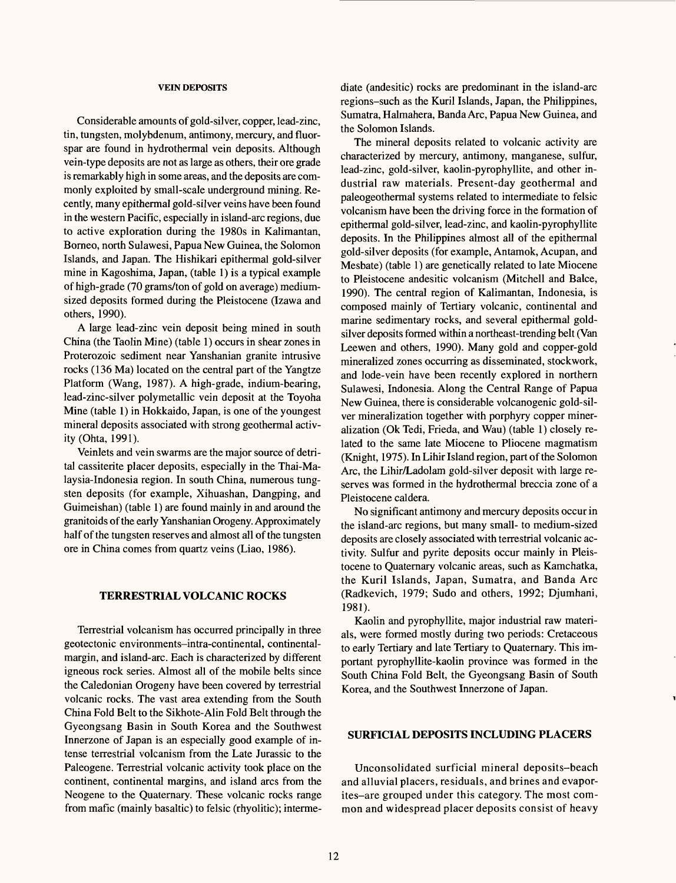### VEIN DEPOSITS

Considerable amounts of gold-silver, copper, lead-zinc, tin, tungsten, molybdenum, antimony, mercury, and fluorspar are found in hydrothermal vein deposits. Although vein-type deposits are not as large as others, their ore grade is remarkably high in some areas, and the deposits are commonly exploited by small-scale underground mining. Recently, many epithermal gold-silver veins have been found in the western Pacific, especially in island-arc regions, due to active exploration during the 1980s in Kalimantan, Borneo, north Sulawesi, Papua New Guinea, the Solomon Islands, and Japan. The Hishikari epithermal gold-silver mine in Kagoshima, Japan, (table 1) is a typical example of high-grade (70 grams/ton of gold on average) medium-sized deposits formed during the Pleistocene (Izawa and others, 1990).

A large lead-zinc vein deposit being mined in south China (the Taolin Mine) (table 1) occurs in shear zones in Proterozoic sediment near Yanshanian granite intrusive rocks (136 Ma) located on the central part of the Yangtze Platform (Wang, 1987). A high-grade, indium-bearing, lead-zinc-silver polymetallic vein deposit at the Toyoha Mine (table 1) in Hokkaido, Japan, is one of the youngest mineral deposits associated with strong geothermal activity (Ohta, 1991).

Veinlets and vein swarms are the major source of detrital cassiterite placer deposits, especially in the Thai-Malaysia-Indonesia region. In south China, numerous tungsten deposits (for example, Xihuashan, Dangping, and Guimeishan) (table 1) are found mainly in and around the granitoids of the early Yanshanian Orogeny. Approximately half of the tungsten reserves and almost all of the tungsten ore in China comes from quartz veins (Liao, 1986).

## TERRESTRIAL VOLCANIC ROCKS

Terrestrial volcanism has occurred principally in three geotectonic environments–intra-continental, continental-margin, and island-arc. Each is characterized by different igneous rock series. Almost all of the mobile belts since the Caledonian Orogeny have been covered by terrestrial volcanic rocks. The vast area extending from the South China Fold Belt to the Sikhote-Alin Fold Belt through the Gyeongsang Basin in South Korea and the Southwest Innerzone of Japan is an especially good example of intense terrestrial volcanism from the Late Jurassic to the Paleogene. Terrestrial volcanic activity took place on the continent, continental margins, and island arcs from the Neogene to the Quaternary. These volcanic rocks range from mafic (mainly basaltic) to felsic (rhyolitic); intermediate (andesitic) rocks are predominant in the island-arc regions–such as the Kuril Islands, Japan, the Philippines, Sumatra, Halmahera, Banda Arc, Papua New Guinea, and the Solomon Islands.

The mineral deposits related to volcanic activity are characterized by mercury, antimony, manganese, sulfur, lead-zinc, gold-silver, kaolin-pyrophyllite, and other industrial raw materials. Present-day geothermal and paleogeothermal systems related to intermediate to felsic volcanism have been the driving force in the formation of epithermal gold-silver, lead-zinc, and kaolin-pyrophyllite deposits. In the Philippines almost all of the epithermal gold-silver deposits (for example, Antamok, Acupan, and Mesbate) (table 1) are genetically related to late Miocene to Pleistocene andesitic volcanism (Mitchell and Balce, 1990). The central region of Kalimantan, Indonesia, is composed mainly of Tertiary volcanic, continental and marine sedimentary rocks, and several epithermal gold-silver deposits formed within a northeast-trending belt (Van Leewen and others, 1990). Many gold and copper-gold mineralized zones occurring as disseminated, stockwork, and lode-vein have been recently explored in northern Sulawesi, Indonesia. Along the Central Range of Papua New Guinea, there is considerable volcanogenic gold-silver mineralization together with porphyry copper mineralization (Ok Tedi, Frieda, and Wau) (table 1) closely related to the same late Miocene to Pliocene magmatism (Knight, 1975). In Lihir Island region, part of the Solomon Arc, the Lihir/Ladolam gold-silver deposit with large reserves was formed in the hydrothermal breccia zone of a Pleistocene caldera.

No significant antimony and mercury deposits occur in the island-arc regions, but many small- to medium-sized deposits are closely associated with terrestrial volcanic activity. Sulfur and pyrite deposits occur mainly in Pleistocene to Quaternary volcanic areas, such as Kamchatka, the Kuril Islands, Japan, Sumatra, and Banda Arc (Radkevich, 1979; Sudo and others, 1992; Djumhani, 1981).

Kaolin and pyrophyllite, major industrial raw materials, were formed mostly during two periods: Cretaceous to early Tertiary and late Tertiary to Quaternary. This important pyrophyllite-kaolin province was formed in the South China Fold Belt, the Gyeongsang Basin of South Korea, and the Southwest Innerzone of Japan.

## SURFICIAL DEPOSITS INCLUDING PLACERS

Unconsolidated surficial mineral deposits–beach and alluvial placers, residuals, and brines and evaporites–are grouped under this category. The most common and widespread placer deposits consist of heavy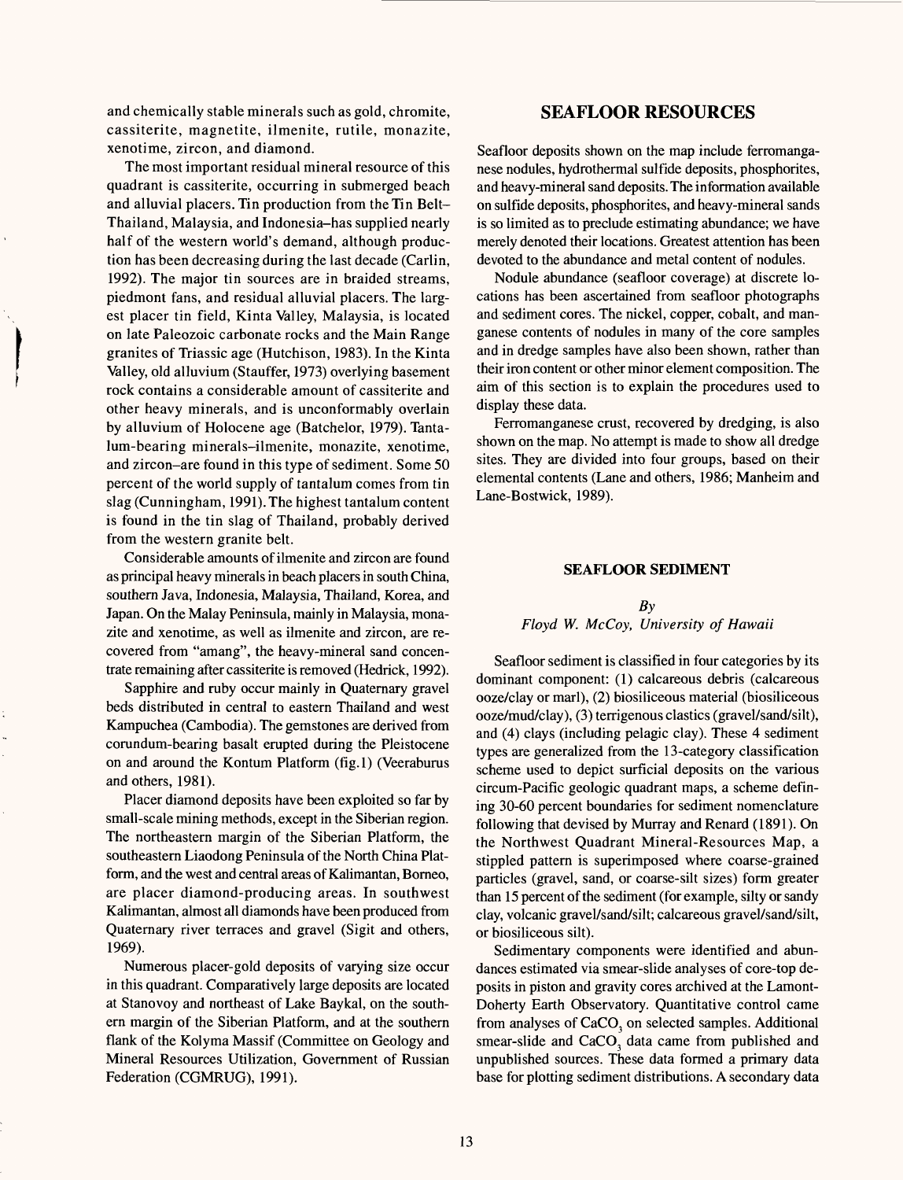and chemically stable minerals such as gold, chromite, cassiterite, magnetite, ilmenite, rutile, monazite, xenotime, zircon, and diamond.

The most important residual mineral resource of this quadrant is cassiterite, occurring in submerged beach and alluvial placers. Tin production from the Tin Belt–Thailand, Malaysia, and Indonesia–has supplied nearly half of the western world's demand, although production has been decreasing during the last decade (Carlin, 1992). The major tin sources are in braided streams, piedmont fans, and residual alluvial placers. The largest placer tin field, Kinta Valley, Malaysia, is located on late Paleozoic carbonate rocks and the Main Range granites of Triassic age (Hutchison, 1983). In the Kinta Valley, old alluvium (Stauffer, 1973) overlying basement rock contains a considerable amount of cassiterite and other heavy minerals, and is unconformably overlain by alluvium of Holocene age (Batchelor, 1979). Tantalum-bearing minerals–ilmenite, monazite, xenotime, and zircon–are found in this type of sediment. Some 50 percent of the world supply of tantalum comes from tin slag (Cunningham, 1991). The highest tantalum content is found in the tin slag of Thailand, probably derived from the western granite belt.

Considerable amounts of ilmenite and zircon are found as principal heavy minerals in beach placers in south China, southern Java, Indonesia, Malaysia, Thailand, Korea, and Japan. On the Malay Peninsula, mainly in Malaysia, monazite and xenotime, as well as ilmenite and zircon, are recovered from "amang", the heavy-mineral sand concentrate remaining after cassiterite is removed (Hedrick, 1992).

Sapphire and ruby occur mainly in Quaternary gravel beds distributed in central to eastern Thailand and west Kampuchea (Cambodia). The gemstones are derived from corundum-bearing basalt erupted during the Pleistocene on and around the Kontum Platform (fig.1) (Veeraburus and others, 1981).

Placer diamond deposits have been exploited so far by small-scale mining methods, except in the Siberian region. The northeastern margin of the Siberian Platform, the southeastern Liaodong Peninsula of the North China Platform, and the west and central areas of Kalimantan, Borneo, are placer diamond-producing areas. In southwest Kalimantan, almost all diamonds have been produced from Quaternary river terraces and gravel (Sigit and others, 1969).

Numerous placer-gold deposits of varying size occur in this quadrant. Comparatively large deposits are located at Stanovoy and northeast of Lake Baykal, on the southern margin of the Siberian Platform, and at the southern flank of the Kolyma Massif (Committee on Geology and Mineral Resources Utilization, Government of Russian Federation (CGMRUG), 1991).

## SEAFLOOR RESOURCES

Seafloor deposits shown on the map include ferromanganese nodules, hydrothermal sulfide deposits, phosphorites, and heavy-mineral sand deposits. The information available on sulfide deposits, phosphorites, and heavy-mineral sands is so limited as to preclude estimating abundance; we have merely denoted their locations. Greatest attention has been devoted to the abundance and metal content of nodules.

Nodule abundance (seafloor coverage) at discrete locations has been ascertained from seafloor photographs and sediment cores. The nickel, copper, cobalt, and manganese contents of nodules in many of the core samples and in dredge samples have also been shown, rather than their iron content or other minor element composition. The aim of this section is to explain the procedures used to display these data.

Ferromanganese crust, recovered by dredging, is also shown on the map. No attempt is made to show all dredge sites. They are divided into four groups, based on their elemental contents (Lane and others, 1986; Manheim and Lane-Bostwick, 1989).

### SEAFLOOR SEDIMENT

*By*
*Floyd W. McCoy, University of Hawaii*

Seafloor sediment is classified in four categories by its dominant component: (1) calcareous debris (calcareous ooze/clay or marl), (2) biosiliceous material (biosiliceous ooze/mud/clay), (3) terrigenous clastics (gravel/sand/silt), and (4) clays (including pelagic clay). These 4 sediment types are generalized from the 13-category classification scheme used to depict surficial deposits on the various circum-Pacific geologic quadrant maps, a scheme defining 30-60 percent boundaries for sediment nomenclature following that devised by Murray and Renard (1891). On the Northwest Quadrant Mineral-Resources Map, a stippled pattern is superimposed where coarse-grained particles (gravel, sand, or coarse-silt sizes) form greater than 15 percent of the sediment (for example, silty or sandy clay, volcanic gravel/sand/silt; calcareous gravel/sand/silt, or biosiliceous silt).

Sedimentary components were identified and abundances estimated via smear-slide analyses of core-top deposits in piston and gravity cores archived at the Lamont-Doherty Earth Observatory. Quantitative control came from analyses of $CaCO_3$ on selected samples. Additional smear-slide and $CaCO_3$ data came from published and unpublished sources. These data formed a primary data base for plotting sediment distributions. A secondary data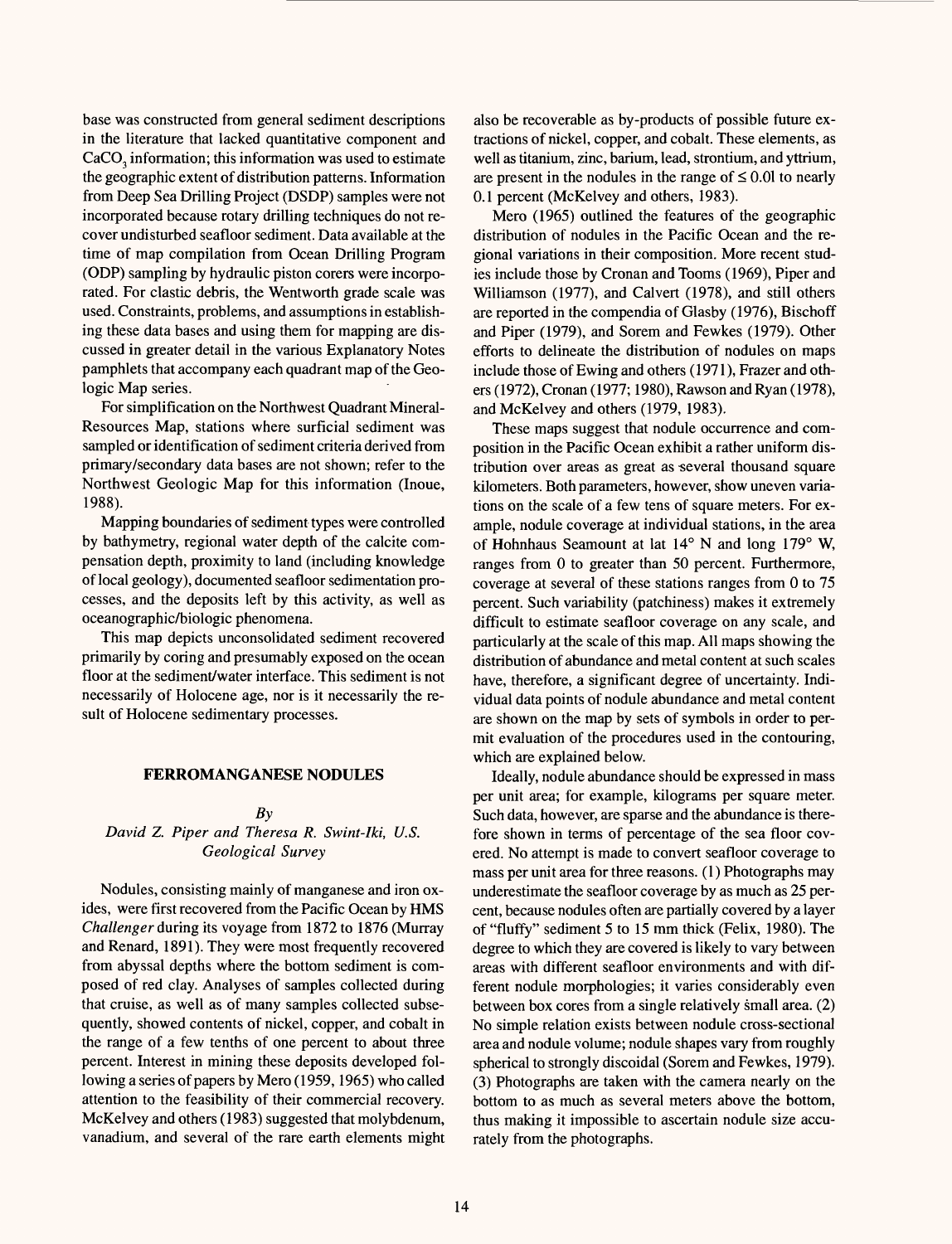base was constructed from general sediment descriptions in the literature that lacked quantitative component and $CaCO_3$ information; this information was used to estimate the geographic extent of distribution patterns. Information from Deep Sea Drilling Project (DSDP) samples were not incorporated because rotary drilling techniques do not recover undisturbed seafloor sediment. Data available at the time of map compilation from Ocean Drilling Program (ODP) sampling by hydraulic piston corers were incorporated. For clastic debris, the Wentworth grade scale was used. Constraints, problems, and assumptions in establishing these data bases and using them for mapping are discussed in greater detail in the various Explanatory Notes pamphlets that accompany each quadrant map of the Geologic Map series.

For simplification on the Northwest Quadrant Mineral-Resources Map, stations where surficial sediment was sampled or identification of sediment criteria derived from primary/secondary data bases are not shown; refer to the Northwest Geologic Map for this information (Inoue, 1988).

Mapping boundaries of sediment types were controlled by bathymetry, regional water depth of the calcite compensation depth, proximity to land (including knowledge of local geology), documented seafloor sedimentation processes, and the deposits left by this activity, as well as oceanographic/biologic phenomena.

This map depicts unconsolidated sediment recovered primarily by coring and presumably exposed on the ocean floor at the sediment/water interface. This sediment is not necessarily of Holocene age, nor is it necessarily the result of Holocene sedimentary processes.

## FERROMANGANESE NODULES

*By*
*David Z. Piper and Theresa R. Swint-Iki, U.S. Geological Survey*

Nodules, consisting mainly of manganese and iron oxides, were first recovered from the Pacific Ocean by HMS *Challenger* during its voyage from 1872 to 1876 (Murray and Renard, 1891). They were most frequently recovered from abyssal depths where the bottom sediment is composed of red clay. Analyses of samples collected during that cruise, as well as of many samples collected subsequently, showed contents of nickel, copper, and cobalt in the range of a few tenths of one percent to about three percent. Interest in mining these deposits developed following a series of papers by Mero (1959, 1965) who called attention to the feasibility of their commercial recovery. McKelvey and others (1983) suggested that molybdenum, vanadium, and several of the rare earth elements might also be recoverable as by-products of possible future extractions of nickel, copper, and cobalt. These elements, as well as titanium, zinc, barium, lead, strontium, and yttrium, are present in the nodules in the range of $\leq$ 0.01 to nearly 0.1 percent (McKelvey and others, 1983).

Mero (1965) outlined the features of the geographic distribution of nodules in the Pacific Ocean and the regional variations in their composition. More recent studies include those by Cronan and Tooms (1969), Piper and Williamson (1977), and Calvert (1978), and still others are reported in the compendia of Glasby (1976), Bischoff and Piper (1979), and Sorem and Fewkes (1979). Other efforts to delineate the distribution of nodules on maps include those of Ewing and others (1971), Frazer and others (1972), Cronan (1977; 1980), Rawson and Ryan (1978), and McKelvey and others (1979, 1983).

These maps suggest that nodule occurrence and composition in the Pacific Ocean exhibit a rather uniform distribution over areas as great as several thousand square kilometers. Both parameters, however, show uneven variations on the scale of a few tens of square meters. For example, nodule coverage at individual stations, in the area of Hohnhaus Seamount at lat 14° N and long 179° W, ranges from 0 to greater than 50 percent. Furthermore, coverage at several of these stations ranges from 0 to 75 percent. Such variability (patchiness) makes it extremely difficult to estimate seafloor coverage on any scale, and particularly at the scale of this map. All maps showing the distribution of abundance and metal content at such scales have, therefore, a significant degree of uncertainty. Individual data points of nodule abundance and metal content are shown on the map by sets of symbols in order to permit evaluation of the procedures used in the contouring, which are explained below.

Ideally, nodule abundance should be expressed in mass per unit area; for example, kilograms per square meter. Such data, however, are sparse and the abundance is therefore shown in terms of percentage of the sea floor covered. No attempt is made to convert seafloor coverage to mass per unit area for three reasons. (1) Photographs may underestimate the seafloor coverage by as much as 25 percent, because nodules often are partially covered by a layer of "fluffy" sediment 5 to 15 mm thick (Felix, 1980). The degree to which they are covered is likely to vary between areas with different seafloor environments and with different nodule morphologies; it varies considerably even between box cores from a single relatively small area. (2) No simple relation exists between nodule cross-sectional area and nodule volume; nodule shapes vary from roughly spherical to strongly discoidal (Sorem and Fewkes, 1979). (3) Photographs are taken with the camera nearly on the bottom to as much as several meters above the bottom, thus making it impossible to ascertain nodule size accurately from the photographs.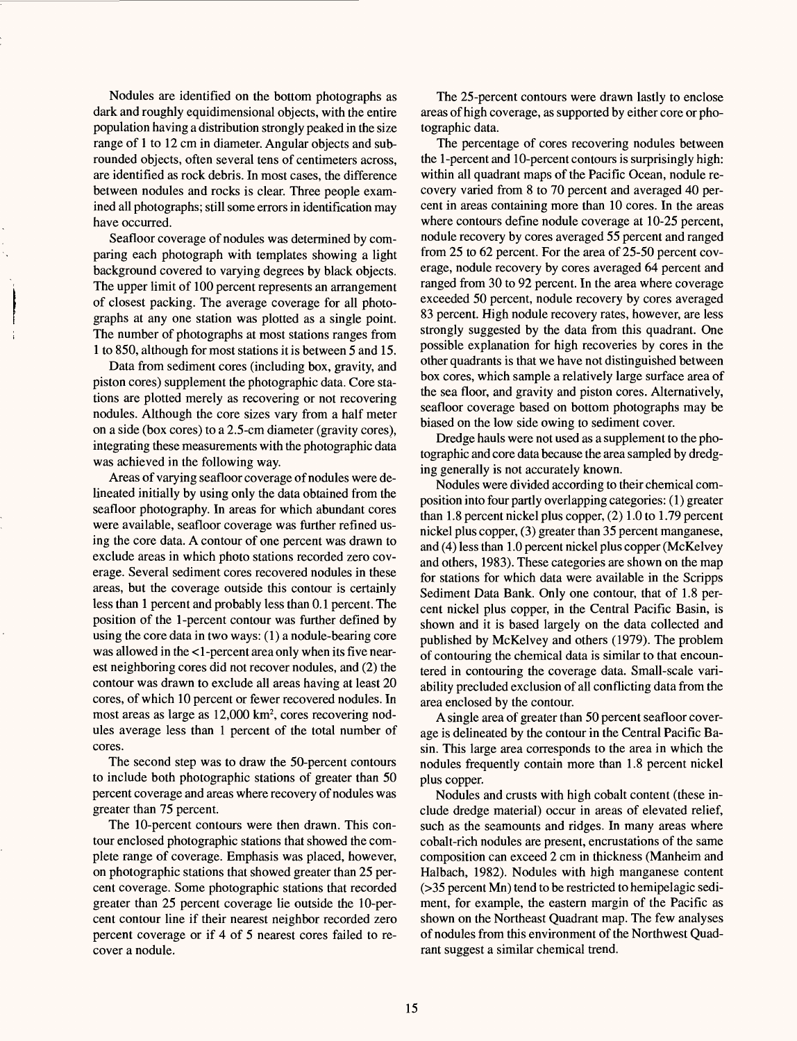Nodules are identified on the bottom photographs as dark and roughly equidimensional objects, with the entire population having a distribution strongly peaked in the size range of 1 to 12 cm in diameter. Angular objects and subrounded objects, often several tens of centimeters across, are identified as rock debris. In most cases, the difference between nodules and rocks is clear. Three people examined all photographs; still some errors in identification may have occurred.

Seafloor coverage of nodules was determined by comparing each photograph with templates showing a light background covered to varying degrees by black objects. The upper limit of 100 percent represents an arrangement of closest packing. The average coverage for all photographs at any one station was plotted as a single point. The number of photographs at most stations ranges from 1 to 850, although for most stations it is between 5 and 15.

Data from sediment cores (including box, gravity, and piston cores) supplement the photographic data. Core stations are plotted merely as recovering or not recovering nodules. Although the core sizes vary from a half meter on a side (box cores) to a 2.5-cm diameter (gravity cores), integrating these measurements with the photographic data was achieved in the following way.

Areas of varying seafloor coverage of nodules were delineated initially by using only the data obtained from the seafloor photography. In areas for which abundant cores were available, seafloor coverage was further refined using the core data. A contour of one percent was drawn to exclude areas in which photo stations recorded zero coverage. Several sediment cores recovered nodules in these areas, but the coverage outside this contour is certainly less than 1 percent and probably less than 0.1 percent. The position of the 1-percent contour was further defined by using the core data in two ways: (1) a nodule-bearing core was allowed in the <1-percent area only when its five nearest neighboring cores did not recover nodules, and (2) the contour was drawn to exclude all areas having at least 20 cores, of which 10 percent or fewer recovered nodules. In most areas as large as 12,000 km$^2$, cores recovering nodules average less than 1 percent of the total number of cores.

The second step was to draw the 50-percent contours to include both photographic stations of greater than 50 percent coverage and areas where recovery of nodules was greater than 75 percent.

The 10-percent contours were then drawn. This contour enclosed photographic stations that showed the complete range of coverage. Emphasis was placed, however, on photographic stations that showed greater than 25 percent coverage. Some photographic stations that recorded greater than 25 percent coverage lie outside the 10-percent contour line if their nearest neighbor recorded zero percent coverage or if 4 of 5 nearest cores failed to recover a nodule.

The 25-percent contours were drawn lastly to enclose areas of high coverage, as supported by either core or photographic data.

The percentage of cores recovering nodules between the 1-percent and 10-percent contours is surprisingly high: within all quadrant maps of the Pacific Ocean, nodule recovery varied from 8 to 70 percent and averaged 40 percent in areas containing more than 10 cores. In the areas where contours define nodule coverage at 10-25 percent, nodule recovery by cores averaged 55 percent and ranged from 25 to 62 percent. For the area of 25-50 percent coverage, nodule recovery by cores averaged 64 percent and ranged from 30 to 92 percent. In the area where coverage exceeded 50 percent, nodule recovery by cores averaged 83 percent. High nodule recovery rates, however, are less strongly suggested by the data from this quadrant. One possible explanation for high recoveries by cores in the other quadrants is that we have not distinguished between box cores, which sample a relatively large surface area of the sea floor, and gravity and piston cores. Alternatively, seafloor coverage based on bottom photographs may be biased on the low side owing to sediment cover.

Dredge hauls were not used as a supplement to the photographic and core data because the area sampled by dredging generally is not accurately known.

Nodules were divided according to their chemical composition into four partly overlapping categories: (1) greater than 1.8 percent nickel plus copper, (2) 1.0 to 1.79 percent nickel plus copper, (3) greater than 35 percent manganese, and (4) less than 1.0 percent nickel plus copper (McKelvey and others, 1983). These categories are shown on the map for stations for which data were available in the Scripps Sediment Data Bank. Only one contour, that of 1.8 percent nickel plus copper, in the Central Pacific Basin, is shown and it is based largely on the data collected and published by McKelvey and others (1979). The problem of contouring the chemical data is similar to that encountered in contouring the coverage data. Small-scale variability precluded exclusion of all conflicting data from the area enclosed by the contour.

A single area of greater than 50 percent seafloor coverage is delineated by the contour in the Central Pacific Basin. This large area corresponds to the area in which the nodules frequently contain more than 1.8 percent nickel plus copper.

Nodules and crusts with high cobalt content (these include dredge material) occur in areas of elevated relief, such as the seamounts and ridges. In many areas where cobalt-rich nodules are present, encrustations of the same composition can exceed 2 cm in thickness (Manheim and Halbach, 1982). Nodules with high manganese content (>35 percent Mn) tend to be restricted to hemipelagic sediment, for example, the eastern margin of the Pacific as shown on the Northeast Quadrant map. The few analyses of nodules from this environment of the Northwest Quadrant suggest a similar chemical trend.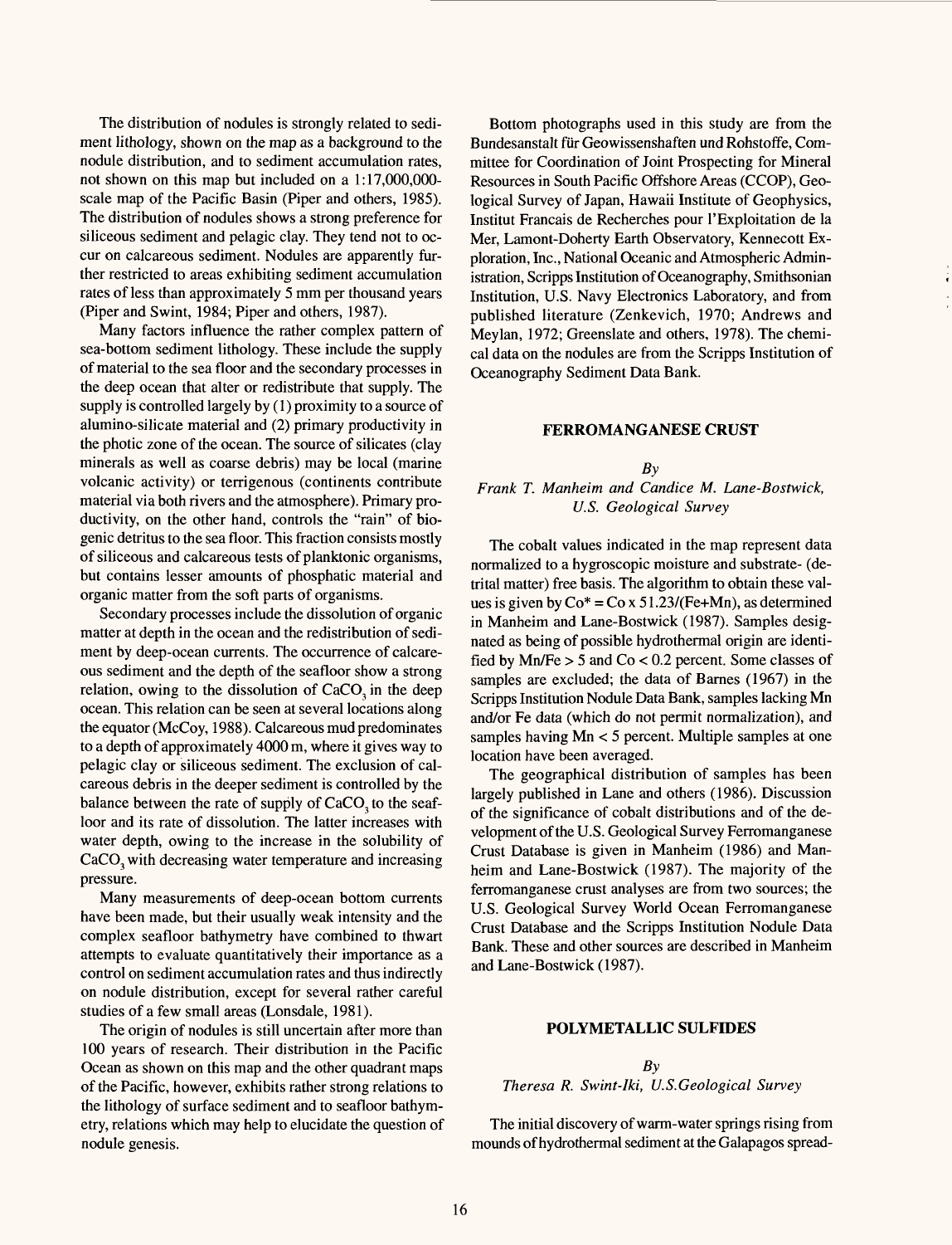The distribution of nodules is strongly related to sediment lithology, shown on the map as a background to the nodule distribution, and to sediment accumulation rates, not shown on this map but included on a 1:17,000,000-scale map of the Pacific Basin (Piper and others, 1985). The distribution of nodules shows a strong preference for siliceous sediment and pelagic clay. They tend not to occur on calcareous sediment. Nodules are apparently further restricted to areas exhibiting sediment accumulation rates of less than approximately 5 mm per thousand years (Piper and Swint, 1984; Piper and others, 1987).

Many factors influence the rather complex pattern of sea-bottom sediment lithology. These include the supply of material to the sea floor and the secondary processes in the deep ocean that alter or redistribute that supply. The supply is controlled largely by (1) proximity to a source of alumino-silicate material and (2) primary productivity in the photic zone of the ocean. The source of silicates (clay minerals as well as coarse debris) may be local (marine volcanic activity) or terrigenous (continents contribute material via both rivers and the atmosphere). Primary productivity, on the other hand, controls the "rain" of biogenic detritus to the sea floor. This fraction consists mostly of siliceous and calcareous tests of planktonic organisms, but contains lesser amounts of phosphatic material and organic matter from the soft parts of organisms.

Secondary processes include the dissolution of organic matter at depth in the ocean and the redistribution of sediment by deep-ocean currents. The occurrence of calcareous sediment and the depth of the seafloor show a strong relation, owing to the dissolution of $CaCO_3$ in the deep ocean. This relation can be seen at several locations along the equator (McCoy, 1988). Calcareous mud predominates to a depth of approximately 4000 m, where it gives way to pelagic clay or siliceous sediment. The exclusion of calcareous debris in the deeper sediment is controlled by the balance between the rate of supply of $CaCO_3$ to the seafloor and its rate of dissolution. The latter increases with water depth, owing to the increase in the solubility of $CaCO_3$ with decreasing water temperature and increasing pressure.

Many measurements of deep-ocean bottom currents have been made, but their usually weak intensity and the complex seafloor bathymetry have combined to thwart attempts to evaluate quantitatively their importance as a control on sediment accumulation rates and thus indirectly on nodule distribution, except for several rather careful studies of a few small areas (Lonsdale, 1981).

The origin of nodules is still uncertain after more than 100 years of research. Their distribution in the Pacific Ocean as shown on this map and the other quadrant maps of the Pacific, however, exhibits rather strong relations to the lithology of surface sediment and to seafloor bathymetry, relations which may help to elucidate the question of nodule genesis.

Bottom photographs used in this study are from the Bundesanstalt für Geowissenshaften und Rohstoffe, Committee for Coordination of Joint Prospecting for Mineral Resources in South Pacific Offshore Areas (CCOP), Geological Survey of Japan, Hawaii Institute of Geophysics, Institut Francais de Recherches pour l'Exploitation de la Mer, Lamont-Doherty Earth Observatory, Kennecott Exploration, Inc., National Oceanic and Atmospheric Administration, Scripps Institution of Oceanography, Smithsonian Institution, U.S. Navy Electronics Laboratory, and from published literature (Zenkevich, 1970; Andrews and Meylan, 1972; Greenslate and others, 1978). The chemical data on the nodules are from the Scripps Institution of Oceanography Sediment Data Bank.

## FERROMANGANESE CRUST

*By*

*Frank T. Manheim and Candice M. Lane-Bostwick, U.S. Geological Survey*

The cobalt values indicated in the map represent data normalized to a hygroscopic moisture and substrate- (detrital matter) free basis. The algorithm to obtain these values is given by $Co^* = Co \times 51.23/(Fe+Mn)$, as determined in Manheim and Lane-Bostwick (1987). Samples designated as being of possible hydrothermal origin are identified by $Mn/Fe > 5$ and $Co < 0.2$ percent. Some classes of samples are excluded; the data of Barnes (1967) in the Scripps Institution Nodule Data Bank, samples lacking Mn and/or Fe data (which do not permit normalization), and samples having $Mn < 5$ percent. Multiple samples at one location have been averaged.

The geographical distribution of samples has been largely published in Lane and others (1986). Discussion of the significance of cobalt distributions and of the development of the U.S. Geological Survey Ferromanganese Crust Database is given in Manheim (1986) and Manheim and Lane-Bostwick (1987). The majority of the ferromanganese crust analyses are from two sources; the U.S. Geological Survey World Ocean Ferromanganese Crust Database and the Scripps Institution Nodule Data Bank. These and other sources are described in Manheim and Lane-Bostwick (1987).

## POLYMETALLIC SULFIDES

*By*

*Theresa R. Swint-Iki, U.S.Geological Survey*

The initial discovery of warm-water springs rising from mounds of hydrothermal sediment at the Galapagos spread-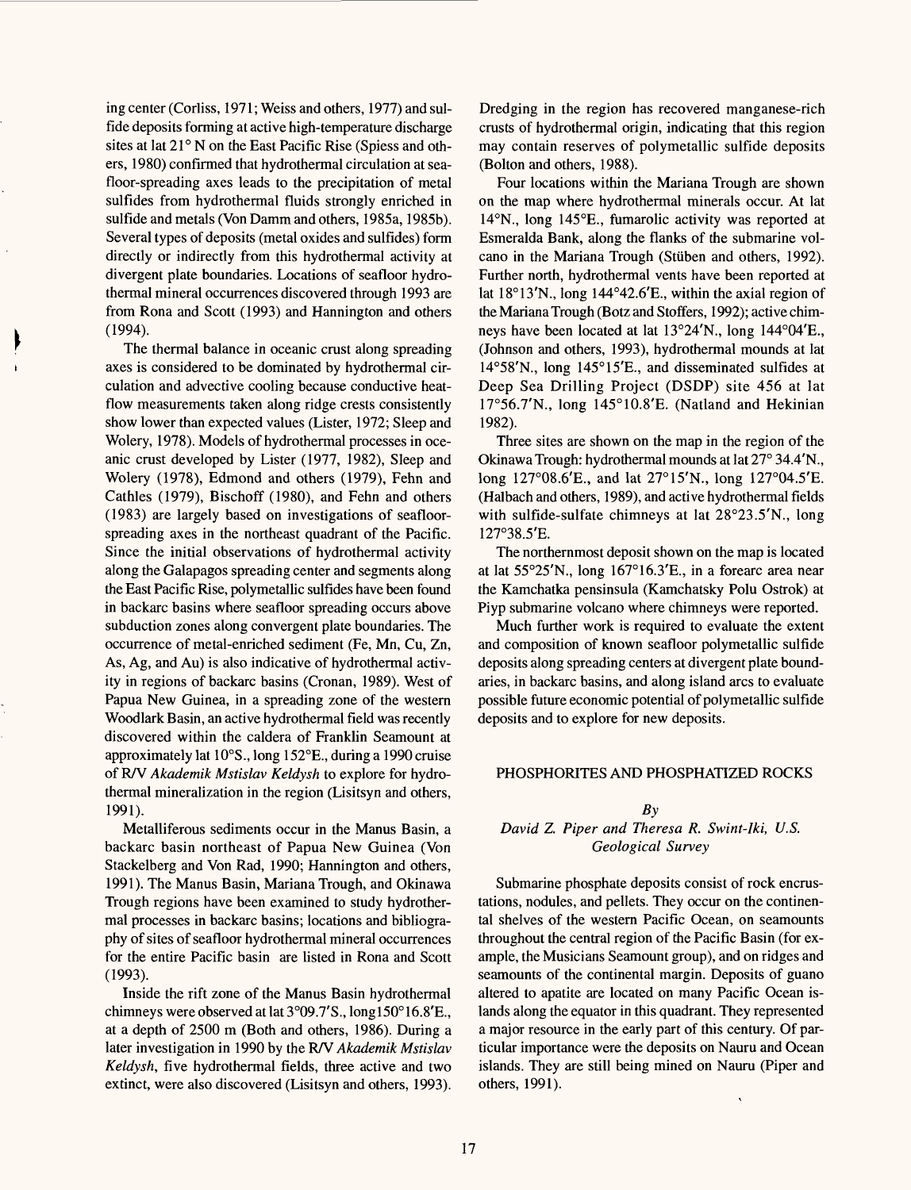ing center (Corliss, 1971; Weiss and others, 1977) and sulfide deposits forming at active high-temperature discharge sites at lat 21° N on the East Pacific Rise (Spiess and others, 1980) confirmed that hydrothermal circulation at seafloor-spreading axes leads to the precipitation of metal sulfides from hydrothermal fluids strongly enriched in sulfide and metals (Von Damm and others, 1985a, 1985b). Several types of deposits (metal oxides and sulfides) form directly or indirectly from this hydrothermal activity at divergent plate boundaries. Locations of seafloor hydrothermal mineral occurrences discovered through 1993 are from Rona and Scott (1993) and Hannington and others (1994).

The thermal balance in oceanic crust along spreading axes is considered to be dominated by hydrothermal circulation and advective cooling because conductive heat-flow measurements taken along ridge crests consistently show lower than expected values (Lister, 1972; Sleep and Wolery, 1978). Models of hydrothermal processes in oceanic crust developed by Lister (1977, 1982), Sleep and Wolery (1978), Edmond and others (1979), Fehn and Cathles (1979), Bischoff (1980), and Fehn and others (1983) are largely based on investigations of seafloor-spreading axes in the northeast quadrant of the Pacific. Since the initial observations of hydrothermal activity along the Galapagos spreading center and segments along the East Pacific Rise, polymetallic sulfides have been found in backarc basins where seafloor spreading occurs above subduction zones along convergent plate boundaries. The occurrence of metal-enriched sediment (Fe, Mn, Cu, Zn, As, Ag, and Au) is also indicative of hydrothermal activity in regions of backarc basins (Cronan, 1989). West of Papua New Guinea, in a spreading zone of the western Woodlark Basin, an active hydrothermal field was recently discovered within the caldera of Franklin Seamount at approximately lat 10°S., long 152°E., during a 1990 cruise of R/V *Akademik Mstislav Keldysh* to explore for hydrothermal mineralization in the region (Lisitsyn and others, 1991).

Metalliferous sediments occur in the Manus Basin, a backarc basin northeast of Papua New Guinea (Von Stackelberg and Von Rad, 1990; Hannington and others, 1991). The Manus Basin, Mariana Trough, and Okinawa Trough regions have been examined to study hydrothermal processes in backarc basins; locations and bibliography of sites of seafloor hydrothermal mineral occurrences for the entire Pacific basin are listed in Rona and Scott (1993).

Inside the rift zone of the Manus Basin hydrothermal chimneys were observed at lat 3°09.7′S., long150°16.8′E., at a depth of 2500 m (Both and others, 1986). During a later investigation in 1990 by the R/V *Akademik Mstislav Keldysh*, five hydrothermal fields, three active and two extinct, were also discovered (Lisitsyn and others, 1993). Dredging in the region has recovered manganese-rich crusts of hydrothermal origin, indicating that this region may contain reserves of polymetallic sulfide deposits (Bolton and others, 1988).

Four locations within the Mariana Trough are shown on the map where hydrothermal minerals occur. At lat 14°N., long 145°E., fumarolic activity was reported at Esmeralda Bank, along the flanks of the submarine volcano in the Mariana Trough (Stüben and others, 1992). Further north, hydrothermal vents have been reported at lat 18°13′N., long 144°42.6′E., within the axial region of the Mariana Trough (Botz and Stoffers, 1992); active chimneys have been located at lat 13°24′N., long 144°04′E., (Johnson and others, 1993), hydrothermal mounds at lat 14°58′N., long 145°15′E., and disseminated sulfides at Deep Sea Drilling Project (DSDP) site 456 at lat 17°56.7′N., long 145°10.8′E. (Natland and Hekinian 1982).

Three sites are shown on the map in the region of the Okinawa Trough: hydrothermal mounds at lat 27° 34.4′N., long 127°08.6′E., and lat 27°15′N., long 127°04.5′E. (Halbach and others, 1989), and active hydrothermal fields with sulfide-sulfate chimneys at lat 28°23.5′N., long 127°38.5′E.

The northernmost deposit shown on the map is located at lat 55°25′N., long 167°16.3′E., in a forearc area near the Kamchatka pensinsula (Kamchatsky Polu Ostrok) at Piyp submarine volcano where chimneys were reported.

Much further work is required to evaluate the extent and composition of known seafloor polymetallic sulfide deposits along spreading centers at divergent plate boundaries, in backarc basins, and along island arcs to evaluate possible future economic potential of polymetallic sulfide deposits and to explore for new deposits.

## PHOSPHORITES AND PHOSPHATIZED ROCKS

*By*

*David Z. Piper and Theresa R. Swint-Iki, U.S. Geological Survey*

Submarine phosphate deposits consist of rock encrustations, nodules, and pellets. They occur on the continental shelves of the western Pacific Ocean, on seamounts throughout the central region of the Pacific Basin (for example, the Musicians Seamount group), and on ridges and seamounts of the continental margin. Deposits of guano altered to apatite are located on many Pacific Ocean islands along the equator in this quadrant. They represented a major resource in the early part of this century. Of particular importance were the deposits on Nauru and Ocean islands. They are still being mined on Nauru (Piper and others, 1991).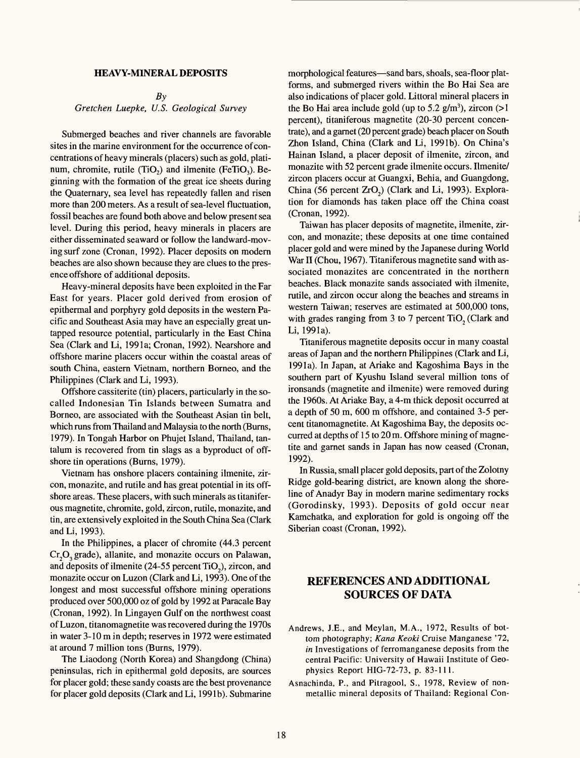## HEAVY-MINERAL DEPOSITS

*By*
*Gretchen Luepke, U.S. Geological Survey*

Submerged beaches and river channels are favorable sites in the marine environment for the occurrence of concentrations of heavy minerals (placers) such as gold, platinum, chromite, rutile ($TiO_2$) and ilmenite ($FeTiO_3$). Beginning with the formation of the great ice sheets during the Quaternary, sea level has repeatedly fallen and risen more than 200 meters. As a result of sea-level fluctuation, fossil beaches are found both above and below present sea level. During this period, heavy minerals in placers are either disseminated seaward or follow the landward-moving surf zone (Cronan, 1992). Placer deposits on modern beaches are also shown because they are clues to the presence offshore of additional deposits.

Heavy-mineral deposits have been exploited in the Far East for years. Placer gold derived from erosion of epithermal and porphyry gold deposits in the western Pacific and Southeast Asia may have an especially great untapped resource potential, particularly in the East China Sea (Clark and Li, 1991a; Cronan, 1992). Nearshore and offshore marine placers occur within the coastal areas of south China, eastern Vietnam, northern Borneo, and the Philippines (Clark and Li, 1993).

Offshore cassiterite (tin) placers, particularly in the so-called Indonesian Tin Islands between Sumatra and Borneo, are associated with the Southeast Asian tin belt, which runs from Thailand and Malaysia to the north (Burns, 1979). In Tongah Harbor on Phujet Island, Thailand, tantalum is recovered from tin slags as a byproduct of offshore tin operations (Burns, 1979).

Vietnam has onshore placers containing ilmenite, zircon, monazite, and rutile and has great potential in its offshore areas. These placers, with such minerals as titaniferous magnetite, chromite, gold, zircon, rutile, monazite, and tin, are extensively exploited in the South China Sea (Clark and Li, 1993).

In the Philippines, a placer of chromite (44.3 percent $Cr_2O_3$ grade), allanite, and monazite occurs on Palawan, and deposits of ilmenite (24-55 percent $TiO_2$), zircon, and monazite occur on Luzon (Clark and Li, 1993). One of the longest and most successful offshore mining operations produced over 500,000 oz of gold by 1992 at Paracale Bay (Cronan, 1992). In Lingayen Gulf on the northwest coast of Luzon, titanomagnetite was recovered during the 1970s in water 3-10 m in depth; reserves in 1972 were estimated at around 7 million tons (Burns, 1979).

The Liaodong (North Korea) and Shangdong (China) peninsulas, rich in epithermal gold deposits, are sources for placer gold; these sandy coasts are the best provenance for placer gold deposits (Clark and Li, 1991b). Submarine morphological features—sand bars, shoals, sea-floor platforms, and submerged rivers within the Bo Hai Sea are also indications of placer gold. Littoral mineral placers in the Bo Hai area include gold (up to 5.2 $g/m^3$), zircon (>1 percent), titaniferous magnetite (20-30 percent concentrate), and a garnet (20 percent grade) beach placer on South Zhon Island, China (Clark and Li, 1991b). On China's Hainan Island, a placer deposit of ilmenite, zircon, and monazite with 52 percent grade ilmenite occurs. Ilmenite/zircon placers occur at Guangxi, Behia, and Guangdong, China (56 percent $ZrO_2$) (Clark and Li, 1993). Exploration for diamonds has taken place off the China coast (Cronan, 1992).

Taiwan has placer deposits of magnetite, ilmenite, zircon, and monazite; these deposits at one time contained placer gold and were mined by the Japanese during World War II (Chou, 1967). Titaniferous magnetite sand with associated monazites are concentrated in the northern beaches. Black monazite sands associated with ilmenite, rutile, and zircon occur along the beaches and streams in western Taiwan; reserves are estimated at 500,000 tons, with grades ranging from 3 to 7 percent $TiO_2$ (Clark and Li, 1991a).

Titaniferous magnetite deposits occur in many coastal areas of Japan and the northern Philippines (Clark and Li, 1991a). In Japan, at Ariake and Kagoshima Bays in the southern part of Kyushu Island several million tons of ironsands (magnetite and ilmenite) were removed during the 1960s. At Ariake Bay, a 4-m thick deposit occurred at a depth of 50 m, 600 m offshore, and contained 3-5 percent titanomagnetite. At Kagoshima Bay, the deposits occurred at depths of 15 to 20 m. Offshore mining of magnetite and garnet sands in Japan has now ceased (Cronan, 1992).

In Russia, small placer gold deposits, part of the Zolotny Ridge gold-bearing district, are known along the shoreline of Anadyr Bay in modern marine sedimentary rocks (Gorodinsky, 1993). Deposits of gold occur near Kamchatka, and exploration for gold is ongoing off the Siberian coast (Cronan, 1992).

## REFERENCES AND ADDITIONAL SOURCES OF DATA

Andrews, J.E., and Meylan, M.A., 1972, Results of bottom photography; *Kana Keoki* Cruise Manganese '72, *in* Investigations of ferromanganese deposits from the central Pacific: University of Hawaii Institute of Geophysics Report HIG-72-73, p. 83-111.

Asnachinda, P., and Pitragool, S., 1978, Review of nonmetallic mineral deposits of Thailand: Regional Con-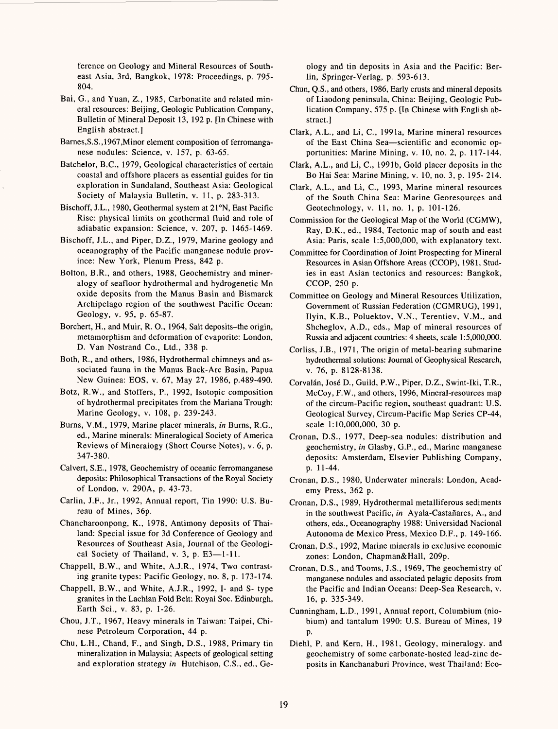ference on Geology and Mineral Resources of Southeast Asia, 3rd, Bangkok, 1978: Proceedings, p. 795-804.

Bai, G., and Yuan, Z., 1985, Carbonatite and related mineral resources: Beijing, Geologic Publication Company, Bulletin of Mineral Deposit 13, 192 p. [In Chinese with English abstract.]

Barnes,S.S.,1967,Minor element composition of ferromanganese nodules: Science, v. 157, p. 63-65.

Batchelor, B.C., 1979, Geological characteristics of certain coastal and offshore placers as essential guides for tin exploration in Sundaland, Southeast Asia: Geological Society of Malaysia Bulletin, v. 11, p. 283-313.

Bischoff, J.L., 1980, Geothermal system at 21°N, East Pacific Rise: physical limits on geothermal fluid and role of adiabatic expansion: Science, v. 207, p. 1465-1469.

Bischoff, J.L., and Piper, D.Z., 1979, Marine geology and oceanography of the Pacific manganese nodule province: New York, Plenum Press, 842 p.

Bolton, B.R., and others, 1988, Geochemistry and mineralogy of seafloor hydrothermal and hydrogenetic Mn oxide deposits from the Manus Basin and Bismarck Archipelago region of the southwest Pacific Ocean: Geology, v. 95, p. 65-87.

Borchert, H., and Muir, R. O., 1964, Salt deposits–the origin, metamorphism and deformation of evaporite: London, D. Van Nostrand Co., Ltd., 338 p.

Both, R., and others, 1986, Hydrothermal chimneys and associated fauna in the Manus Back-Arc Basin, Papua New Guinea: EOS, v. 67, May 27, 1986, p.489-490.

Botz, R.W., and Stoffers, P., 1992, Isotopic composition of hydrothermal precipitates from the Mariana Trough: Marine Geology, v. 108, p. 239-243.

Burns, V.M., 1979, Marine placer minerals, *in* Burns, R.G., ed., Marine minerals: Mineralogical Society of America Reviews of Mineralogy (Short Course Notes), v. 6, p. 347-380.

Calvert, S.E., 1978, Geochemistry of oceanic ferromanganese deposits: Philosophical Transactions of the Royal Society of London, v. 290A, p. 43-73.

Carlin, J.F., Jr., 1992, Annual report, Tin 1990: U.S. Bureau of Mines, 36p.

Chancharoonpong, K., 1978, Antimony deposits of Thailand: Special issue for 3d Conference of Geology and Resources of Southeast Asia, Journal of the Geological Society of Thailand, v. 3, p. E3—1-11.

Chappell, B.W., and White, A.J.R., 1974, Two contrasting granite types: Pacific Geology, no. 8, p. 173-174.

Chappell, B.W., and White, A.J.R., 1992, I- and S- type granites in the Lachlan Fold Belt: Royal Soc. Edinburgh, Earth Sci., v. 83, p. 1-26.

Chou, J.T., 1967, Heavy minerals in Taiwan: Taipei, Chinese Petroleum Corporation, 44 p.

Chu, L.H., Chand, F., and Singh, D.S., 1988, Primary tin mineralization in Malaysia; Aspects of geological setting and exploration strategy *in* Hutchison, C.S., ed., Geology and tin deposits in Asia and the Pacific: Berlin, Springer-Verlag, p. 593-613.

Chun, Q.S., and others, 1986, Early crusts and mineral deposits of Liaodong peninsula, China: Beijing, Geologic Publication Company, 575 p. [In Chinese with English abstract.]

Clark, A.L., and Li, C., 1991a, Marine mineral resources of the East China Sea—scientific and economic opportunities: Marine Mining, v. 10, no. 2, p. 117-144.

Clark, A.L., and Li, C., 1991b, Gold placer deposits in the Bo Hai Sea: Marine Mining, v. 10, no. 3, p. 195- 214.

Clark, A.L., and Li, C., 1993, Marine mineral resources of the South China Sea: Marine Georesources and Geotechnology, v. 11, no. 1, p. 101-126.

Commission for the Geological Map of the World (CGMW), Ray, D.K., ed., 1984, Tectonic map of south and east Asia: Paris, scale 1:5,000,000, with explanatory text.

Committee for Coordination of Joint Prospecting for Mineral Resources in Asian Offshore Areas (CCOP), 1981, Studies in east Asian tectonics and resources: Bangkok, CCOP, 250 p.

Committee on Geology and Mineral Resources Utilization, Government of Russian Federation (CGMRUG), 1991, Ilyin, K.B., Poluektov, V.N., Terentiev, V.M., and Shcheglov, A.D., eds., Map of mineral resources of Russia and adjacent countries: 4 sheets, scale 1:5,000,000.

Corliss, J.B., 1971, The origin of metal-bearing submarine hydrothermal solutions: Journal of Geophysical Research, v. 76, p. 8128-8138.

Corvalán, José D., Guild, P.W., Piper, D.Z., Swint-Iki, T.R., McCoy, F.W., and others, 1996, Mineral-resources map of the circum-Pacific region, southeast quadrant: U.S. Geological Survey, Circum-Pacific Map Series CP-44, scale 1:10,000,000, 30 p.

Cronan, D.S., 1977, Deep-sea nodules: distribution and geochemistry, *in* Glasby, G.P., ed., Marine manganese deposits: Amsterdam, Elsevier Publishing Company, p. 11-44.

Cronan, D.S., 1980, Underwater minerals: London, Academy Press, 362 p.

Cronan, D.S., 1989, Hydrothermal metalliferous sediments in the southwest Pacific, *in* Ayala-Castañares, A., and others, eds., Oceanography 1988: Universidad Nacional Autonoma de Mexico Press, Mexico D.F., p. 149-166.

Cronan, D.S., 1992, Marine minerals in exclusive economic zones: London, Chapman&Hall, 209p.

Cronan, D.S., and Tooms, J.S., 1969, The geochemistry of manganese nodules and associated pelagic deposits from the Pacific and Indian Oceans: Deep-Sea Research, v. 16, p. 335-349.

Cunningham, L.D., 1991, Annual report, Columbium (niobium) and tantalum 1990: U.S. Bureau of Mines, 19 p.

Diehl, P. and Kern, H., 1981, Geology, mineralogy. and geochemistry of some carbonate-hosted lead-zinc deposits in Kanchanaburi Province, west Thailand: Eco-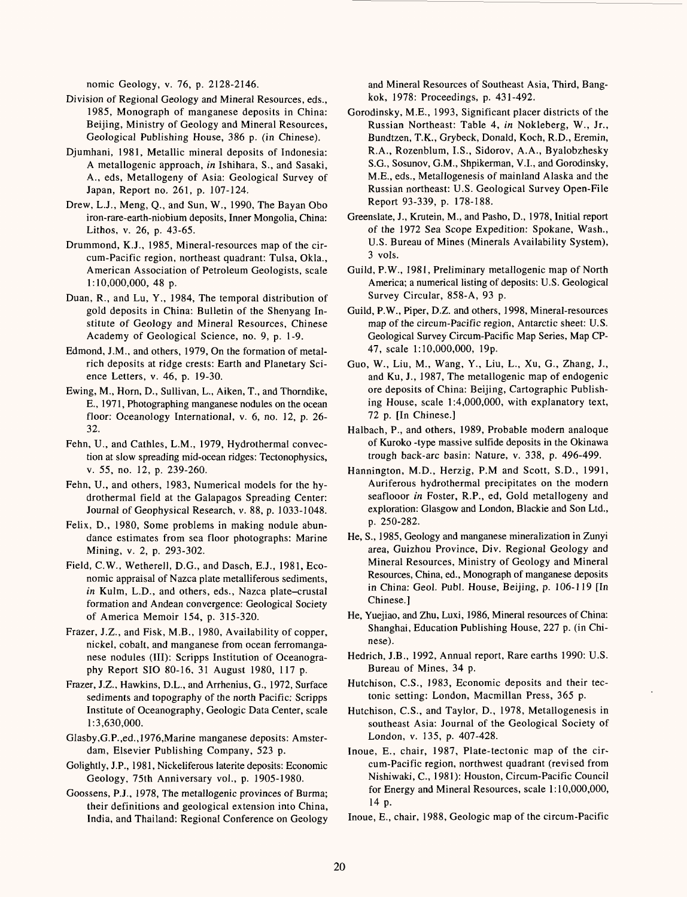nomic Geology, v. 76, p. 2128-2146.

Division of Regional Geology and Mineral Resources, eds., 1985, Monograph of manganese deposits in China: Beijing, Ministry of Geology and Mineral Resources, Geological Publishing House, 386 p. (in Chinese).

Djumhani, 1981, Metallic mineral deposits of Indonesia: A metallogenic approach, *in* Ishihara, S., and Sasaki, A., eds, Metallogeny of Asia: Geological Survey of Japan, Report no. 261, p. 107-124.

Drew, L.J., Meng, Q., and Sun, W., 1990, The Bayan Obo iron-rare-earth-niobium deposits, Inner Mongolia, China: Lithos, v. 26, p. 43-65.

Drummond, K.J., 1985, Mineral-resources map of the circum-Pacific region, northeast quadrant: Tulsa, Okla., American Association of Petroleum Geologists, scale 1:10,000,000, 48 p.

Duan, R., and Lu, Y., 1984, The temporal distribution of gold deposits in China: Bulletin of the Shenyang Institute of Geology and Mineral Resources, Chinese Academy of Geological Science, no. 9, p. 1-9.

Edmond, J.M., and others, 1979, On the formation of metal-rich deposits at ridge crests: Earth and Planetary Science Letters, v. 46, p. 19-30.

Ewing, M., Horn, D., Sullivan, L., Aiken, T., and Thorndike, E., 1971, Photographing manganese nodules on the ocean floor: Oceanology International, v. 6, no. 12, p. 26-32.

Fehn, U., and Cathles, L.M., 1979, Hydrothermal convection at slow spreading mid-ocean ridges: Tectonophysics, v. 55, no. 12, p. 239-260.

Fehn, U., and others, 1983, Numerical models for the hydrothermal field at the Galapagos Spreading Center: Journal of Geophysical Research, v. 88, p. 1033-1048.

Felix, D., 1980, Some problems in making nodule abundance estimates from sea floor photographs: Marine Mining, v. 2, p. 293-302.

Field, C.W., Wetherell, D.G., and Dasch, E.J., 1981, Economic appraisal of Nazca plate metalliferous sediments, *in* Kulm, L.D., and others, eds., Nazca plate–crustal formation and Andean convergence: Geological Society of America Memoir 154, p. 315-320.

Frazer, J.Z., and Fisk, M.B., 1980, Availability of copper, nickel, cobalt, and manganese from ocean ferromanganese nodules (III): Scripps Institution of Oceanography Report SIO 80-16, 31 August 1980, 117 p.

Frazer, J.Z., Hawkins, D.L., and Arrhenius, G., 1972, Surface sediments and topography of the north Pacific: Scripps Institute of Oceanography, Geologic Data Center, scale 1:3,630,000.

Glasby,G.P.,ed.,1976,Marine manganese deposits: Amsterdam, Elsevier Publishing Company, 523 p.

Golightly, J.P., 1981, Nickeliferous laterite deposits: Economic Geology, 75th Anniversary vol., p. 1905-1980.

Goossens, P.J., 1978, The metallogenic provinces of Burma; their definitions and geological extension into China, India, and Thailand: Regional Conference on Geology and Mineral Resources of Southeast Asia, Third, Bangkok, 1978: Proceedings, p. 431-492.

Gorodinsky, M.E., 1993, Significant placer districts of the Russian Northeast: Table 4, *in* Nokleberg, W., Jr., Bundtzen, T.K., Grybeck, Donald, Koch, R.D., Eremin, R.A., Rozenblum, I.S., Sidorov, A.A., Byalobzhesky S.G., Sosunov, G.M., Shpikerman, V.I., and Gorodinsky, M.E., eds., Metallogenesis of mainland Alaska and the Russian northeast: U.S. Geological Survey Open-File Report 93-339, p. 178-188.

Greenslate, J., Krutein, M., and Pasho, D., 1978, Initial report of the 1972 Sea Scope Expedition: Spokane, Wash., U.S. Bureau of Mines (Minerals Availability System), 3 vols.

Guild, P.W., 1981, Preliminary metallogenic map of North America; a numerical listing of deposits: U.S. Geological Survey Circular, 858-A, 93 p.

Guild, P.W., Piper, D.Z. and others, 1998, Mineral-resources map of the circum-Pacific region, Antarctic sheet: U.S. Geological Survey Circum-Pacific Map Series, Map CP-47, scale 1:10,000,000, 19p.

Guo, W., Liu, M., Wang, Y., Liu, L., Xu, G., Zhang, J., and Ku, J., 1987, The metallogenic map of endogenic ore deposits of China: Beijing, Cartographic Publishing House, scale 1:4,000,000, with explanatory text, 72 p. [In Chinese.]

Halbach, P., and others, 1989, Probable modern analoque of Kuroko -type massive sulfide deposits in the Okinawa trough back-arc basin: Nature, v. 338, p. 496-499.

Hannington, M.D., Herzig, P.M and Scott, S.D., 1991, Auriferous hydrothermal precipitates on the modern seaflooor *in* Foster, R.P., ed, Gold metallogeny and exploration: Glasgow and London, Blackie and Son Ltd., p. 250-282.

He, S., 1985, Geology and manganese mineralization in Zunyi area, Guizhou Province, Div. Regional Geology and Mineral Resources, Ministry of Geology and Mineral Resources, China, ed., Monograph of manganese deposits in China: Geol. Publ. House, Beijing, p. 106-119 [In Chinese.]

He, Yuejiao, and Zhu, Luxi, 1986, Mineral resources of China: Shanghai, Education Publishing House, 227 p. (in Chinese).

Hedrich, J.B., 1992, Annual report, Rare earths 1990: U.S. Bureau of Mines, 34 p.

Hutchison, C.S., 1983, Economic deposits and their tectonic setting: London, Macmillan Press, 365 p.

Hutchison, C.S., and Taylor, D., 1978, Metallogenesis in southeast Asia: Journal of the Geological Society of London, v. 135, p. 407-428.

Inoue, E., chair, 1987, Plate-tectonic map of the circum-Pacific region, northwest quadrant (revised from Nishiwaki, C., 1981): Houston, Circum-Pacific Council for Energy and Mineral Resources, scale 1:10,000,000, 14 p.

Inoue, E., chair, 1988, Geologic map of the circum-Pacific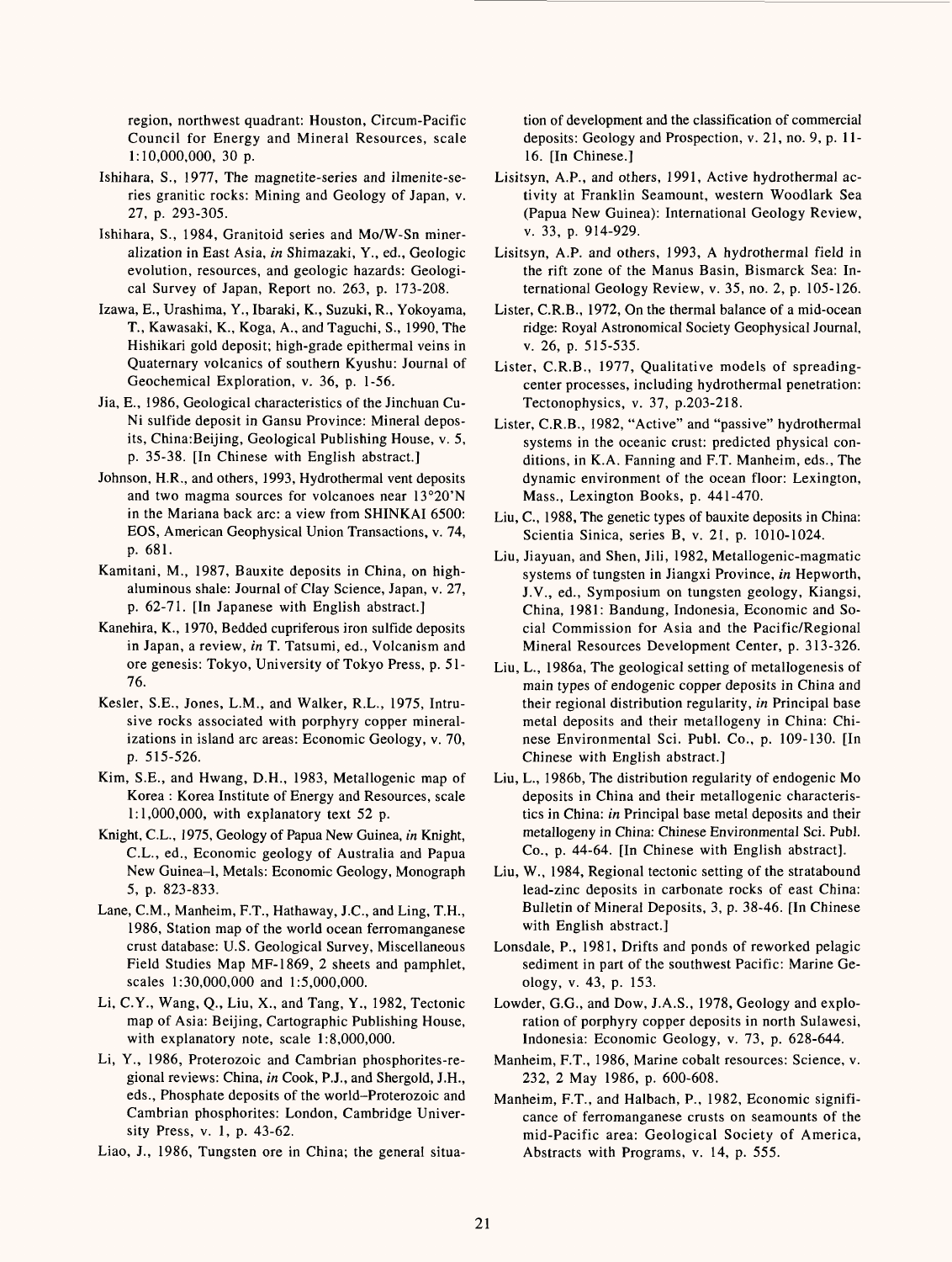region, northwest quadrant: Houston, Circum-Pacific Council for Energy and Mineral Resources, scale 1:10,000,000, 30 p.

Ishihara, S., 1977, The magnetite-series and ilmenite-series granitic rocks: Mining and Geology of Japan, v. 27, p. 293-305.

Ishihara, S., 1984, Granitoid series and Mo/W-Sn mineralization in East Asia, *in* Shimazaki, Y., ed., Geologic evolution, resources, and geologic hazards: Geological Survey of Japan, Report no. 263, p. 173-208.

Izawa, E., Urashima, Y., Ibaraki, K., Suzuki, R., Yokoyama, T., Kawasaki, K., Koga, A., and Taguchi, S., 1990, The Hishikari gold deposit; high-grade epithermal veins in Quaternary volcanics of southern Kyushu: Journal of Geochemical Exploration, v. 36, p. 1-56.

Jia, E., 1986, Geological characteristics of the Jinchuan Cu-Ni sulfide deposit in Gansu Province: Mineral deposits, China:Beijing, Geological Publishing House, v. 5, p. 35-38. [In Chinese with English abstract.]

Johnson, H.R., and others, 1993, Hydrothermal vent deposits and two magma sources for volcanoes near 13°20'N in the Mariana back arc: a view from SHINKAI 6500: EOS, American Geophysical Union Transactions, v. 74, p. 681.

Kamitani, M., 1987, Bauxite deposits in China, on high-aluminous shale: Journal of Clay Science, Japan, v. 27, p. 62-71. [In Japanese with English abstract.]

Kanehira, K., 1970, Bedded cupriferous iron sulfide deposits in Japan, a review, *in* T. Tatsumi, ed., Volcanism and ore genesis: Tokyo, University of Tokyo Press, p. 51-76.

Kesler, S.E., Jones, L.M., and Walker, R.L., 1975, Intrusive rocks associated with porphyry copper mineralizations in island arc areas: Economic Geology, v. 70, p. 515-526.

Kim, S.E., and Hwang, D.H., 1983, Metallogenic map of Korea : Korea Institute of Energy and Resources, scale 1:1,000,000, with explanatory text 52 p.

Knight, C.L., 1975, Geology of Papua New Guinea, *in* Knight, C.L., ed., Economic geology of Australia and Papua New Guinea–l, Metals: Economic Geology, Monograph 5, p. 823-833.

Lane, C.M., Manheim, F.T., Hathaway, J.C., and Ling, T.H., 1986, Station map of the world ocean ferromanganese crust database: U.S. Geological Survey, Miscellaneous Field Studies Map MF-1869, 2 sheets and pamphlet, scales 1:30,000,000 and 1:5,000,000.

Li, C.Y., Wang, Q., Liu, X., and Tang, Y., 1982, Tectonic map of Asia: Beijing, Cartographic Publishing House, with explanatory note, scale 1:8,000,000.

Li, Y., 1986, Proterozoic and Cambrian phosphorites-regional reviews: China, *in* Cook, P.J., and Shergold, J.H., eds., Phosphate deposits of the world–Proterozoic and Cambrian phosphorites: London, Cambridge University Press, v. 1, p. 43-62.

Liao, J., 1986, Tungsten ore in China; the general situation of development and the classification of commercial deposits: Geology and Prospection, v. 21, no. 9, p. 11-16. [In Chinese.]

Lisitsyn, A.P., and others, 1991, Active hydrothermal activity at Franklin Seamount, western Woodlark Sea (Papua New Guinea): International Geology Review, v. 33, p. 914-929.

Lisitsyn, A.P. and others, 1993, A hydrothermal field in the rift zone of the Manus Basin, Bismarck Sea: International Geology Review, v. 35, no. 2, p. 105-126.

Lister, C.R.B., 1972, On the thermal balance of a mid-ocean ridge: Royal Astronomical Society Geophysical Journal, v. 26, p. 515-535.

Lister, C.R.B., 1977, Qualitative models of spreading-center processes, including hydrothermal penetration: Tectonophysics, v. 37, p.203-218.

Lister, C.R.B., 1982, "Active" and "passive" hydrothermal systems in the oceanic crust: predicted physical conditions, in K.A. Fanning and F.T. Manheim, eds., The dynamic environment of the ocean floor: Lexington, Mass., Lexington Books, p. 441-470.

Liu, C., 1988, The genetic types of bauxite deposits in China: Scientia Sinica, series B, v. 21, p. 1010-1024.

Liu, Jiayuan, and Shen, Jili, 1982, Metallogenic-magmatic systems of tungsten in Jiangxi Province, *in* Hepworth, J.V., ed., Symposium on tungsten geology, Kiangsi, China, 1981: Bandung, Indonesia, Economic and Social Commission for Asia and the Pacific/Regional Mineral Resources Development Center, p. 313-326.

Liu, L., 1986a, The geological setting of metallogenesis of main types of endogenic copper deposits in China and their regional distribution regularity, *in* Principal base metal deposits and their metallogeny in China: Chinese Environmental Sci. Publ. Co., p. 109-130. [In Chinese with English abstract.]

Liu, L., 1986b, The distribution regularity of endogenic Mo deposits in China and their metallogenic characteristics in China: *in* Principal base metal deposits and their metallogeny in China: Chinese Environmental Sci. Publ. Co., p. 44-64. [In Chinese with English abstract].

Liu, W., 1984, Regional tectonic setting of the stratabound lead-zinc deposits in carbonate rocks of east China: Bulletin of Mineral Deposits, 3, p. 38-46. [In Chinese with English abstract.]

Lonsdale, P., 1981, Drifts and ponds of reworked pelagic sediment in part of the southwest Pacific: Marine Geology, v. 43, p. 153.

Lowder, G.G., and Dow, J.A.S., 1978, Geology and exploration of porphyry copper deposits in north Sulawesi, Indonesia: Economic Geology, v. 73, p. 628-644.

Manheim, F.T., 1986, Marine cobalt resources: Science, v. 232, 2 May 1986, p. 600-608.

Manheim, F.T., and Halbach, P., 1982, Economic significance of ferromanganese crusts on seamounts of the mid-Pacific area: Geological Society of America, Abstracts with Programs, v. 14, p. 555.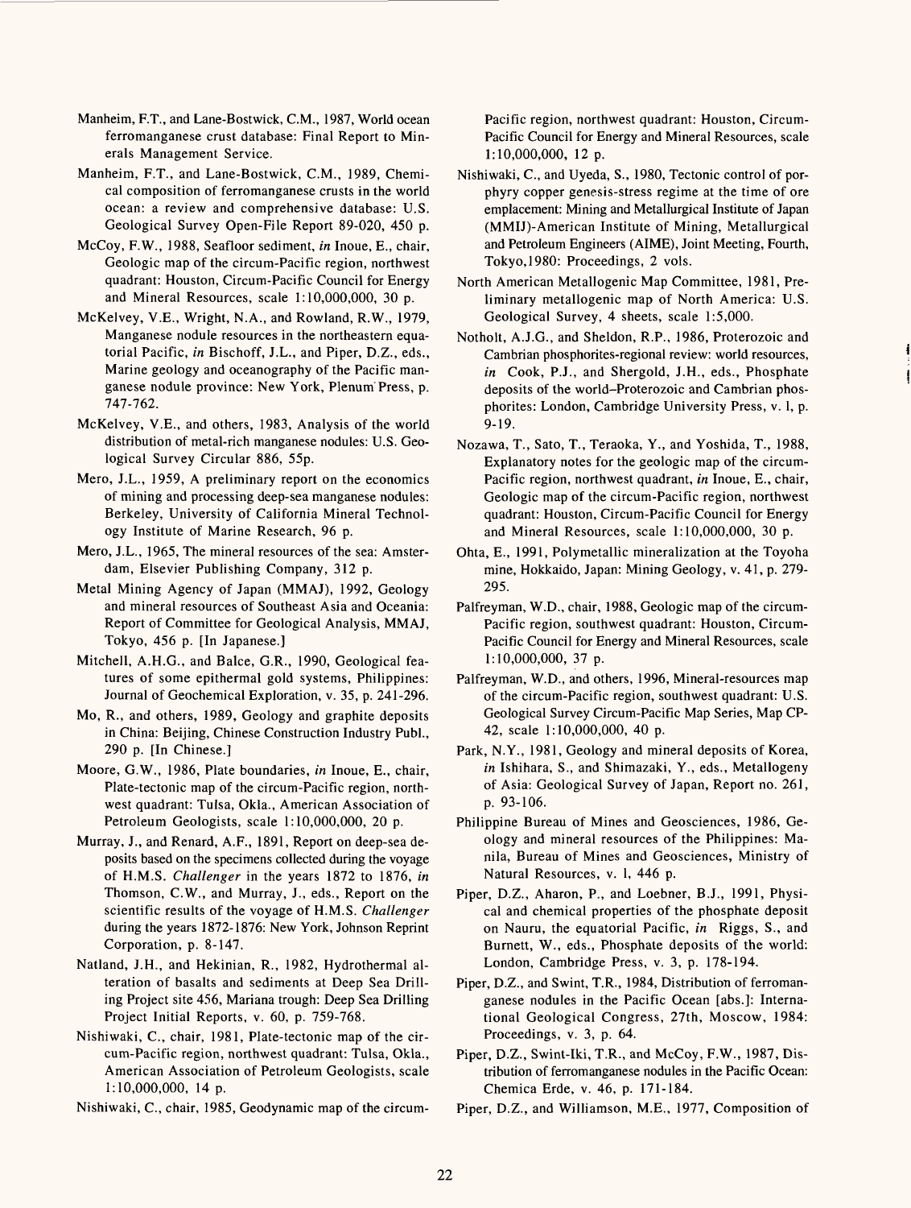Manheim, F.T., and Lane-Bostwick, C.M., 1987, World ocean ferromanganese crust database: Final Report to Minerals Management Service.

Manheim, F.T., and Lane-Bostwick, C.M., 1989, Chemical composition of ferromanganese crusts in the world ocean: a review and comprehensive database: U.S. Geological Survey Open-File Report 89-020, 450 p.

McCoy, F.W., 1988, Seafloor sediment, *in* Inoue, E., chair, Geologic map of the circum-Pacific region, northwest quadrant: Houston, Circum-Pacific Council for Energy and Mineral Resources, scale 1:10,000,000, 30 p.

McKelvey, V.E., Wright, N.A., and Rowland, R.W., 1979, Manganese nodule resources in the northeastern equatorial Pacific, *in* Bischoff, J.L., and Piper, D.Z., eds., Marine geology and oceanography of the Pacific manganese nodule province: New York, Plenum Press, p. 747-762.

McKelvey, V.E., and others, 1983, Analysis of the world distribution of metal-rich manganese nodules: U.S. Geological Survey Circular 886, 55p.

Mero, J.L., 1959, A preliminary report on the economics of mining and processing deep-sea manganese nodules: Berkeley, University of California Mineral Technology Institute of Marine Research, 96 p.

Mero, J.L., 1965, The mineral resources of the sea: Amsterdam, Elsevier Publishing Company, 312 p.

Metal Mining Agency of Japan (MMAJ), 1992, Geology and mineral resources of Southeast Asia and Oceania: Report of Committee for Geological Analysis, MMAJ, Tokyo, 456 p. [In Japanese.]

Mitchell, A.H.G., and Balce, G.R., 1990, Geological features of some epithermal gold systems, Philippines: Journal of Geochemical Exploration, v. 35, p. 241-296.

Mo, R., and others, 1989, Geology and graphite deposits in China: Beijing, Chinese Construction Industry Publ., 290 p. [In Chinese.]

Moore, G.W., 1986, Plate boundaries, *in* Inoue, E., chair, Plate-tectonic map of the circum-Pacific region, northwest quadrant: Tulsa, Okla., American Association of Petroleum Geologists, scale 1:10,000,000, 20 p.

Murray, J., and Renard, A.F., 1891, Report on deep-sea deposits based on the specimens collected during the voyage of H.M.S. *Challenger* in the years 1872 to 1876, *in* Thomson, C.W., and Murray, J., eds., Report on the scientific results of the voyage of H.M.S. *Challenger* during the years 1872-1876: New York, Johnson Reprint Corporation, p. 8-147.

Natland, J.H., and Hekinian, R., 1982, Hydrothermal alteration of basalts and sediments at Deep Sea Drilling Project site 456, Mariana trough: Deep Sea Drilling Project Initial Reports, v. 60, p. 759-768.

Nishiwaki, C., chair, 1981, Plate-tectonic map of the circum-Pacific region, northwest quadrant: Tulsa, Okla., American Association of Petroleum Geologists, scale 1:10,000,000, 14 p.

Nishiwaki, C., chair, 1985, Geodynamic map of the circum-Pacific region, northwest quadrant: Houston, Circum-Pacific Council for Energy and Mineral Resources, scale 1:10,000,000, 12 p.

Nishiwaki, C., and Uyeda, S., 1980, Tectonic control of porphyry copper genesis-stress regime at the time of ore emplacement: Mining and Metallurgical Institute of Japan (MMIJ)-American Institute of Mining, Metallurgical and Petroleum Engineers (AIME), Joint Meeting, Fourth, Tokyo,1980: Proceedings, 2 vols.

North American Metallogenic Map Committee, 1981, Preliminary metallogenic map of North America: U.S. Geological Survey, 4 sheets, scale 1:5,000.

Notholt, A.J.G., and Sheldon, R.P., 1986, Proterozoic and Cambrian phosphorites-regional review: world resources, *in* Cook, P.J., and Shergold, J.H., eds., Phosphate deposits of the world–Proterozoic and Cambrian phosphorites: London, Cambridge University Press, v. 1, p. 9-19.

Nozawa, T., Sato, T., Teraoka, Y., and Yoshida, T., 1988, Explanatory notes for the geologic map of the circum-Pacific region, northwest quadrant, *in* Inoue, E., chair, Geologic map of the circum-Pacific region, northwest quadrant: Houston, Circum-Pacific Council for Energy and Mineral Resources, scale 1:10,000,000, 30 p.

Ohta, E., 1991, Polymetallic mineralization at the Toyoha mine, Hokkaido, Japan: Mining Geology, v. 41, p. 279-295.

Palfreyman, W.D., chair, 1988, Geologic map of the circum-Pacific region, southwest quadrant: Houston, Circum-Pacific Council for Energy and Mineral Resources, scale 1:10,000,000, 37 p.

Palfreyman, W.D., and others, 1996, Mineral-resources map of the circum-Pacific region, southwest quadrant: U.S. Geological Survey Circum-Pacific Map Series, Map CP-42, scale 1:10,000,000, 40 p.

Park, N.Y., 1981, Geology and mineral deposits of Korea, *in* Ishihara, S., and Shimazaki, Y., eds., Metallogeny of Asia: Geological Survey of Japan, Report no. 261, p. 93-106.

Philippine Bureau of Mines and Geosciences, 1986, Geology and mineral resources of the Philippines: Manila, Bureau of Mines and Geosciences, Ministry of Natural Resources, v. 1, 446 p.

Piper, D.Z., Aharon, P., and Loebner, B.J., 1991, Physical and chemical properties of the phosphate deposit on Nauru, the equatorial Pacific, *in* Riggs, S., and Burnett, W., eds., Phosphate deposits of the world: London, Cambridge Press, v. 3, p. 178-194.

Piper, D.Z., and Swint, T.R., 1984, Distribution of ferromanganese nodules in the Pacific Ocean [abs.]: International Geological Congress, 27th, Moscow, 1984: Proceedings, v. 3, p. 64.

Piper, D.Z., Swint-Iki, T.R., and McCoy, F.W., 1987, Distribution of ferromanganese nodules in the Pacific Ocean: Chemica Erde, v. 46, p. 171-184.

Piper, D.Z., and Williamson, M.E., 1977, Composition of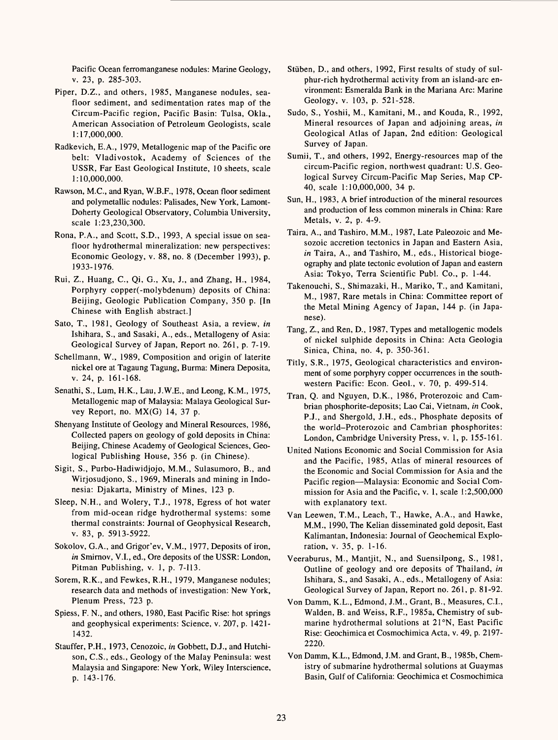Pacific Ocean ferromanganese nodules: Marine Geology, v. 23, p. 285-303.

Piper, D.Z., and others, 1985, Manganese nodules, seafloor sediment, and sedimentation rates map of the Circum-Pacific region, Pacific Basin: Tulsa, Okla., American Association of Petroleum Geologists, scale 1:17,000,000.

Radkevich, E.A., 1979, Metallogenic map of the Pacific ore belt: Vladivostok, Academy of Sciences of the USSR, Far East Geological Institute, 10 sheets, scale 1:10,000,000.

Rawson, M.C., and Ryan, W.B.F., 1978, Ocean floor sediment and polymetallic nodules: Palisades, New York, Lamont-Doherty Geological Observatory, Columbia University, scale 1:23,230,300.

Rona, P.A., and Scott, S.D., 1993, A special issue on seafloor hydrothermal mineralization: new perspectives: Economic Geology, v. 88, no. 8 (December 1993), p. 1933-1976.

Rui, Z., Huang, C., Qi, G., Xu, J., and Zhang, H., 1984, Porphyry copper(-molybdenum) deposits of China: Beijing, Geologic Publication Company, 350 p. [In Chinese with English abstract.]

Sato, T., 1981, Geology of Southeast Asia, a review, *in* Ishihara, S., and Sasaki, A., eds., Metallogeny of Asia: Geological Survey of Japan, Report no. 261, p. 7-19.

Schellmann, W., 1989, Composition and origin of laterite nickel ore at Tagaung Tagung, Burma: Minera Deposita, v. 24, p. 161-168.

Senathi, S., Lum, H.K., Lau, J.W.E., and Leong, K.M., 1975, Metallogenic map of Malaysia: Malaya Geological Survey Report, no. MX(G) 14, 37 p.

Shenyang Institute of Geology and Mineral Resources, 1986, Collected papers on geology of gold deposits in China: Beijing, Chinese Academy of Geological Sciences, Geological Publishing House, 356 p. (in Chinese).

Sigit, S., Purbo-Hadiwidjojo, M.M., Sulasumoro, B., and Wirjosudjono, S., 1969, Minerals and mining in Indonesia: Djakarta, Ministry of Mines, 123 p.

Sleep, N.H., and Wolery, T.J., 1978, Egress of hot water from mid-ocean ridge hydrothermal systems: some thermal constraints: Journal of Geophysical Research, v. 83, p. 5913-5922.

Sokolov, G.A., and Grigor'ev, V.M., 1977, Deposits of iron, *in* Smirnov, V.I., ed., Ore deposits of the USSR: London, Pitman Publishing, v. 1, p. 7-113.

Sorem, R.K., and Fewkes, R.H., 1979, Manganese nodules; research data and methods of investigation: New York, Plenum Press, 723 p.

Spiess, F. N., and others, 1980, East Pacific Rise: hot springs and geophysical experiments: Science, v. 207, p. 1421-1432.

Stauffer, P.H., 1973, Cenozoic, *in* Gobbett, D.J., and Hutchison, C.S., eds., Geology of the Malay Peninsula: west Malaysia and Singapore: New York, Wiley Interscience, p. 143-176.

Stüben, D., and others, 1992, First results of study of sulphur-rich hydrothermal activity from an island-arc environment: Esmeralda Bank in the Mariana Arc: Marine Geology, v. 103, p. 521-528.

Sudo, S., Yoshii, M., Kamitani, M., and Kouda, R., 1992, Mineral resources of Japan and adjoining areas, *in* Geological Atlas of Japan, 2nd edition: Geological Survey of Japan.

Sumii, T., and others, 1992, Energy-resources map of the circum-Pacific region, northwest quadrant: U.S. Geological Survey Circum-Pacific Map Series, Map CP-40, scale 1:10,000,000, 34 p.

Sun, H., 1983, A brief introduction of the mineral resources and production of less common minerals in China: Rare Metals, v. 2, p. 4-9.

Taira, A., and Tashiro, M.M., 1987, Late Paleozoic and Mesozoic accretion tectonics in Japan and Eastern Asia, *in* Taira, A., and Tashiro, M., eds., Historical biogeography and plate tectonic evolution of Japan and eastern Asia: Tokyo, Terra Scientific Publ. Co., p. 1-44.

Takenouchi, S., Shimazaki, H., Mariko, T., and Kamitani, M., 1987, Rare metals in China: Committee report of the Metal Mining Agency of Japan, 144 p. (in Japanese).

Tang, Z., and Ren, D., 1987, Types and metallogenic models of nickel sulphide deposits in China: Acta Geologia Sinica, China, no. 4, p. 350-361.

Titly, S.R., 1975, Geological characteristics and environment of some porphyry copper occurrences in the southwestern Pacific: Econ. Geol., v. 70, p. 499-514.

Tran, Q. and Nguyen, D.K., 1986, Proterozoic and Cambrian phosphorite-deposits; Lao Cai, Vietnam, *in* Cook, P.J., and Shergold, J.H., eds., Phosphate deposits of the world–Proterozoic and Cambrian phosphorites: London, Cambridge University Press, v. 1, p. 155-161.

United Nations Economic and Social Commission for Asia and the Pacific, 1985, Atlas of mineral resources of the Economic and Social Commission for Asia and the Pacific region—Malaysia: Economic and Social Commission for Asia and the Pacific, v. 1, scale 1:2,500,000 with explanatory text.

Van Leewen, T.M., Leach, T., Hawke, A.A., and Hawke, M.M., 1990, The Kelian disseminated gold deposit, East Kalimantan, Indonesia: Journal of Geochemical Exploration, v. 35, p. 1-16.

Veeraburus, M., Mantjit, N., and Suensilpong, S., 1981, Outline of geology and ore deposits of Thailand, *in* Ishihara, S., and Sasaki, A., eds., Metallogeny of Asia: Geological Survey of Japan, Report no. 261, p. 81-92.

Von Damm, K.L., Edmond, J.M., Grant, B., Measures, C.I., Walden, B. and Weiss, R.F., 1985a, Chemistry of submarine hydrothermal solutions at 21°N, East Pacific Rise: Geochimica et Cosmochimica Acta, v. 49, p. 2197-2220.

Von Damm, K.L., Edmond, J.M. and Grant, B., 1985b, Chemistry of submarine hydrothermal solutions at Guaymas Basin, Gulf of California: Geochimica et Cosmochimica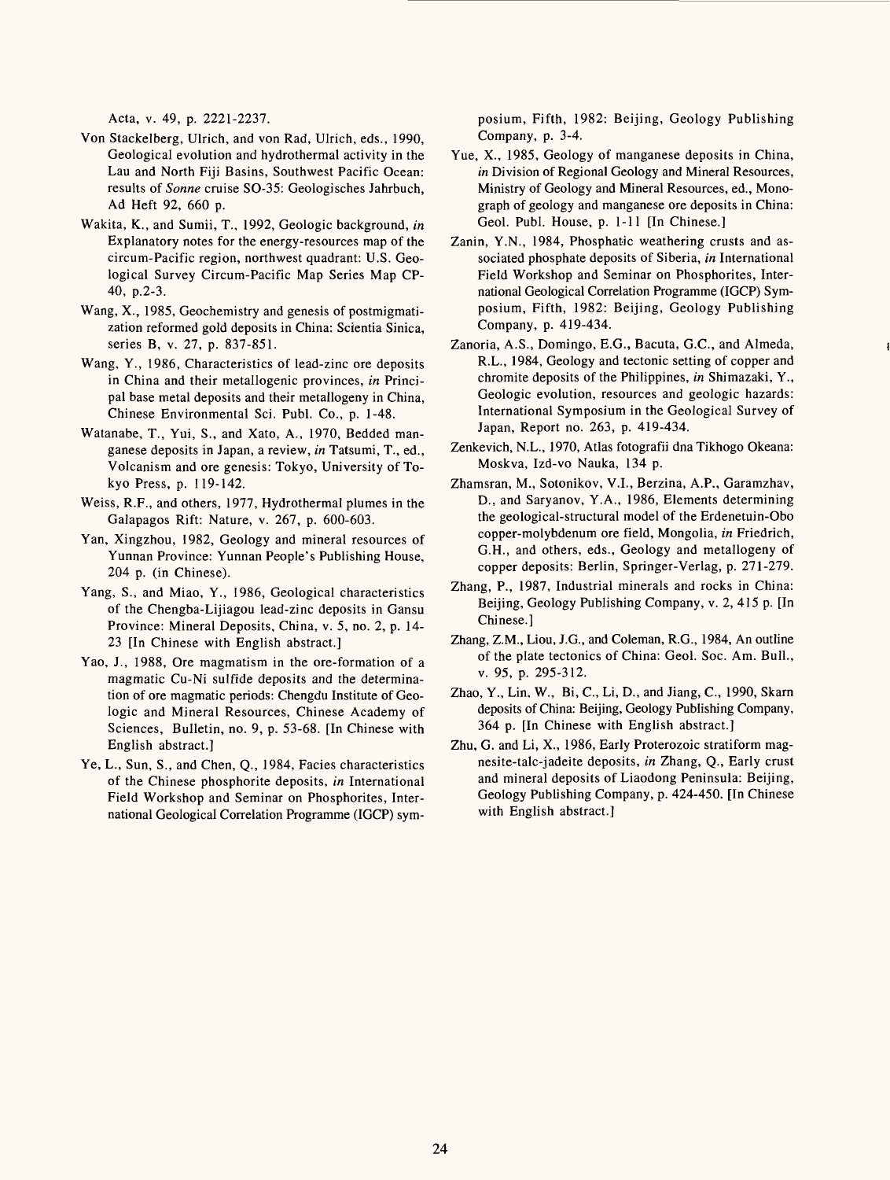Acta, v. 49, p. 2221-2237.

Von Stackelberg, Ulrich, and von Rad, Ulrich, eds., 1990, Geological evolution and hydrothermal activity in the Lau and North Fiji Basins, Southwest Pacific Ocean: results of *Sonne* cruise SO-35: Geologisches Jahrbuch, Ad Heft 92, 660 p.

Wakita, K., and Sumii, T., 1992, Geologic background, *in* Explanatory notes for the energy-resources map of the circum-Pacific region, northwest quadrant: U.S. Geological Survey Circum-Pacific Map Series Map CP-40, p.2-3.

Wang, X., 1985, Geochemistry and genesis of postmigmatization reformed gold deposits in China: Scientia Sinica, series B, v. 27, p. 837-851.

Wang, Y., 1986, Characteristics of lead-zinc ore deposits in China and their metallogenic provinces, *in* Principal base metal deposits and their metallogeny in China, Chinese Environmental Sci. Publ. Co., p. 1-48.

Watanabe, T., Yui, S., and Xato, A., 1970, Bedded manganese deposits in Japan, a review, *in* Tatsumi, T., ed., Volcanism and ore genesis: Tokyo, University of Tokyo Press, p. 119-142.

Weiss, R.F., and others, 1977, Hydrothermal plumes in the Galapagos Rift: Nature, v. 267, p. 600-603.

Yan, Xingzhou, 1982, Geology and mineral resources of Yunnan Province: Yunnan People's Publishing House, 204 p. (in Chinese).

Yang, S., and Miao, Y., 1986, Geological characteristics of the Chengba-Lijiagou lead-zinc deposits in Gansu Province: Mineral Deposits, China, v. 5, no. 2, p. 14-23 [In Chinese with English abstract.]

Yao, J., 1988, Ore magmatism in the ore-formation of a magmatic Cu-Ni sulfide deposits and the determination of ore magmatic periods: Chengdu Institute of Geologic and Mineral Resources, Chinese Academy of Sciences, Bulletin, no. 9, p. 53-68. [In Chinese with English abstract.]

Ye, L., Sun, S., and Chen, Q., 1984, Facies characteristics of the Chinese phosphorite deposits, *in* International Field Workshop and Seminar on Phosphorites, International Geological Correlation Programme (IGCP) symposium, Fifth, 1982: Beijing, Geology Publishing Company, p. 3-4.

Yue, X., 1985, Geology of manganese deposits in China, *in* Division of Regional Geology and Mineral Resources, Ministry of Geology and Mineral Resources, ed., Monograph of geology and manganese ore deposits in China: Geol. Publ. House, p. 1-11 [In Chinese.]

Zanin, Y.N., 1984, Phosphatic weathering crusts and associated phosphate deposits of Siberia, *in* International Field Workshop and Seminar on Phosphorites, International Geological Correlation Programme (IGCP) Symposium, Fifth, 1982: Beijing, Geology Publishing Company, p. 419-434.

Zanoria, A.S., Domingo, E.G., Bacuta, G.C., and Almeda, R.L., 1984, Geology and tectonic setting of copper and chromite deposits of the Philippines, *in* Shimazaki, Y., Geologic evolution, resources and geologic hazards: International Symposium in the Geological Survey of Japan, Report no. 263, p. 419-434.

Zenkevich, N.L., 1970, Atlas fotografii dna Tikhogo Okeana: Moskva, Izd-vo Nauka, 134 p.

Zhamsran, M., Sotonikov, V.I., Berzina, A.P., Garamzhav, D., and Saryanov, Y.A., 1986, Elements determining the geological-structural model of the Erdenetuin-Obo copper-molybdenum ore field, Mongolia, *in* Friedrich, G.H., and others, eds., Geology and metallogeny of copper deposits: Berlin, Springer-Verlag, p. 271-279.

Zhang, P., 1987, Industrial minerals and rocks in China: Beijing, Geology Publishing Company, v. 2, 415 p. [In Chinese.]

Zhang, Z.M., Liou, J.G., and Coleman, R.G., 1984, An outline of the plate tectonics of China: Geol. Soc. Am. Bull., v. 95, p. 295-312.

Zhao, Y., Lin, W., Bi, C., Li, D., and Jiang, C., 1990, Skarn deposits of China: Beijing, Geology Publishing Company, 364 p. [In Chinese with English abstract.]

Zhu, G. and Li, X., 1986, Early Proterozoic stratiform magnesite-talc-jadeite deposits, *in* Zhang, Q., Early crust and mineral deposits of Liaodong Peninsula: Beijing, Geology Publishing Company, p. 424-450. [In Chinese with English abstract.]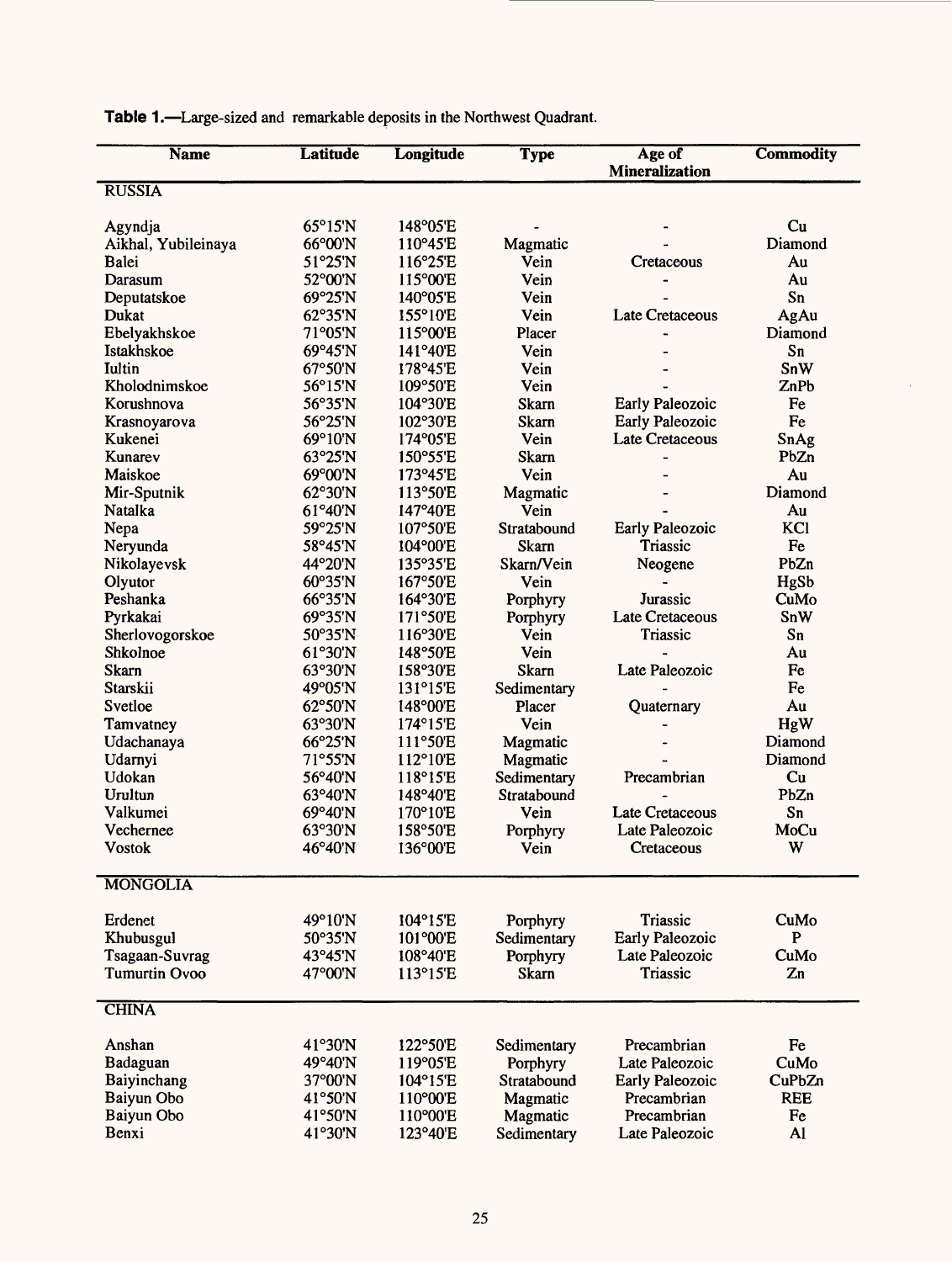**Table 1.**—Large-sized and remarkable deposits in the Northwest Quadrant.

| Name | Latitude | Longitude | Type | Age of Mineralization | Commodity |
|---|---|---|---|---|---|
| **RUSSIA** | | | | | |
| Agyndja | 65°15'N | 148°05'E | - | - | Cu |
| Aikhal, Yubileinaya | 66°00'N | 110°45'E | Magmatic | - | Diamond |
| Balei | 51°25'N | 116°25'E | Vein | Cretaceous | Au |
| Darasum | 52°00'N | 115°00'E | Vein | - | Au |
| Deputatskoe | 69°25'N | 140°05'E | Vein | - | Sn |
| Dukat | 62°35'N | 155°10'E | Vein | Late Cretaceous | AgAu |
| Ebelyakhskoe | 71°05'N | 115°00'E | Placer | - | Diamond |
| Istakhskoe | 69°45'N | 141°40'E | Vein | - | Sn |
| Iultin | 67°50'N | 178°45'E | Vein | - | SnW |
| Kholodnimskoe | 56°15'N | 109°50'E | Vein | - | ZnPb |
| Korushnova | 56°35'N | 104°30'E | Skarn | Early Paleozoic | Fe |
| Krasnoyarova | 56°25'N | 102°30'E | Skarn | Early Paleozoic | Fe |
| Kukenei | 69°10'N | 174°05'E | Vein | Late Cretaceous | SnAg |
| Kunarev | 63°25'N | 150°55'E | Skarn | - | PbZn |
| Maiskoe | 69°00'N | 173°45'E | Vein | - | Au |
| Mir-Sputnik | 62°30'N | 113°50'E | Magmatic | - | Diamond |
| Natalka | 61°40'N | 147°40'E | Vein | - | Au |
| Nepa | 59°25'N | 107°50'E | Stratabound | Early Paleozoic | KCl |
| Neryunda | 58°45'N | 104°00'E | Skarn | Triassic | Fe |
| Nikolayevsk | 44°20'N | 135°35'E | Skarn/Vein | Neogene | PbZn |
| Olyutor | 60°35'N | 167°50'E | Vein | - | HgSb |
| Peshanka | 66°35'N | 164°30'E | Porphyry | Jurassic | CuMo |
| Pyrkakai | 69°35'N | 171°50'E | Porphyry | Late Cretaceous | SnW |
| Sherlovogorskoe | 50°35'N | 116°30'E | Vein | Triassic | Sn |
| Shkolnoe | 61°30'N | 148°50'E | Vein | - | Au |
| Skarn | 63°30'N | 158°30'E | Skarn | Late Paleozoic | Fe |
| Starskii | 49°05'N | 131°15'E | Sedimentary | - | Fe |
| Svetloe | 62°50'N | 148°00'E | Placer | Quaternary | Au |
| Tamvatney | 63°30'N | 174°15'E | Vein | - | HgW |
| Udachanaya | 66°25'N | 111°50'E | Magmatic | - | Diamond |
| Udarnyi | 71°55'N | 112°10'E | Magmatic | - | Diamond |
| Udokan | 56°40'N | 118°15'E | Sedimentary | Precambrian | Cu |
| Urultun | 63°40'N | 148°40'E | Stratabound | - | PbZn |
| Valkumei | 69°40'N | 170°10'E | Vein | Late Cretaceous | Sn |
| Vechernee | 63°30'N | 158°50'E | Porphyry | Late Paleozoic | MoCu |
| Vostok | 46°40'N | 136°00'E | Vein | Cretaceous | W |
| **MONGOLIA** | | | | | |
| Erdenet | 49°10'N | 104°15'E | Porphyry | Triassic | CuMo |
| Khubusgul | 50°35'N | 101°00'E | Sedimentary | Early Paleozoic | P |
| Tsagaan-Suvrag | 43°45'N | 108°40'E | Porphyry | Late Paleozoic | CuMo |
| Tumurtin Ovoo | 47°00'N | 113°15'E | Skarn | Triassic | Zn |
| **CHINA** | | | | | |
| Anshan | 41°30'N | 122°50'E | Sedimentary | Precambrian | Fe |
| Badaguan | 49°40'N | 119°05'E | Porphyry | Late Paleozoic | CuMo |
| Baiyinchang | 37°00'N | 104°15'E | Stratabound | Early Paleozoic | CuPbZn |
| Baiyun Obo | 41°50'N | 110°00'E | Magmatic | Precambrian | REE |
| Baiyun Obo | 41°50'N | 110°00'E | Magmatic | Precambrian | Fe |
| Benxi | 41°30'N | 123°40'E | Sedimentary | Late Paleozoic | Al |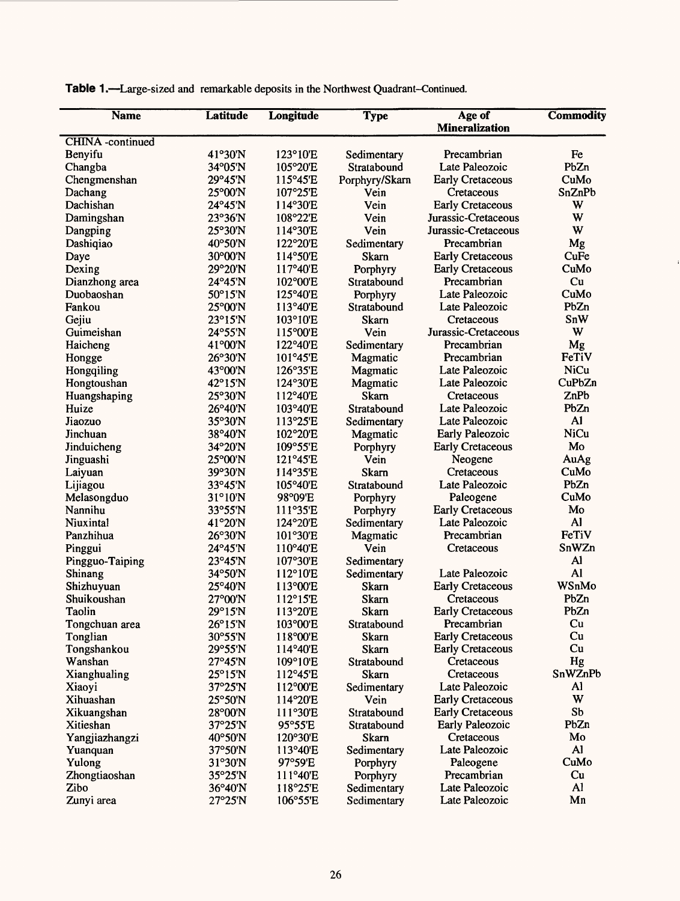**Table 1.**—Large-sized and remarkable deposits in the Northwest Quadrant–Continued.

| Name | Latitude | Longitude | Type | Age of Mineralization | Commodity |
|---|---|---|---|---|---|
| CHINA -continued | | | | | |
| Benyifu | 41°30'N | 123°10'E | Sedimentary | Precambrian | Fe |
| Changba | 34°05'N | 105°20'E | Stratabound | Late Paleozoic | PbZn |
| Chengmenshan | 29°45'N | 115°45'E | Porphyry/Skarn | Early Cretaceous | CuMo |
| Dachang | 25°00'N | 107°25'E | Vein | Cretaceous | SnZnPb |
| Dachishan | 24°45'N | 114°30'E | Vein | Early Cretaceous | W |
| Damingshan | 23°36'N | 108°22'E | Vein | Jurassic-Cretaceous | W |
| Dangping | 25°30'N | 114°30'E | Vein | Jurassic-Cretaceous | W |
| Dashiqiao | 40°50'N | 122°20'E | Sedimentary | Precambrian | Mg |
| Daye | 30°00'N | 114°50'E | Skarn | Early Cretaceous | CuFe |
| Dexing | 29°20'N | 117°40'E | Porphyry | Early Cretaceous | CuMo |
| Dianzhong area | 24°45'N | 102°00'E | Stratabound | Precambrian | Cu |
| Duobaoshan | 50°15'N | 125°40'E | Porphyry | Late Paleozoic | CuMo |
| Fankou | 25°00'N | 113°40'E | Stratabound | Late Paleozoic | PbZn |
| Gejiu | 23°15'N | 103°10'E | Skarn | Cretaceous | SnW |
| Guimeishan | 24°55'N | 115°00'E | Vein | Jurassic-Cretaceous | W |
| Haicheng | 41°00'N | 122°40'E | Sedimentary | Precambrian | Mg |
| Hongge | 26°30'N | 101°45'E | Magmatic | Precambrian | FeTiV |
| Hongqiling | 43°00'N | 126°35'E | Magmatic | Late Paleozoic | NiCu |
| Hongtoushan | 42°15'N | 124°30'E | Magmatic | Late Paleozoic | CuPbZn |
| Huangshaping | 25°30'N | 112°40'E | Skarn | Cretaceous | ZnPb |
| Huize | 26°40'N | 103°40'E | Stratabound | Late Paleozoic | PbZn |
| Jiaozuo | 35°30'N | 113°25'E | Sedimentary | Late Paleozoic | Al |
| Jinchuan | 38°40'N | 102°20'E | Magmatic | Early Paleozoic | NiCu |
| Jinduicheng | 34°20'N | 109°55'E | Porphyry | Early Cretaceous | Mo |
| Jinguashi | 25°00'N | 121°45'E | Vein | Neogene | AuAg |
| Laiyuan | 39°30'N | 114°35'E | Skarn | Cretaceous | CuMo |
| Lijiagou | 33°45'N | 105°40'E | Stratabound | Late Paleozoic | PbZn |
| Melasongduo | 31°10'N | 98°09'E | Porphyry | Paleogene | CuMo |
| Nannihu | 33°55'N | 111°35'E | Porphyry | Early Cretaceous | Mo |
| Niuxintal | 41°20'N | 124°20'E | Sedimentary | Late Paleozoic | Al |
| Panzhihua | 26°30'N | 101°30'E | Magmatic | Precambrian | FeTiV |
| Pinggui | 24°45'N | 110°40'E | Vein | Cretaceous | SnWZn |
| Pingguo-Taiping | 23°45'N | 107°30'E | Sedimentary | | Al |
| Shinang | 34°50'N | 112°10'E | Sedimentary | Late Paleozoic | Al |
| Shizhuyuan | 25°40'N | 113°00'E | Skarn | Early Cretaceous | WSnMo |
| Shuikoushan | 27°00'N | 112°15'E | Skarn | Cretaceous | PbZn |
| Taolin | 29°15'N | 113°20'E | Skarn | Early Cretaceous | PbZn |
| Tongchuan area | 26°15'N | 103°00'E | Stratabound | Precambrian | Cu |
| Tonglian | 30°55'N | 118°00'E | Skarn | Early Cretaceous | Cu |
| Tongshankou | 29°55'N | 114°40'E | Skarn | Early Cretaceous | Cu |
| Wanshan | 27°45'N | 109°10'E | Stratabound | Cretaceous | Hg |
| Xianghualing | 25°15'N | 112°45'E | Skarn | Cretaceous | SnWZnPb |
| Xiaoyi | 37°25'N | 112°00'E | Sedimentary | Late Paleozoic | Al |
| Xihuashan | 25°50'N | 114°20'E | Vein | Early Cretaceous | W |
| Xikuangshan | 28°00'N | 111°30'E | Stratabound | Early Cretaceous | Sb |
| Xitieshan | 37°25'N | 95°55'E | Stratabound | Early Paleozoic | PbZn |
| Yangjiazhangzi | 40°50'N | 120°30'E | Skarn | Cretaceous | Mo |
| Yuanquan | 37°50'N | 113°40'E | Sedimentary | Late Paleozoic | Al |
| Yulong | 31°30'N | 97°59'E | Porphyry | Paleogene | CuMo |
| Zhongtiaoshan | 35°25'N | 111°40'E | Porphyry | Precambrian | Cu |
| Zibo | 36°40'N | 118°25'E | Sedimentary | Late Paleozoic | Al |
| Zunyi area | 27°25'N | 106°55'E | Sedimentary | Late Paleozoic | Mn |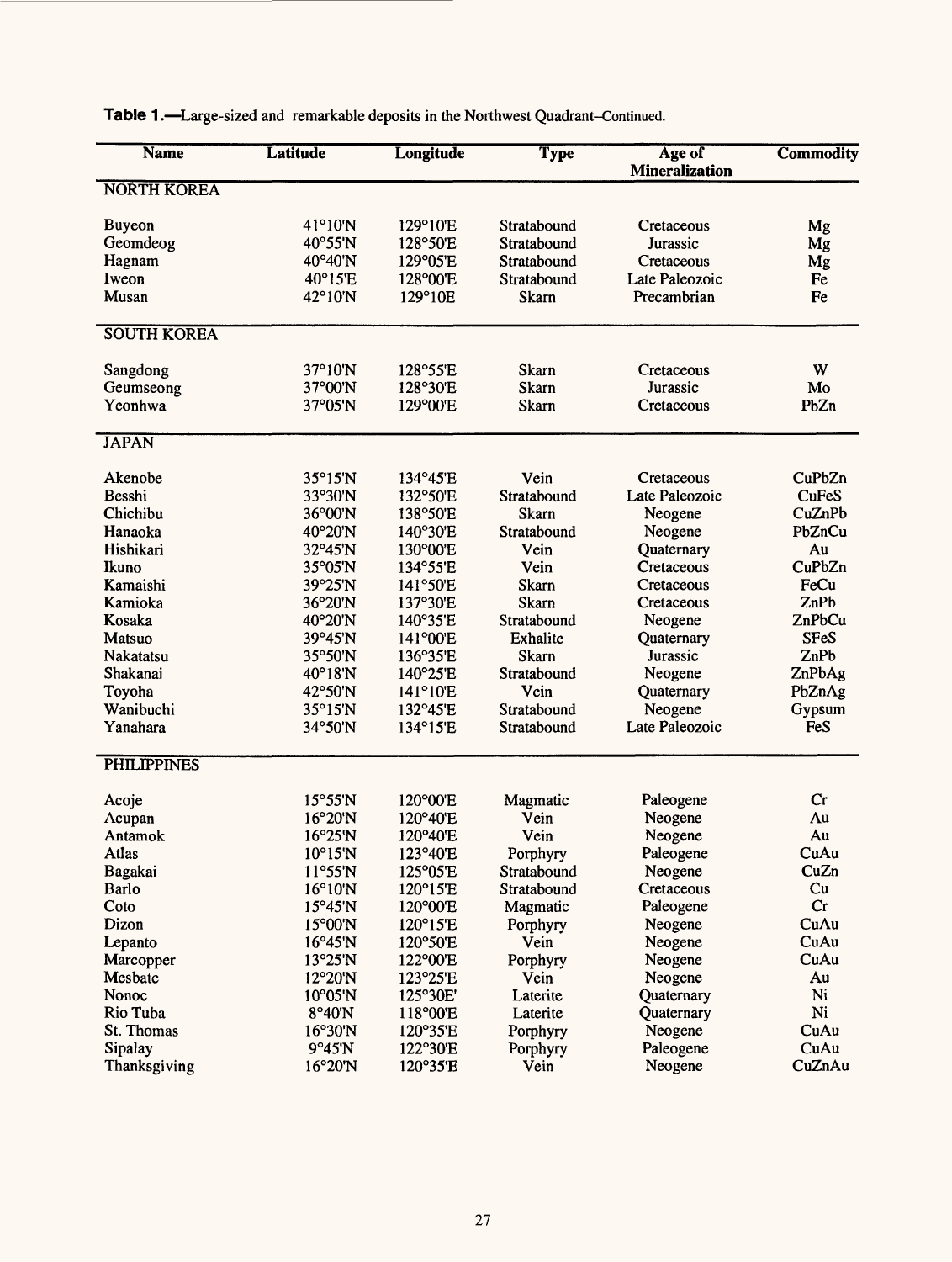**Table 1.**—Large-sized and remarkable deposits in the Northwest Quadrant–Continued.

| Name | Latitude | Longitude | Type | Age of Mineralization | Commodity |
|---|---|---|---|---|---|
| NORTH KOREA | | | | | |
| Buyeon | 41°10'N | 129°10'E | Stratabound | Cretaceous | Mg |
| Geomdeog | 40°55'N | 128°50'E | Stratabound | Jurassic | Mg |
| Hagnam | 40°40'N | 129°05'E | Stratabound | Cretaceous | Mg |
| Iweon | 40°15'E | 128°00'E | Stratabound | Late Paleozoic | Fe |
| Musan | 42°10'N | 129°10E | Skarn | Precambrian | Fe |
| SOUTH KOREA | | | | | |
| Sangdong | 37°10'N | 128°55'E | Skarn | Cretaceous | W |
| Geumseong | 37°00'N | 128°30'E | Skarn | Jurassic | Mo |
| Yeonhwa | 37°05'N | 129°00'E | Skarn | Cretaceous | PbZn |
| JAPAN | | | | | |
| Akenobe | 35°15'N | 134°45'E | Vein | Cretaceous | CuPbZn |
| Besshi | 33°30'N | 132°50'E | Stratabound | Late Paleozoic | CuFeS |
| Chichibu | 36°00'N | 138°50'E | Skarn | Neogene | CuZnPb |
| Hanaoka | 40°20'N | 140°30'E | Stratabound | Neogene | PbZnCu |
| Hishikari | 32°45'N | 130°00'E | Vein | Quaternary | Au |
| Ikuno | 35°05'N | 134°55'E | Vein | Cretaceous | CuPbZn |
| Kamaishi | 39°25'N | 141°50'E | Skarn | Cretaceous | FeCu |
| Kamioka | 36°20'N | 137°30'E | Skarn | Cretaceous | ZnPb |
| Kosaka | 40°20'N | 140°35'E | Stratabound | Neogene | ZnPbCu |
| Matsuo | 39°45'N | 141°00'E | Exhalite | Quaternary | SFeS |
| Nakatatsu | 35°50'N | 136°35'E | Skarn | Jurassic | ZnPb |
| Shakanai | 40°18'N | 140°25'E | Stratabound | Neogene | ZnPbAg |
| Toyoha | 42°50'N | 141°10'E | Vein | Quaternary | PbZnAg |
| Wanibuchi | 35°15'N | 132°45'E | Stratabound | Neogene | Gypsum |
| Yanahara | 34°50'N | 134°15'E | Stratabound | Late Paleozoic | FeS |
| PHILIPPINES | | | | | |
| Acoje | 15°55'N | 120°00'E | Magmatic | Paleogene | Cr |
| Acupan | 16°20'N | 120°40'E | Vein | Neogene | Au |
| Antamok | 16°25'N | 120°40'E | Vein | Neogene | Au |
| Atlas | 10°15'N | 123°40'E | Porphyry | Paleogene | CuAu |
| Bagakai | 11°55'N | 125°05'E | Stratabound | Neogene | CuZn |
| Barlo | 16°10'N | 120°15'E | Stratabound | Cretaceous | Cu |
| Coto | 15°45'N | 120°00'E | Magmatic | Paleogene | Cr |
| Dizon | 15°00'N | 120°15'E | Porphyry | Neogene | CuAu |
| Lepanto | 16°45'N | 120°50'E | Vein | Neogene | CuAu |
| Marcopper | 13°25'N | 122°00'E | Porphyry | Neogene | CuAu |
| Mesbate | 12°20'N | 123°25'E | Vein | Neogene | Au |
| Nonoc | 10°05'N | 125°30E' | Laterite | Quaternary | Ni |
| Rio Tuba | 8°40'N | 118°00'E | Laterite | Quaternary | Ni |
| St. Thomas | 16°30'N | 120°35'E | Porphyry | Neogene | CuAu |
| Sipalay | 9°45'N | 122°30'E | Porphyry | Paleogene | CuAu |
| Thanksgiving | 16°20'N | 120°35'E | Vein | Neogene | CuZnAu |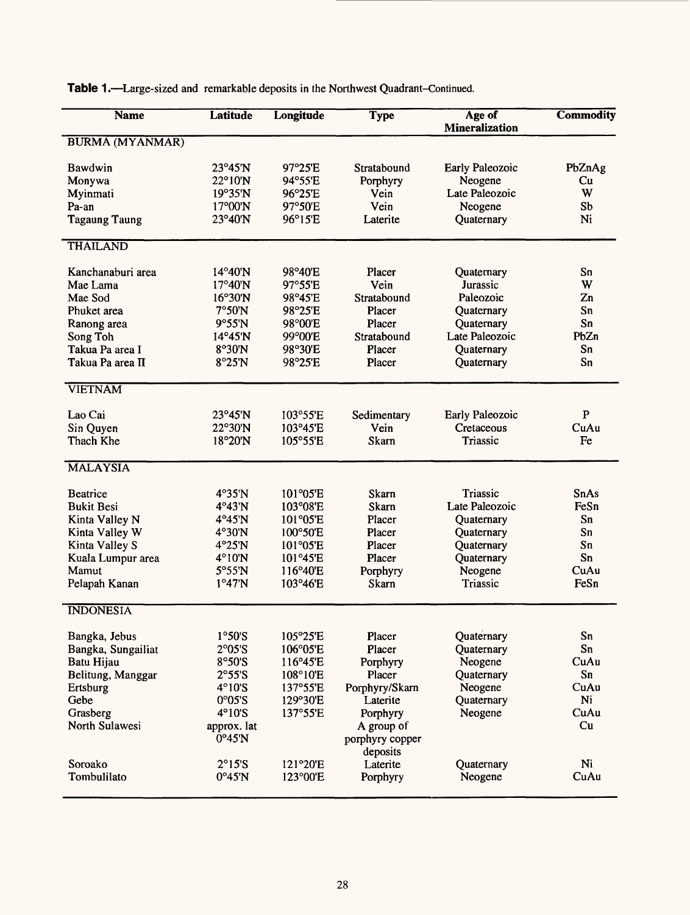**Table 1.**—Large-sized and remarkable deposits in the Northwest Quadrant–Continued.

| Name | Latitude | Longitude | Type | Age of Mineralization | Commodity |
|---|---|---|---|---|---|
| BURMA (MYANMAR) | | | | | |
| Bawdwin | 23°45'N | 97°25'E | Stratabound | Early Paleozoic | PbZnAg |
| Monywa | 22°10'N | 94°55'E | Porphyry | Neogene | Cu |
| Myinmati | 19°35'N | 96°25'E | Vein | Late Paleozoic | W |
| Pa-an | 17°00'N | 97°50'E | Vein | Neogene | Sb |
| Tagaung Taung | 23°40'N | 96°15'E | Laterite | Quaternary | Ni |
| THAILAND | | | | | |
| Kanchanaburi area | 14°40'N | 98°40'E | Placer | Quaternary | Sn |
| Mae Lama | 17°40'N | 97°55'E | Vein | Jurassic | W |
| Mae Sod | 16°30'N | 98°45'E | Stratabound | Paleozoic | Zn |
| Phuket area | 7°50'N | 98°25'E | Placer | Quaternary | Sn |
| Ranong area | 9°55'N | 98°00'E | Placer | Quaternary | Sn |
| Song Toh | 14°45'N | 99°00'E | Stratabound | Late Paleozoic | PbZn |
| Takua Pa area I | 8°30'N | 98°30'E | Placer | Quaternary | Sn |
| Takua Pa area II | 8°25'N | 98°25'E | Placer | Quaternary | Sn |
| VIETNAM | | | | | |
| Lao Cai | 23°45'N | 103°55'E | Sedimentary | Early Paleozoic | P |
| Sin Quyen | 22°30'N | 103°45'E | Vein | Cretaceous | CuAu |
| Thach Khe | 18°20'N | 105°55'E | Skarn | Triassic | Fe |
| MALAYSIA | | | | | |
| Beatrice | 4°35'N | 101°05'E | Skarn | Triassic | SnAs |
| Bukit Besi | 4°43'N | 103°08'E | Skarn | Late Paleozoic | FeSn |
| Kinta Valley N | 4°45'N | 101°05'E | Placer | Quaternary | Sn |
| Kinta Valley W | 4°30'N | 100°50'E | Placer | Quaternary | Sn |
| Kinta Valley S | 4°25'N | 101°05'E | Placer | Quaternary | Sn |
| Kuala Lumpur area | 4°10'N | 101°45'E | Placer | Quaternary | Sn |
| Mamut | 5°55'N | 116°40'E | Porphyry | Neogene | CuAu |
| Pelapah Kanan | 1°47'N | 103°46'E | Skarn | Triassic | FeSn |
| INDONESIA | | | | | |
| Bangka, Jebus | 1°50'S | 105°25'E | Placer | Quaternary | Sn |
| Bangka, Sungailiat | 2°05'S | 106°05'E | Placer | Quaternary | Sn |
| Batu Hijau | 8°50'S | 116°45'E | Porphyry | Neogene | CuAu |
| Belitung, Manggar | 2°55'S | 108°10'E | Placer | Quaternary | Sn |
| Ertsburg | 4°10'S | 137°55'E | Porphyry/Skarn | Neogene | CuAu |
| Gebe | 0°05'S | 129°30'E | Laterite | Quaternary | Ni |
| Grasberg | 4°10'S | 137°55'E | Porphyry | Neogene | CuAu |
| North Sulawesi | approx. lat 0°45'N | | A group of porphyry copper deposits | | Cu |
| Soroako | 2°15'S | 121°20'E | Laterite | Quaternary | Ni |
| Tombulilato | 0°45'N | 123°00'E | Porphyry | Neogene | CuAu |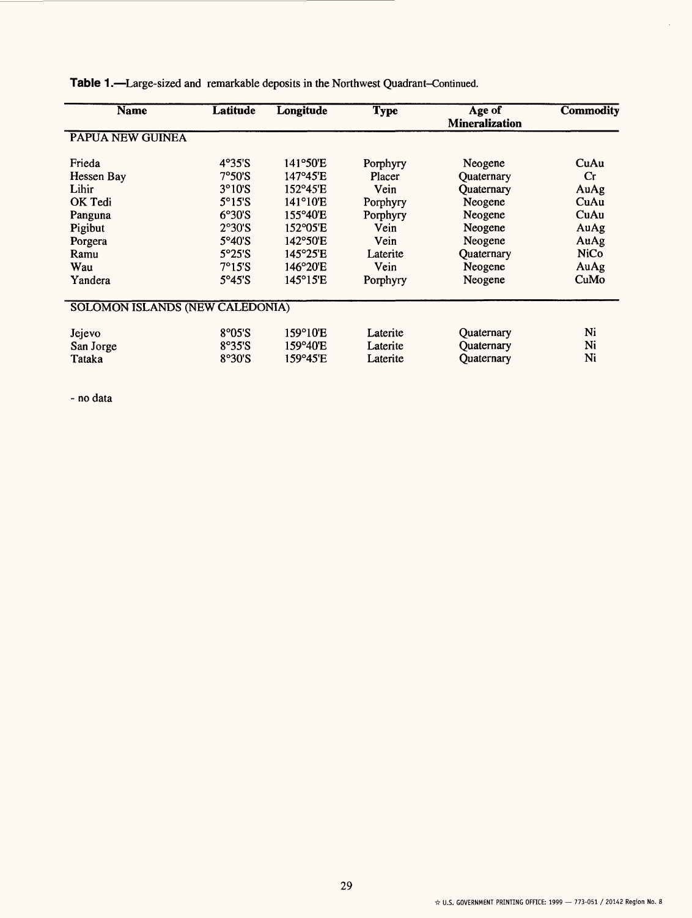**Table 1.**—Large-sized and remarkable deposits in the Northwest Quadrant–Continued.

| Name | Latitude | Longitude | Type | Age of Mineralization | Commodity |
|---|---|---|---|---|---|
| PAPUA NEW GUINEA | | | | | |
| Frieda | 4°35'S | 141°50'E | Porphyry | Neogene | CuAu |
| Hessen Bay | 7°50'S | 147°45'E | Placer | Quaternary | Cr |
| Lihir | 3°10'S | 152°45'E | Vein | Quaternary | AuAg |
| OK Tedi | 5°15'S | 141°10'E | Porphyry | Neogene | CuAu |
| Panguna | 6°30'S | 155°40'E | Porphyry | Neogene | CuAu |
| Pigibut | 2°30'S | 152°05'E | Vein | Neogene | AuAg |
| Porgera | 5°40'S | 142°50'E | Vein | Neogene | AuAg |
| Ramu | 5°25'S | 145°25'E | Laterite | Quaternary | NiCo |
| Wau | 7°15'S | 146°20'E | Vein | Neogene | AuAg |
| Yandera | 5°45'S | 145°15'E | Porphyry | Neogene | CuMo |
| SOLOMON ISLANDS (NEW CALEDONIA) | | | | | |
| Jejevo | 8°05'S | 159°10'E | Laterite | Quaternary | Ni |
| San Jorge | 8°35'S | 159°40'E | Laterite | Quaternary | Ni |
| Tataka | 8°30'S | 159°45'E | Laterite | Quaternary | Ni |

- no data

☆ U.S. GOVERNMENT PRINTING OFFICE: 1999 — 773-051 / 20142 Region No. 8